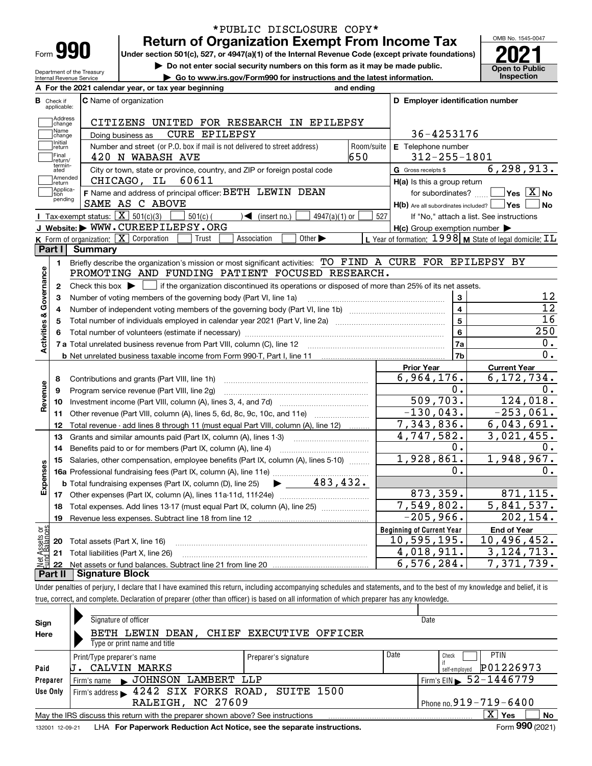\*PUBLIC DISCLOSURE COPY\*

# Form 990 — Return of Organization Exempt From Income Tax

OMB No. 1545-0047

**2021**

**Open to Public Inspection**

Under section 501(c), 527, or 4947(a)(1) of the Internal Revenue Code (except private foundations)

▶ Do not enter social security numbers on this form as it may be made public.

▶ Go to www.irs.gov/Form990 for instructions and the latest information.

Department of the Treasury
Internal Revenue Service

**A** For the 2021 calendar year, or tax year beginning and ending

**B** Check if applicable: Address change, Name change, Initial return, Final return/terminated, Amended return, Application pending

**C** Name of organization: CITIZENS UNITED FOR RESEARCH IN EPILEPSY

Doing business as: CURE EPILEPSY

Number and street (or P.O. box if mail is not delivered to street address): 420 N WABASH AVE — Room/suite: 650

City or town, state or province, country, and ZIP or foreign postal code: CHICAGO, IL 60611

**D** Employer identification number: 36-4253176

**E** Telephone number: 312-255-1801

**G** Gross receipts $ 6,298,913.

**F** Name and address of principal officer: BETH LEWIN DEAN, SAME AS C ABOVE

**H(a)** Is this a group return for subordinates? Yes [ ] No [X]

**H(b)** Are all subordinates included? Yes [ ] No [ ]
If "No," attach a list. See instructions

**H(c)** Group exemption number ▶

**I** Tax-exempt status: [X] 501(c)(3) [ ] 501(c) ( ) ◀ (insert no.) [ ] 4947(a)(1) or [ ] 527

**J** Website: ▶ WWW.CUREEPILEPSY.ORG

**K** Form of organization: [X] Corporation [ ] Trust [ ] Association [ ] Other ▶

**L** Year of formation: 1998 **M** State of legal domicile: IL

## Part I Summary

**Activities & Governance**

1 Briefly describe the organization's mission or most significant activities: TO FIND A CURE FOR EPILEPSY BY PROMOTING AND FUNDING PATIENT FOCUSED RESEARCH.

2 Check this box ▶ [ ] if the organization discontinued its operations or disposed of more than 25% of its net assets.

| | | Line | |
|---|---|---|---|
| 3 | Number of voting members of the governing body (Part VI, line 1a) | 3 | 12 |
| 4 | Number of independent voting members of the governing body (Part VI, line 1b) | 4 | 12 |
| 5 | Total number of individuals employed in calendar year 2021 (Part V, line 2a) | 5 | 16 |
| 6 | Total number of volunteers (estimate if necessary) | 6 | 250 |
| 7a | Total unrelated business revenue from Part VIII, column (C), line 12 | 7a | 0. |
| b | Net unrelated business taxable income from Form 990-T, Part I, line 11 | 7b | 0. |

| | | Prior Year | Current Year |
|---|---|---|---|
| **Revenue** | | | |
| 8 | Contributions and grants (Part VIII, line 1h) | 6,964,176. | 6,172,734. |
| 9 | Program service revenue (Part VIII, line 2g) | 0. | 0. |
| 10 | Investment income (Part VIII, column (A), lines 3, 4, and 7d) | 509,703. | 124,018. |
| 11 | Other revenue (Part VIII, column (A), lines 5, 6d, 8c, 9c, 10c, and 11e) | -130,043. | -253,061. |
| 12 | Total revenue - add lines 8 through 11 (must equal Part VIII, column (A), line 12) | 7,343,836. | 6,043,691. |
| **Expenses** | | | |
| 13 | Grants and similar amounts paid (Part IX, column (A), lines 1-3) | 4,747,582. | 3,021,455. |
| 14 | Benefits paid to or for members (Part IX, column (A), line 4) | 0. | 0. |
| 15 | Salaries, other compensation, employee benefits (Part IX, column (A), lines 5-10) | 1,928,861. | 1,948,967. |
| 16a | Professional fundraising fees (Part IX, column (A), line 11e) | 0. | 0. |
| b | Total fundraising expenses (Part IX, column (D), line 25) ▶ 483,432. | | |
| 17 | Other expenses (Part IX, column (A), lines 11a-11d, 11f-24e) | 873,359. | 871,115. |
| 18 | Total expenses. Add lines 13-17 (must equal Part IX, column (A), line 25) | 7,549,802. | 5,841,537. |
| 19 | Revenue less expenses. Subtract line 18 from line 12 | -205,966. | 202,154. |

| **Net Assets or Fund Balances** | | Beginning of Current Year | End of Year |
|---|---|---|---|
| 20 | Total assets (Part X, line 16) | 10,595,195. | 10,496,452. |
| 21 | Total liabilities (Part X, line 26) | 4,018,911. | 3,124,713. |
| 22 | Net assets or fund balances. Subtract line 21 from line 20 | 6,576,284. | 7,371,739. |

## Part II Signature Block

Under penalties of perjury, I declare that I have examined this return, including accompanying schedules and statements, and to the best of my knowledge and belief, it is true, correct, and complete. Declaration of preparer (other than officer) is based on all information of which preparer has any knowledge.

**Sign Here**

Signature of officer — Date

BETH LEWIN DEAN, CHIEF EXECUTIVE OFFICER
Type or print name and title

**Paid Preparer Use Only**

| Print/Type preparer's name | Preparer's signature | Date | Check [ ] if self-employed | PTIN |
|---|---|---|---|---|
| J. CALVIN MARKS | | | | P01226973 |

Firm's name ▶ JOHNSON LAMBERT LLP — Firm's EIN ▶ 52-1446779

Firm's address ▶ 4242 SIX FORKS ROAD, SUITE 1500, RALEIGH, NC 27609 — Phone no. 919-719-6400

May the IRS discuss this return with the preparer shown above? See instructions [X] Yes [ ] No

132001 12-09-21 LHA For Paperwork Reduction Act Notice, see the separate instructions. Form **990** (2021)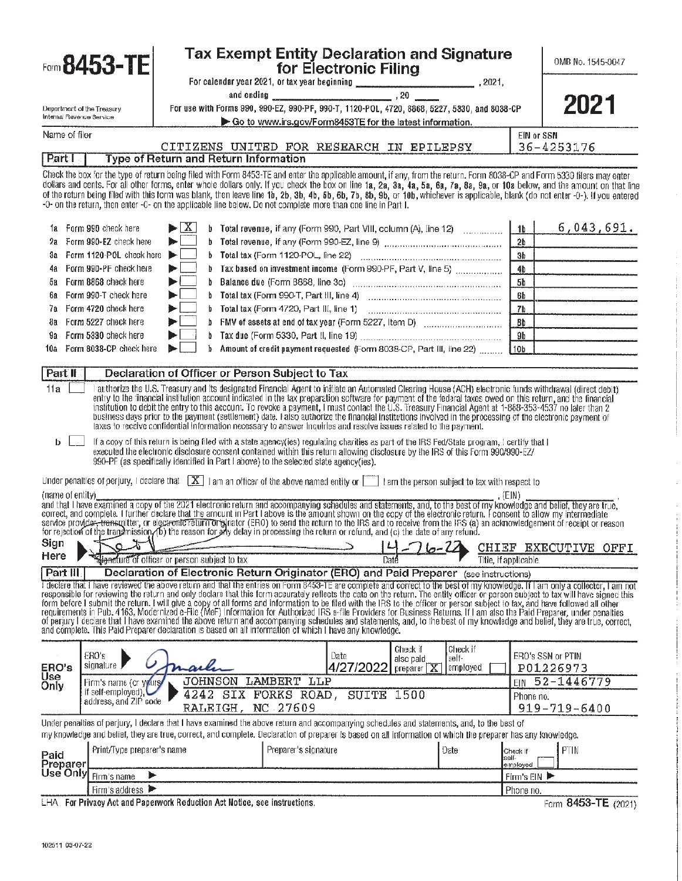# Form 8453-TE

## Tax Exempt Entity Declaration and Signature for Electronic Filing

For calendar year 2021, or tax year beginning ____________, 2021, and ending ____________, 20 ____

For use with Forms 990, 990-EZ, 990-PF, 990-T, 1120-POL, 4720, 8868, 5227, 5330, and 8038-CP

▶ Go to www.irs.gov/Form8453TE for the latest information.

Department of the Treasury
Internal Revenue Service

OMB No. 1545-0047

**2021**

Name of filer: CITIZENS UNITED FOR RESEARCH IN EPILEPSY

EIN or SSN: 36-4253176

### Part I Type of Return and Return Information

Check the box for the type of return being filed with Form 8453-TE and enter the applicable amount, if any, from the return. Form 8038-CP and Form 5330 filers may enter dollars and cents. For all other forms, enter whole dollars only. If you check the box on line 1a, 2a, 3a, 4a, 5a, 6a, 7a, 8a, 9a, or 10a below, and the amount on that line of the return being filed with this form was blank, then leave line 1b, 2b, 3b, 4b, 5b, 6b, 7b, 8b, 9b, or 10b, whichever is applicable, blank (do not enter -0-). If you entered -0- on the return, then enter -0- on the applicable line below. Do not complete more than one line in Part I.

| | | | | | |
|---|---|---|---|---|---|
| 1a | Form 990 check here ▶ [X] | b | Total revenue, if any (Form 990, Part VIII, column (A), line 12) | 1b | 6,043,691. |
| 2a | Form 990-EZ check here ▶ [ ] | b | Total revenue, if any (Form 990-EZ, line 9) | 2b | |
| 3a | Form 1120-POL check here ▶ [ ] | b | Total tax (Form 1120-POL, line 22) | 3b | |
| 4a | Form 990-PF check here ▶ [ ] | b | Tax based on investment income (Form 990-PF, Part V, line 5) | 4b | |
| 5a | Form 8868 check here ▶ [ ] | b | Balance due (Form 8868, line 3c) | 5b | |
| 6a | Form 990-T check here ▶ [ ] | b | Total tax (Form 990-T, Part III, line 4) | 6b | |
| 7a | Form 4720 check here ▶ [ ] | b | Total tax (Form 4720, Part III, line 1) | 7b | |
| 8a | Form 5227 check here ▶ [ ] | b | FMV of assets at end of tax year (Form 5227, Item D) | 8b | |
| 9a | Form 5330 check here ▶ [ ] | b | Tax due (Form 5330, Part II, line 19) | 9b | |
| 10a | Form 8038-CP check here ▶ [ ] | b | Amount of credit payment requested (Form 8038-CP, Part III, line 22) | 10b | |

### Part II Declaration of Officer or Person Subject to Tax

11a [ ] I authorize the U.S. Treasury and its designated Financial Agent to initiate an Automated Clearing House (ACH) electronic funds withdrawal (direct debit) entry to the financial institution account indicated in the tax preparation software for payment of the federal taxes owed on this return, and the financial institution to debit the entry to this account. To revoke a payment, I must contact the U.S. Treasury Financial Agent at 1-888-353-4537 no later than 2 business days prior to the payment (settlement) date. I also authorize the financial institutions involved in the processing of the electronic payment of taxes to receive confidential information necessary to answer inquiries and resolve issues related to the payment.

b [ ] If a copy of this return is being filed with a state agency(ies) regulating charities as part of the IRS Fed/State program, I certify that I executed the electronic disclosure consent contained within this return allowing disclosure by the IRS of this Form 990/990-EZ/990-PF (as specifically identified in Part I above) to the selected state agency(ies).

Under penalties of perjury, I declare that [X] I am an officer of the above named entity or [ ] I am the person subject to tax with respect to (name of entity) ____________, (EIN) ____________ and that I have examined a copy of the 2021 electronic return and accompanying schedules and statements, and, to the best of my knowledge and belief, they are true, correct, and complete. I further declare that the amount in Part I above is the amount shown on the copy of the electronic return. I consent to allow my intermediate service provider, transmitter, or electronic return originator (ERO) to send the return to the IRS and to receive from the IRS (a) an acknowledgement of receipt or reason for rejection of the transmission, (b) the reason for any delay in processing the return or refund, and (c) the date of any refund.

Sign Here: [signature] Signature of officer or person subject to tax | Date: 4-26-22 | Title, if applicable: CHIEF EXECUTIVE OFFI

### Part III Declaration of Electronic Return Originator (ERO) and Paid Preparer (see instructions)

I declare that I have reviewed the above return and that the entries on Form 8453-TE are complete and correct to the best of my knowledge. If I am only a collector, I am not responsible for reviewing the return and only declare that this form accurately reflects the data on the return. The entity officer or person subject to tax will have signed this form before I submit the return. I will give a copy of all forms and information to be filed with the IRS to the officer or person subject to tax, and have followed all other requirements in Pub. 4163, Modernized e-File (MeF) Information for Authorized IRS e-file Providers for Business Returns. If I am also the Paid Preparer, under penalties of perjury I declare that I have examined the above return and accompanying schedules and statements, and, to the best of my knowledge and belief, they are true, correct, and complete. This Paid Preparer declaration is based on all information of which I have any knowledge.

| ERO's Use Only | | | | | |
|---|---|---|---|---|---|
| ERO's signature | [signature] | Date 4/27/2022 | Check if also paid preparer [X] | Check if self-employed [ ] | ERO's SSN or PTIN P01226973 |
| Firm's name (or yours if self-employed), address, and ZIP code | JOHNSON LAMBERT LLP | | | | EIN 52-1446779 |
| | 4242 SIX FORKS ROAD, SUITE 1500 RALEIGH, NC 27609 | | | | Phone no. 919-719-6400 |

Under penalties of perjury, I declare that I have examined the above return and accompanying schedules and statements, and, to the best of my knowledge and belief, they are true, correct, and complete. Declaration of preparer is based on all information of which the preparer has any knowledge.

| Paid Preparer Use Only | | | | |
|---|---|---|---|---|
| Print/Type preparer's name | Preparer's signature | Date | Check if self-employed [ ] | PTIN |
| Firm's name ▶ | | | Firm's EIN ▶ | |
| Firm's address ▶ | | | Phone no. | |

LHA For Privacy Act and Paperwork Reduction Act Notice, see instructions.

Form **8453-TE** (2021)

102511 03-07-22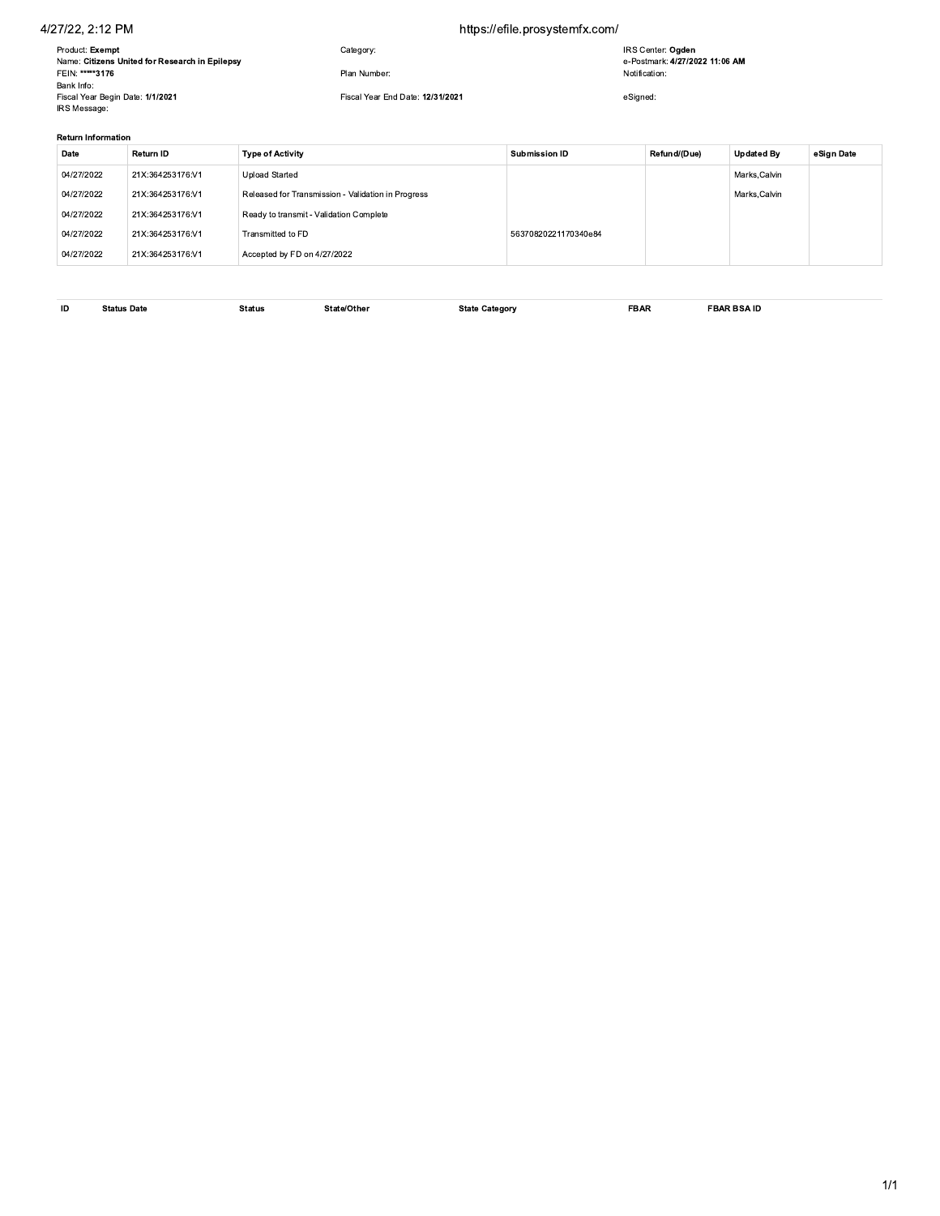Product: **Exempt**
Name: **Citizens United for Research in Epilepsy**
FEIN: *****3176
Bank Info:
Fiscal Year Begin Date: **1/1/2021**
IRS Message:

Category:

Plan Number:

Fiscal Year End Date: **12/31/2021**

IRS Center: **Ogden**
e-Postmark: **4/27/2022 11:06 AM**
Notification:

eSigned:

**Return Information**

| Date | Return ID | Type of Activity | Submission ID | Refund/(Due) | Updated By | eSign Date |
|---|---|---|---|---|---|---|
| 04/27/2022 | 21X:364253176:V1 | Upload Started | | | Marks,Calvin | |
| 04/27/2022 | 21X:364253176:V1 | Released for Transmission - Validation in Progress | | | Marks,Calvin | |
| 04/27/2022 | 21X:364253176:V1 | Ready to transmit - Validation Complete | | | | |
| 04/27/2022 | 21X:364253176:V1 | Transmitted to FD | 56370820221170340e84 | | | |
| 04/27/2022 | 21X:364253176:V1 | Accepted by FD on 4/27/2022 | | | | |

| ID | Status Date | Status | State/Other | State Category | FBAR | FBAR BSA ID |
|---|---|---|---|---|---|---|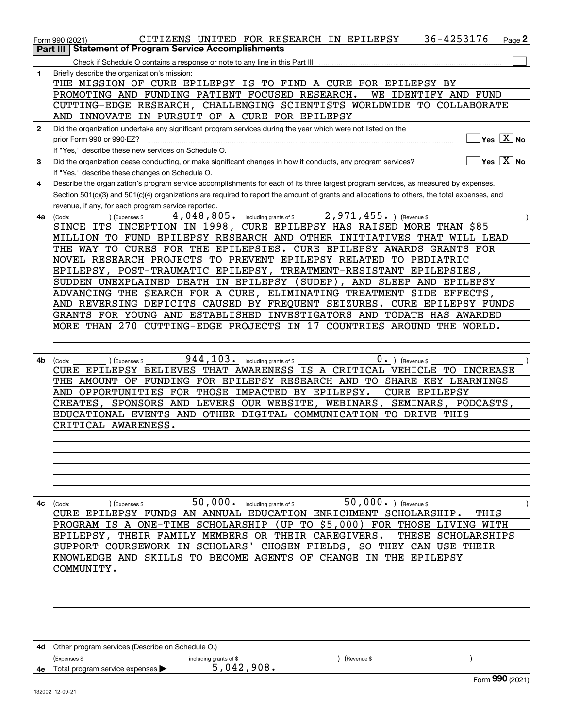Form 990 (2021) CITIZENS UNITED FOR RESEARCH IN EPILEPSY 36-4253176 Page 2

**Part III | Statement of Program Service Accomplishments**

Check if Schedule O contains a response or note to any line in this Part III

**1** Briefly describe the organization's mission:

THE MISSION OF CURE EPILEPSY IS TO FIND A CURE FOR EPILEPSY BY PROMOTING AND FUNDING PATIENT FOCUSED RESEARCH. WE IDENTIFY AND FUND CUTTING-EDGE RESEARCH, CHALLENGING SCIENTISTS WORLDWIDE TO COLLABORATE AND INNOVATE IN PURSUIT OF A CURE FOR EPILEPSY

**2** Did the organization undertake any significant program services during the year which were not listed on the prior Form 990 or 990-EZ? Yes [X] No

If "Yes," describe these new services on Schedule O.

**3** Did the organization cease conducting, or make significant changes in how it conducts, any program services? Yes [X] No

If "Yes," describe these changes on Schedule O.

**4** Describe the organization's program service accomplishments for each of its three largest program services, as measured by expenses. Section 501(c)(3) and 501(c)(4) organizations are required to report the amount of grants and allocations to others, the total expenses, and revenue, if any, for each program service reported.

**4a** (Code: ) (Expenses $ 4,048,805. including grants of $ 2,971,455. ) (Revenue $ )

SINCE ITS INCEPTION IN 1998, CURE EPILEPSY HAS RAISED MORE THAN $85 MILLION TO FUND EPILEPSY RESEARCH AND OTHER INITIATIVES THAT WILL LEAD THE WAY TO CURES FOR THE EPILEPSIES. CURE EPILEPSY AWARDS GRANTS FOR NOVEL RESEARCH PROJECTS TO PREVENT EPILEPSY RELATED TO PEDIATRIC EPILEPSY, POST-TRAUMATIC EPILEPSY, TREATMENT-RESISTANT EPILEPSIES, SUDDEN UNEXPLAINED DEATH IN EPILEPSY (SUDEP), AND SLEEP AND EPILEPSY ADVANCING THE SEARCH FOR A CURE, ELIMINATING TREATMENT SIDE EFFECTS, AND REVERSING DEFICITS CAUSED BY FREQUENT SEIZURES. CURE EPILEPSY FUNDS GRANTS FOR YOUNG AND ESTABLISHED INVESTIGATORS AND TODATE HAS AWARDED MORE THAN 270 CUTTING-EDGE PROJECTS IN 17 COUNTRIES AROUND THE WORLD.

**4b** (Code: ) (Expenses $ 944,103. including grants of $ 0. ) (Revenue $ )

CURE EPILEPSY BELIEVES THAT AWARENESS IS A CRITICAL VEHICLE TO INCREASE THE AMOUNT OF FUNDING FOR EPILEPSY RESEARCH AND TO SHARE KEY LEARNINGS AND OPPORTUNITIES FOR THOSE IMPACTED BY EPILEPSY. CURE EPILEPSY CREATES, SPONSORS AND LEVERS OUR WEBSITE, WEBINARS, SEMINARS, PODCASTS, EDUCATIONAL EVENTS AND OTHER DIGITAL COMMUNICATION TO DRIVE THIS CRITICAL AWARENESS.

**4c** (Code: ) (Expenses $ 50,000. including grants of $ 50,000. ) (Revenue $ )

CURE EPILEPSY FUNDS AN ANNUAL EDUCATION ENRICHMENT SCHOLARSHIP. THIS PROGRAM IS A ONE-TIME SCHOLARSHIP (UP TO $5,000) FOR THOSE LIVING WITH EPILEPSY, THEIR FAMILY MEMBERS OR THEIR CAREGIVERS. THESE SCHOLARSHIPS SUPPORT COURSEWORK IN SCHOLARS' CHOSEN FIELDS, SO THEY CAN USE THEIR KNOWLEDGE AND SKILLS TO BECOME AGENTS OF CHANGE IN THE EPILEPSY COMMUNITY.

**4d** Other program services (Describe on Schedule O.)

(Expenses $ including grants of $ ) (Revenue $ )

**4e** Total program service expenses ▶ 5,042,908.

Form **990** (2021)

132002 12-09-21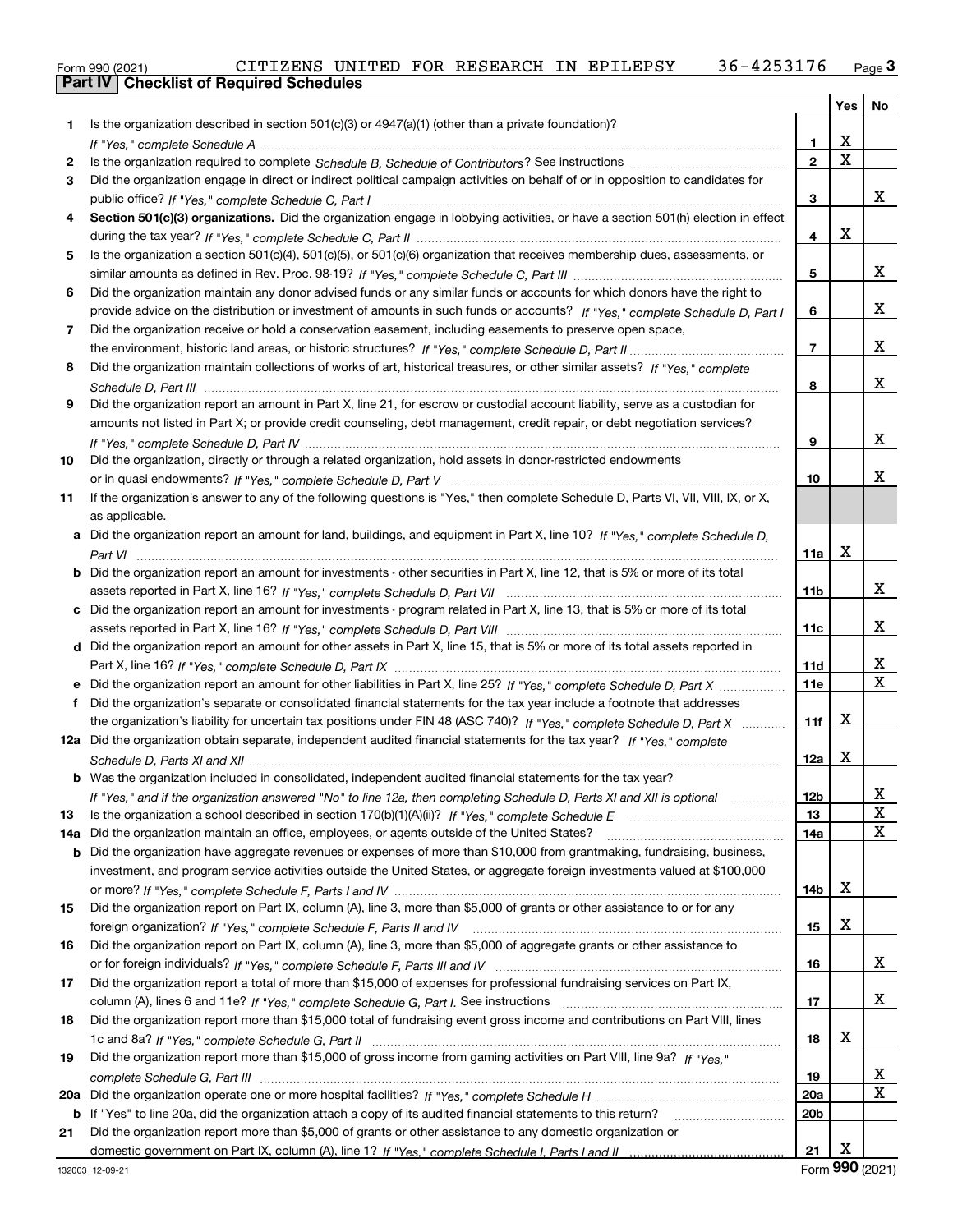Form 990 (2021) CITIZENS UNITED FOR RESEARCH IN EPILEPSY 36-4253176

## Part IV | Checklist of Required Schedules

| | | | Yes | No |
|---|---|---|---|---|
| 1 | Is the organization described in section 501(c)(3) or 4947(a)(1) (other than a private foundation)? *If "Yes," complete Schedule A* | 1 | X | |
| 2 | Is the organization required to complete *Schedule B, Schedule of Contributors*? See instructions | 2 | X | |
| 3 | Did the organization engage in direct or indirect political campaign activities on behalf of or in opposition to candidates for public office? *If "Yes," complete Schedule C, Part I* | 3 | | X |
| 4 | **Section 501(c)(3) organizations.** Did the organization engage in lobbying activities, or have a section 501(h) election in effect during the tax year? *If "Yes," complete Schedule C, Part II* | 4 | X | |
| 5 | Is the organization a section 501(c)(4), 501(c)(5), or 501(c)(6) organization that receives membership dues, assessments, or similar amounts as defined in Rev. Proc. 98-19? *If "Yes," complete Schedule C, Part III* | 5 | | X |
| 6 | Did the organization maintain any donor advised funds or any similar funds or accounts for which donors have the right to provide advice on the distribution or investment of amounts in such funds or accounts? *If "Yes," complete Schedule D, Part I* | 6 | | X |
| 7 | Did the organization receive or hold a conservation easement, including easements to preserve open space, the environment, historic land areas, or historic structures? *If "Yes," complete Schedule D, Part II* | 7 | | X |
| 8 | Did the organization maintain collections of works of art, historical treasures, or other similar assets? *If "Yes," complete Schedule D, Part III* | 8 | | X |
| 9 | Did the organization report an amount in Part X, line 21, for escrow or custodial account liability, serve as a custodian for amounts not listed in Part X; or provide credit counseling, debt management, credit repair, or debt negotiation services? *If "Yes," complete Schedule D, Part IV* | 9 | | X |
| 10 | Did the organization, directly or through a related organization, hold assets in donor-restricted endowments or in quasi endowments? *If "Yes," complete Schedule D, Part V* | 10 | | X |
| 11 | If the organization's answer to any of the following questions is "Yes," then complete Schedule D, Parts VI, VII, VIII, IX, or X, as applicable. | | | |
| a | Did the organization report an amount for land, buildings, and equipment in Part X, line 10? *If "Yes," complete Schedule D, Part VI* | 11a | X | |
| b | Did the organization report an amount for investments - other securities in Part X, line 12, that is 5% or more of its total assets reported in Part X, line 16? *If "Yes," complete Schedule D, Part VII* | 11b | | X |
| c | Did the organization report an amount for investments - program related in Part X, line 13, that is 5% or more of its total assets reported in Part X, line 16? *If "Yes," complete Schedule D, Part VIII* | 11c | | X |
| d | Did the organization report an amount for other assets in Part X, line 15, that is 5% or more of its total assets reported in Part X, line 16? *If "Yes," complete Schedule D, Part IX* | 11d | | X |
| e | Did the organization report an amount for other liabilities in Part X, line 25? *If "Yes," complete Schedule D, Part X* | 11e | | X |
| f | Did the organization's separate or consolidated financial statements for the tax year include a footnote that addresses the organization's liability for uncertain tax positions under FIN 48 (ASC 740)? *If "Yes," complete Schedule D, Part X* | 11f | X | |
| 12a | Did the organization obtain separate, independent audited financial statements for the tax year? *If "Yes," complete Schedule D, Parts XI and XII* | 12a | X | |
| b | Was the organization included in consolidated, independent audited financial statements for the tax year? *If "Yes," and if the organization answered "No" to line 12a, then completing Schedule D, Parts XI and XII is optional* | 12b | | X |
| 13 | Is the organization a school described in section 170(b)(1)(A)(ii)? *If "Yes," complete Schedule E* | 13 | | X |
| 14a | Did the organization maintain an office, employees, or agents outside of the United States? | 14a | | X |
| b | Did the organization have aggregate revenues or expenses of more than $10,000 from grantmaking, fundraising, business, investment, and program service activities outside the United States, or aggregate foreign investments valued at $100,000 or more? *If "Yes," complete Schedule F, Parts I and IV* | 14b | X | |
| 15 | Did the organization report on Part IX, column (A), line 3, more than $5,000 of grants or other assistance to or for any foreign organization? *If "Yes," complete Schedule F, Parts II and IV* | 15 | X | |
| 16 | Did the organization report on Part IX, column (A), line 3, more than $5,000 of aggregate grants or other assistance to or for foreign individuals? *If "Yes," complete Schedule F, Parts III and IV* | 16 | | X |
| 17 | Did the organization report a total of more than $15,000 of expenses for professional fundraising services on Part IX, column (A), lines 6 and 11e? *If "Yes," complete Schedule G, Part I.* See instructions | 17 | | X |
| 18 | Did the organization report more than $15,000 total of fundraising event gross income and contributions on Part VIII, lines 1c and 8a? *If "Yes," complete Schedule G, Part II* | 18 | X | |
| 19 | Did the organization report more than $15,000 of gross income from gaming activities on Part VIII, line 9a? *If "Yes," complete Schedule G, Part III* | 19 | | X |
| 20a | Did the organization operate one or more hospital facilities? *If "Yes," complete Schedule H* | 20a | | X |
| b | If "Yes" to line 20a, did the organization attach a copy of its audited financial statements to this return? | 20b | | |
| 21 | Did the organization report more than $5,000 of grants or other assistance to any domestic organization or domestic government on Part IX, column (A), line 1? *If "Yes," complete Schedule I, Parts I and II* | 21 | X | |

Form **990** (2021)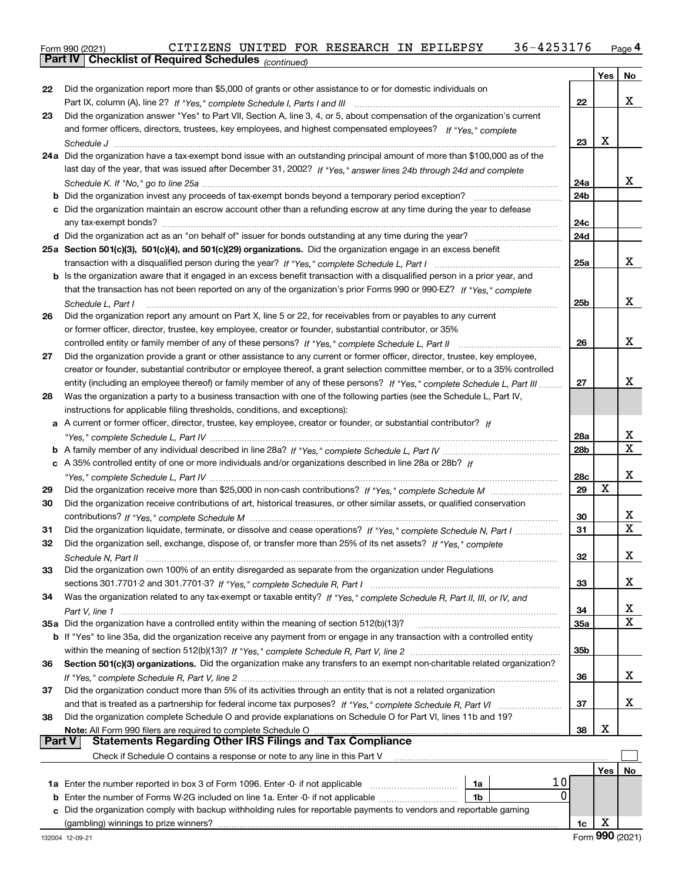Form 990 (2021) CITIZENS UNITED FOR RESEARCH IN EPILEPSY 36-4253176

## Part IV Checklist of Required Schedules *(continued)*

| | | Line | Yes | No |
|---|---|---|---|---|
| 22 | Did the organization report more than $5,000 of grants or other assistance to or for domestic individuals on Part IX, column (A), line 2? *If "Yes," complete Schedule I, Parts I and III* | 22 | | X |
| 23 | Did the organization answer "Yes" to Part VII, Section A, line 3, 4, or 5, about compensation of the organization's current and former officers, directors, trustees, key employees, and highest compensated employees? *If "Yes," complete Schedule J* | 23 | X | |
| 24a | Did the organization have a tax-exempt bond issue with an outstanding principal amount of more than $100,000 as of the last day of the year, that was issued after December 31, 2002? *If "Yes," answer lines 24b through 24d and complete Schedule K. If "No," go to line 25a* | 24a | | X |
| b | Did the organization invest any proceeds of tax-exempt bonds beyond a temporary period exception? | 24b | | |
| c | Did the organization maintain an escrow account other than a refunding escrow at any time during the year to defease any tax-exempt bonds? | 24c | | |
| d | Did the organization act as an "on behalf of" issuer for bonds outstanding at any time during the year? | 24d | | |
| 25a | **Section 501(c)(3), 501(c)(4), and 501(c)(29) organizations.** Did the organization engage in an excess benefit transaction with a disqualified person during the year? *If "Yes," complete Schedule L, Part I* | 25a | | X |
| b | Is the organization aware that it engaged in an excess benefit transaction with a disqualified person in a prior year, and that the transaction has not been reported on any of the organization's prior Forms 990 or 990-EZ? *If "Yes," complete Schedule L, Part I* | 25b | | X |
| 26 | Did the organization report any amount on Part X, line 5 or 22, for receivables from or payables to any current or former officer, director, trustee, key employee, creator or founder, substantial contributor, or 35% controlled entity or family member of any of these persons? *If "Yes," complete Schedule L, Part II* | 26 | | X |
| 27 | Did the organization provide a grant or other assistance to any current or former officer, director, trustee, key employee, creator or founder, substantial contributor or employee thereof, a grant selection committee member, or to a 35% controlled entity (including an employee thereof) or family member of any of these persons? *If "Yes," complete Schedule L, Part III* | 27 | | X |
| 28 | Was the organization a party to a business transaction with one of the following parties (see the Schedule L, Part IV, instructions for applicable filing thresholds, conditions, and exceptions): | | | |
| a | A current or former officer, director, trustee, key employee, creator or founder, or substantial contributor? *If "Yes," complete Schedule L, Part IV* | 28a | | X |
| b | A family member of any individual described in line 28a? *If "Yes," complete Schedule L, Part IV* | 28b | | X |
| c | A 35% controlled entity of one or more individuals and/or organizations described in line 28a or 28b? *If "Yes," complete Schedule L, Part IV* | 28c | | X |
| 29 | Did the organization receive more than $25,000 in non-cash contributions? *If "Yes," complete Schedule M* | 29 | X | |
| 30 | Did the organization receive contributions of art, historical treasures, or other similar assets, or qualified conservation contributions? *If "Yes," complete Schedule M* | 30 | | X |
| 31 | Did the organization liquidate, terminate, or dissolve and cease operations? *If "Yes," complete Schedule N, Part I* | 31 | | X |
| 32 | Did the organization sell, exchange, dispose of, or transfer more than 25% of its net assets? *If "Yes," complete Schedule N, Part II* | 32 | | X |
| 33 | Did the organization own 100% of an entity disregarded as separate from the organization under Regulations sections 301.7701-2 and 301.7701-3? *If "Yes," complete Schedule R, Part I* | 33 | | X |
| 34 | Was the organization related to any tax-exempt or taxable entity? *If "Yes," complete Schedule R, Part II, III, or IV, and Part V, line 1* | 34 | | X |
| 35a | Did the organization have a controlled entity within the meaning of section 512(b)(13)? | 35a | | X |
| b | If "Yes" to line 35a, did the organization receive any payment from or engage in any transaction with a controlled entity within the meaning of section 512(b)(13)? *If "Yes," complete Schedule R, Part V, line 2* | 35b | | |
| 36 | **Section 501(c)(3) organizations.** Did the organization make any transfers to an exempt non-charitable related organization? *If "Yes," complete Schedule R, Part V, line 2* | 36 | | X |
| 37 | Did the organization conduct more than 5% of its activities through an entity that is not a related organization and that is treated as a partnership for federal income tax purposes? *If "Yes," complete Schedule R, Part VI* | 37 | | X |
| 38 | Did the organization complete Schedule O and provide explanations on Schedule O for Part VI, lines 11b and 19? **Note:** All Form 990 filers are required to complete Schedule O | 38 | X | |

## Part V Statements Regarding Other IRS Filings and Tax Compliance

Check if Schedule O contains a response or note to any line in this Part V ☐

| | | | | | Yes | No |
|---|---|---|---|---|---|---|
| 1a | Enter the number reported in box 3 of Form 1096. Enter -0- if not applicable | 1a | 10 | | | |
| b | Enter the number of Forms W-2G included on line 1a. Enter -0- if not applicable | 1b | 0 | | | |
| c | Did the organization comply with backup withholding rules for reportable payments to vendors and reportable gaming (gambling) winnings to prize winners? | | | 1c | X | |

132004 12-09-21 Form **990** (2021)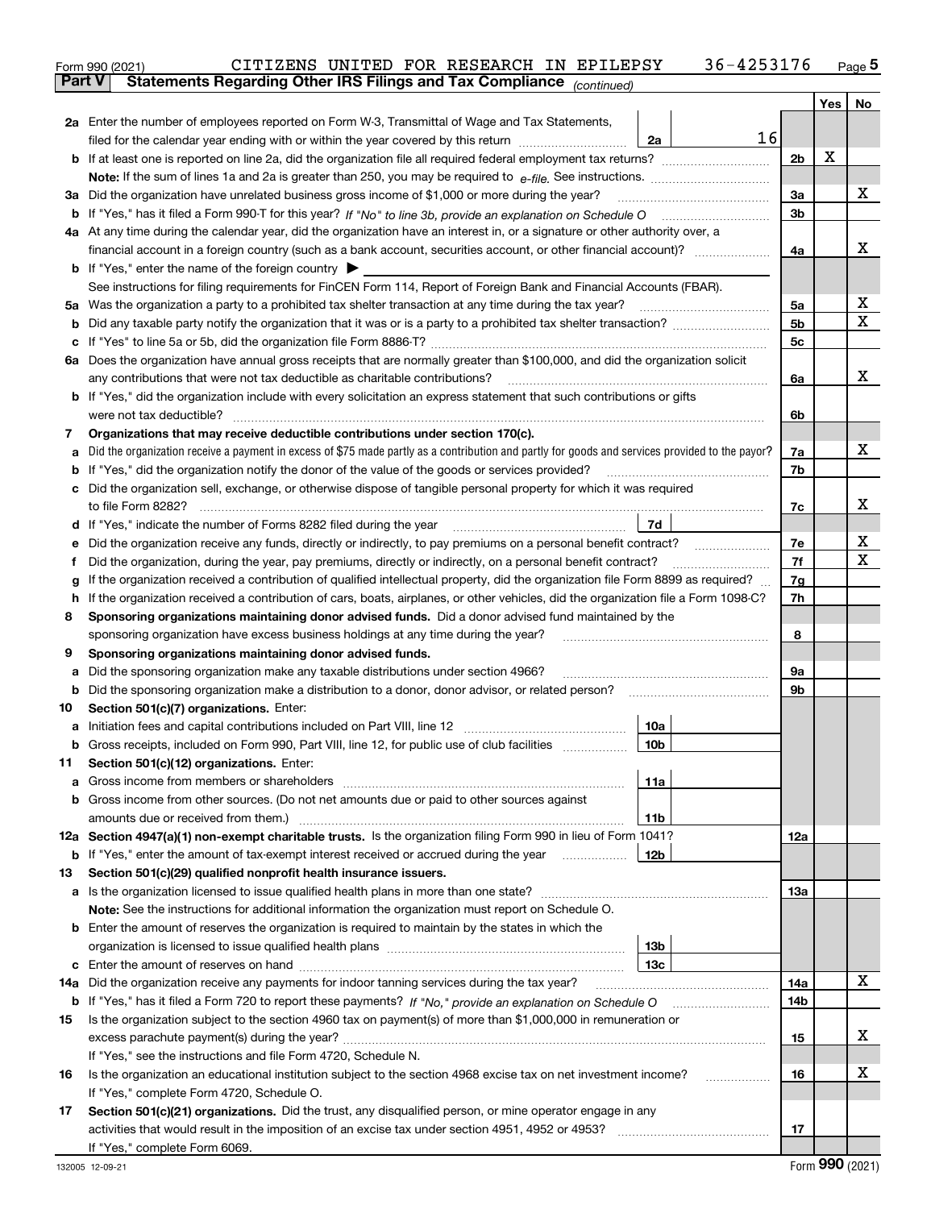Form 990 (2021) CITIZENS UNITED FOR RESEARCH IN EPILEPSY 36-4253176 Page 5

**Part V Statements Regarding Other IRS Filings and Tax Compliance** *(continued)*

| | | | | | Yes | No |
|---|---|---|---|---|---|---|
| **2a** | Enter the number of employees reported on Form W-3, Transmittal of Wage and Tax Statements, filed for the calendar year ending with or within the year covered by this return | 2a | 16 | | | |
| **b** | If at least one is reported on line 2a, did the organization file all required federal employment tax returns? | | | 2b | X | |
| | **Note:** If the sum of lines 1a and 2a is greater than 250, you may be required to *e-file*. See instructions. | | | | | |
| **3a** | Did the organization have unrelated business gross income of $1,000 or more during the year? | | | 3a | | X |
| **b** | If "Yes," has it filed a Form 990-T for this year? *If "No" to line 3b, provide an explanation on Schedule O* | | | 3b | | |
| **4a** | At any time during the calendar year, did the organization have an interest in, or a signature or other authority over, a financial account in a foreign country (such as a bank account, securities account, or other financial account)? | | | 4a | | X |
| **b** | If "Yes," enter the name of the foreign country ▶ | | | | | |
| | See instructions for filing requirements for FinCEN Form 114, Report of Foreign Bank and Financial Accounts (FBAR). | | | | | |
| **5a** | Was the organization a party to a prohibited tax shelter transaction at any time during the tax year? | | | 5a | | X |
| **b** | Did any taxable party notify the organization that it was or is a party to a prohibited tax shelter transaction? | | | 5b | | X |
| **c** | If "Yes" to line 5a or 5b, did the organization file Form 8886-T? | | | 5c | | |
| **6a** | Does the organization have annual gross receipts that are normally greater than $100,000, and did the organization solicit any contributions that were not tax deductible as charitable contributions? | | | 6a | | X |
| **b** | If "Yes," did the organization include with every solicitation an express statement that such contributions or gifts were not tax deductible? | | | 6b | | |
| **7** | **Organizations that may receive deductible contributions under section 170(c).** | | | | | |
| **a** | Did the organization receive a payment in excess of $75 made partly as a contribution and partly for goods and services provided to the payor? | | | 7a | | X |
| **b** | If "Yes," did the organization notify the donor of the value of the goods or services provided? | | | 7b | | |
| **c** | Did the organization sell, exchange, or otherwise dispose of tangible personal property for which it was required to file Form 8282? | | | 7c | | X |
| **d** | If "Yes," indicate the number of Forms 8282 filed during the year | 7d | | | | |
| **e** | Did the organization receive any funds, directly or indirectly, to pay premiums on a personal benefit contract? | | | 7e | | X |
| **f** | Did the organization, during the year, pay premiums, directly or indirectly, on a personal benefit contract? | | | 7f | | X |
| **g** | If the organization received a contribution of qualified intellectual property, did the organization file Form 8899 as required? | | | 7g | | |
| **h** | If the organization received a contribution of cars, boats, airplanes, or other vehicles, did the organization file a Form 1098-C? | | | 7h | | |
| **8** | **Sponsoring organizations maintaining donor advised funds.** Did a donor advised fund maintained by the sponsoring organization have excess business holdings at any time during the year? | | | 8 | | |
| **9** | **Sponsoring organizations maintaining donor advised funds.** | | | | | |
| **a** | Did the sponsoring organization make any taxable distributions under section 4966? | | | 9a | | |
| **b** | Did the sponsoring organization make a distribution to a donor, donor advisor, or related person? | | | 9b | | |
| **10** | **Section 501(c)(7) organizations.** Enter: | | | | | |
| **a** | Initiation fees and capital contributions included on Part VIII, line 12 | 10a | | | | |
| **b** | Gross receipts, included on Form 990, Part VIII, line 12, for public use of club facilities | 10b | | | | |
| **11** | **Section 501(c)(12) organizations.** Enter: | | | | | |
| **a** | Gross income from members or shareholders | 11a | | | | |
| **b** | Gross income from other sources. (Do not net amounts due or paid to other sources against amounts due or received from them.) | 11b | | | | |
| **12a** | **Section 4947(a)(1) non-exempt charitable trusts.** Is the organization filing Form 990 in lieu of Form 1041? | | | 12a | | |
| **b** | If "Yes," enter the amount of tax-exempt interest received or accrued during the year | 12b | | | | |
| **13** | **Section 501(c)(29) qualified nonprofit health insurance issuers.** | | | | | |
| **a** | Is the organization licensed to issue qualified health plans in more than one state? | | | 13a | | |
| | **Note:** See the instructions for additional information the organization must report on Schedule O. | | | | | |
| **b** | Enter the amount of reserves the organization is required to maintain by the states in which the organization is licensed to issue qualified health plans | 13b | | | | |
| **c** | Enter the amount of reserves on hand | 13c | | | | |
| **14a** | Did the organization receive any payments for indoor tanning services during the tax year? | | | 14a | | X |
| **b** | If "Yes," has it filed a Form 720 to report these payments? *If "No," provide an explanation on Schedule O* | | | 14b | | |
| **15** | Is the organization subject to the section 4960 tax on payment(s) of more than $1,000,000 in remuneration or excess parachute payment(s) during the year? | | | 15 | | X |
| | If "Yes," see the instructions and file Form 4720, Schedule N. | | | | | |
| **16** | Is the organization an educational institution subject to the section 4968 excise tax on net investment income? | | | 16 | | X |
| | If "Yes," complete Form 4720, Schedule O. | | | | | |
| **17** | **Section 501(c)(21) organizations.** Did the trust, any disqualified person, or mine operator engage in any activities that would result in the imposition of an excise tax under section 4951, 4952 or 4953? | | | 17 | | |
| | If "Yes," complete Form 6069. | | | | | |

132005 12-09-21 Form **990** (2021)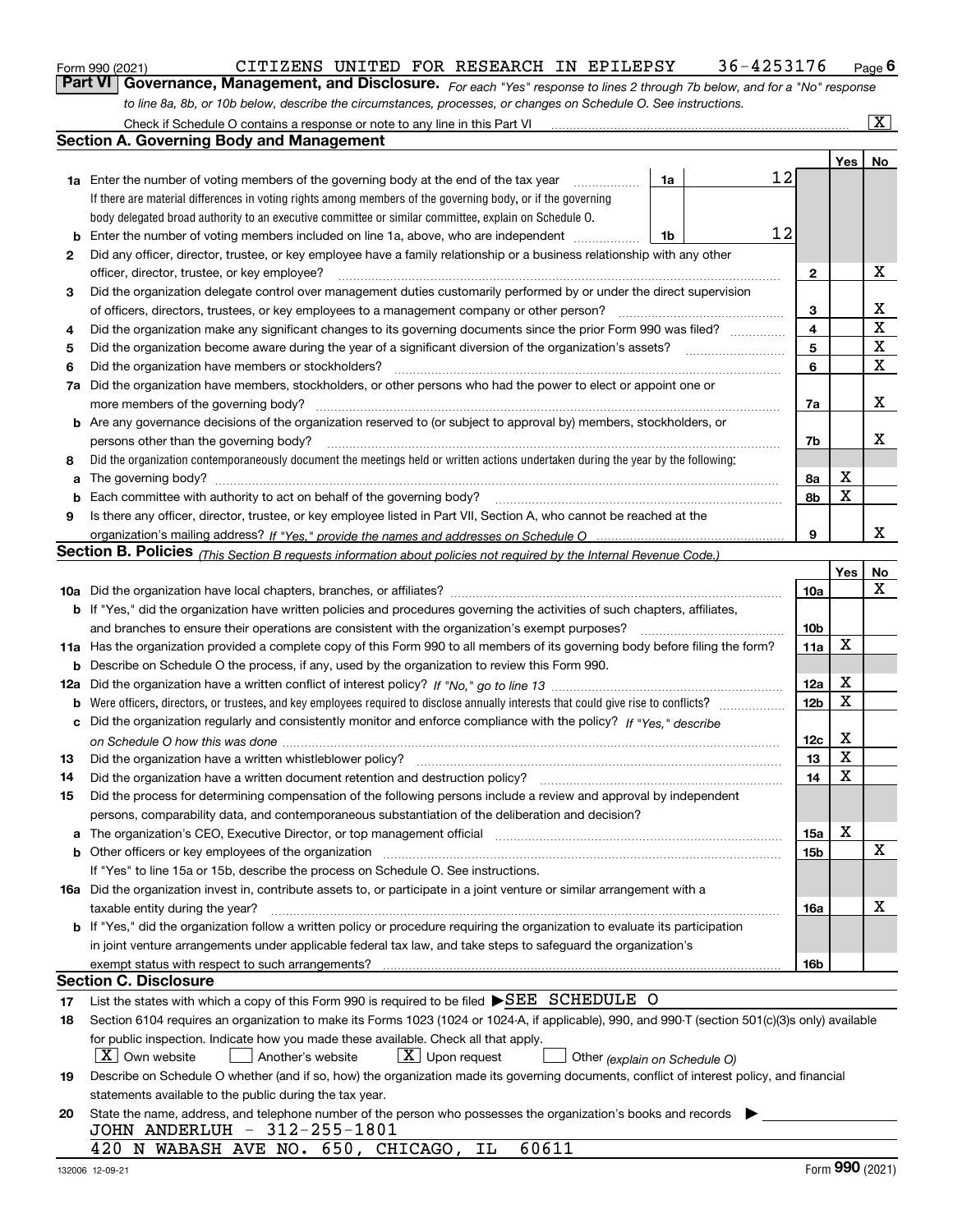Form 990 (2021) CITIZENS UNITED FOR RESEARCH IN EPILEPSY 36-4253176 Page 6

**Part VI Governance, Management, and Disclosure.** *For each "Yes" response to lines 2 through 7b below, and for a "No" response to line 8a, 8b, or 10b below, describe the circumstances, processes, or changes on Schedule O. See instructions.*

Check if Schedule O contains a response or note to any line in this Part VI .... [X]

## Section A. Governing Body and Management

| | | | | Yes | No |
|---|---|---|---|---|---|
| 1a | Enter the number of voting members of the governing body at the end of the tax year | 1a | 12 | | |
| | If there are material differences in voting rights among members of the governing body, or if the governing body delegated broad authority to an executive committee or similar committee, explain on Schedule O. | | | | |
| b | Enter the number of voting members included on line 1a, above, who are independent | 1b | 12 | | |
| 2 | Did any officer, director, trustee, or key employee have a family relationship or a business relationship with any other officer, director, trustee, or key employee? | | 2 | | X |
| 3 | Did the organization delegate control over management duties customarily performed by or under the direct supervision of officers, directors, trustees, or key employees to a management company or other person? | | 3 | | X |
| 4 | Did the organization make any significant changes to its governing documents since the prior Form 990 was filed? | | 4 | | X |
| 5 | Did the organization become aware during the year of a significant diversion of the organization's assets? | | 5 | | X |
| 6 | Did the organization have members or stockholders? | | 6 | | X |
| 7a | Did the organization have members, stockholders, or other persons who had the power to elect or appoint one or more members of the governing body? | | 7a | | X |
| b | Are any governance decisions of the organization reserved to (or subject to approval by) members, stockholders, or persons other than the governing body? | | 7b | | X |
| 8 | Did the organization contemporaneously document the meetings held or written actions undertaken during the year by the following: | | | | |
| a | The governing body? | | 8a | X | |
| b | Each committee with authority to act on behalf of the governing body? | | 8b | X | |
| 9 | Is there any officer, director, trustee, or key employee listed in Part VII, Section A, who cannot be reached at the organization's mailing address? *If "Yes," provide the names and addresses on Schedule O* | | 9 | | X |

## Section B. Policies *(This Section B requests information about policies not required by the Internal Revenue Code.)*

| | | | Yes | No |
|---|---|---|---|---|
| 10a | Did the organization have local chapters, branches, or affiliates? | 10a | | X |
| b | If "Yes," did the organization have written policies and procedures governing the activities of such chapters, affiliates, and branches to ensure their operations are consistent with the organization's exempt purposes? | 10b | | |
| 11a | Has the organization provided a complete copy of this Form 990 to all members of its governing body before filing the form? | 11a | X | |
| b | Describe on Schedule O the process, if any, used by the organization to review this Form 990. | | | |
| 12a | Did the organization have a written conflict of interest policy? *If "No," go to line 13* | 12a | X | |
| b | Were officers, directors, or trustees, and key employees required to disclose annually interests that could give rise to conflicts? | 12b | X | |
| c | Did the organization regularly and consistently monitor and enforce compliance with the policy? *If "Yes," describe on Schedule O how this was done* | 12c | X | |
| 13 | Did the organization have a written whistleblower policy? | 13 | X | |
| 14 | Did the organization have a written document retention and destruction policy? | 14 | X | |
| 15 | Did the process for determining compensation of the following persons include a review and approval by independent persons, comparability data, and contemporaneous substantiation of the deliberation and decision? | | | |
| a | The organization's CEO, Executive Director, or top management official | 15a | X | |
| b | Other officers or key employees of the organization | 15b | | X |
| | If "Yes" to line 15a or 15b, describe the process on Schedule O. See instructions. | | | |
| 16a | Did the organization invest in, contribute assets to, or participate in a joint venture or similar arrangement with a taxable entity during the year? | 16a | | X |
| b | If "Yes," did the organization follow a written policy or procedure requiring the organization to evaluate its participation in joint venture arrangements under applicable federal tax law, and take steps to safeguard the organization's exempt status with respect to such arrangements? | 16b | | |

## Section C. Disclosure

17 List the states with which a copy of this Form 990 is required to be filed ▶SEE SCHEDULE O

18 Section 6104 requires an organization to make its Forms 1023 (1024 or 1024-A, if applicable), 990, and 990-T (section 501(c)(3)s only) available for public inspection. Indicate how you made these available. Check all that apply.

[X] Own website [ ] Another's website [X] Upon request [ ] Other *(explain on Schedule O)*

19 Describe on Schedule O whether (and if so, how) the organization made its governing documents, conflict of interest policy, and financial statements available to the public during the tax year.

20 State the name, address, and telephone number of the person who possesses the organization's books and records ▶

JOHN ANDERLUH - 312-255-1801

420 N WABASH AVE NO. 650, CHICAGO, IL 60611

132006 12-09-21 Form **990** (2021)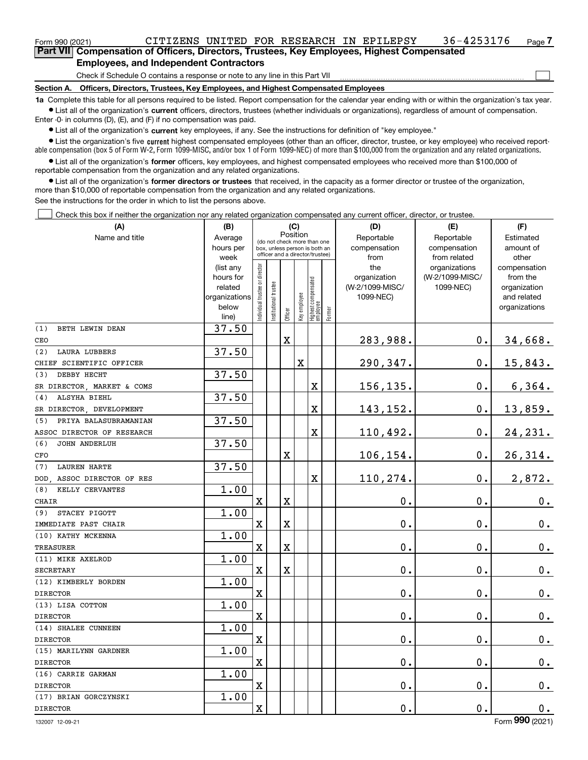Form 990 (2021) CITIZENS UNITED FOR RESEARCH IN EPILEPSY 36-4253176 Page 7

## Part VII Compensation of Officers, Directors, Trustees, Key Employees, Highest Compensated Employees, and Independent Contractors

Check if Schedule O contains a response or note to any line in this Part VII ☐

**Section A. Officers, Directors, Trustees, Key Employees, and Highest Compensated Employees**

**1a** Complete this table for all persons required to be listed. Report compensation for the calendar year ending with or within the organization's tax year.

- List all of the organization's **current** officers, directors, trustees (whether individuals or organizations), regardless of amount of compensation. Enter -0- in columns (D), (E), and (F) if no compensation was paid.
- List all of the organization's **current** key employees, if any. See the instructions for definition of "key employee."
- List the organization's five **current** highest compensated employees (other than an officer, director, trustee, or key employee) who received reportable compensation (box 5 of Form W-2, Form 1099-MISC, and/or box 1 of Form 1099-NEC) of more than $100,000 from the organization and any related organizations.
- List all of the organization's **former** officers, key employees, and highest compensated employees who received more than $100,000 of reportable compensation from the organization and any related organizations.
- List all of the organization's **former directors or trustees** that received, in the capacity as a former director or trustee of the organization, more than $10,000 of reportable compensation from the organization and any related organizations.

See the instructions for the order in which to list the persons above.

☐ Check this box if neither the organization nor any related organization compensated any current officer, director, or trustee.

| (A) Name and title | (B) Average hours per week (list any hours for related organizations below line) | (C) Position: Individual trustee or director | Institutional trustee | Officer | Key employee | Highest compensated employee | Former | (D) Reportable compensation from the organization (W-2/1099-MISC/1099-NEC) | (E) Reportable compensation from related organizations (W-2/1099-MISC/1099-NEC) | (F) Estimated amount of other compensation from the organization and related organizations |
|---|---|---|---|---|---|---|---|---|---|---|
| (1) BETH LEWIN DEAN<br>CEO | 37.50 | | | X | | | | 283,988. | 0. | 34,668. |
| (2) LAURA LUBBERS<br>CHIEF SCIENTIFIC OFFICER | 37.50 | | | | X | | | 290,347. | 0. | 15,843. |
| (3) DEBBY HECHT<br>SR DIRECTOR, MARKET & COMS | 37.50 | | | | | X | | 156,135. | 0. | 6,364. |
| (4) ALSYHA BIEHL<br>SR DIRECTOR, DEVELOPMENT | 37.50 | | | | | X | | 143,152. | 0. | 13,859. |
| (5) PRIYA BALASUBRAMANIAN<br>ASSOC DIRECTOR OF RESEARCH | 37.50 | | | | | X | | 110,492. | 0. | 24,231. |
| (6) JOHN ANDERLUH<br>CFO | 37.50 | | | X | | | | 106,154. | 0. | 26,314. |
| (7) LAUREN HARTE<br>DOD, ASSOC DIRECTOR OF RES | 37.50 | | | | | X | | 110,274. | 0. | 2,872. |
| (8) KELLY CERVANTES<br>CHAIR | 1.00 | X | | X | | | | 0. | 0. | 0. |
| (9) STACEY PIGOTT<br>IMMEDIATE PAST CHAIR | 1.00 | X | | X | | | | 0. | 0. | 0. |
| (10) KATHY MCKENNA<br>TREASURER | 1.00 | X | | X | | | | 0. | 0. | 0. |
| (11) MIKE AXELROD<br>SECRETARY | 1.00 | X | | X | | | | 0. | 0. | 0. |
| (12) KIMBERLY BORDEN<br>DIRECTOR | 1.00 | X | | | | | | 0. | 0. | 0. |
| (13) LISA COTTON<br>DIRECTOR | 1.00 | X | | | | | | 0. | 0. | 0. |
| (14) SHALEE CUNNEEN<br>DIRECTOR | 1.00 | X | | | | | | 0. | 0. | 0. |
| (15) MARILYNN GARDNER<br>DIRECTOR | 1.00 | X | | | | | | 0. | 0. | 0. |
| (16) CARRIE GARMAN<br>DIRECTOR | 1.00 | X | | | | | | 0. | 0. | 0. |
| (17) BRIAN GORCZYNSKI<br>DIRECTOR | 1.00 | X | | | | | | 0. | 0. | 0. |

132007 12-09-21 Form 990 (2021)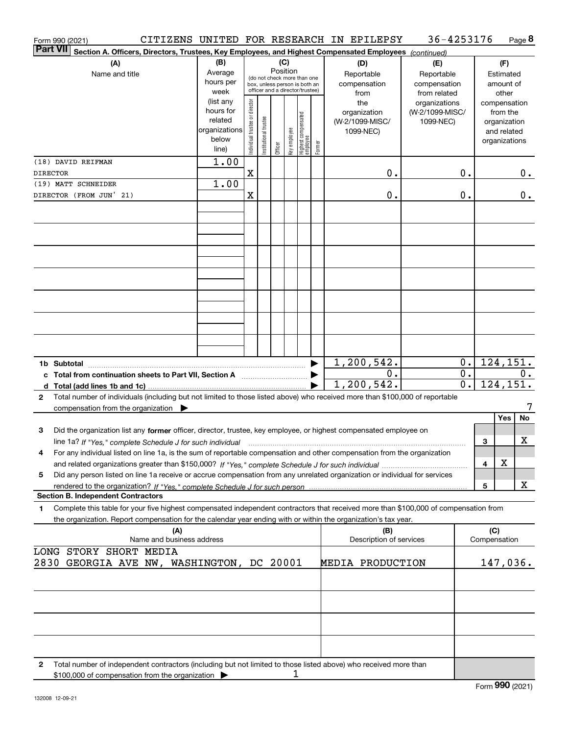Form 990 (2021) CITIZENS UNITED FOR RESEARCH IN EPILEPSY 36-4253176 Page 8

**Part VII** Section A. Officers, Directors, Trustees, Key Employees, and Highest Compensated Employees *(continued)*

| (A) Name and title | (B) Average hours per week (list any hours for related organizations below line) | (C) Position: Individual trustee or director | Institutional trustee | Officer | Key employee | Highest compensated employee | Former | (D) Reportable compensation from the organization (W-2/1099-MISC/1099-NEC) | (E) Reportable compensation from related organizations (W-2/1099-MISC/1099-NEC) | (F) Estimated amount of other compensation from the organization and related organizations |
|---|---|---|---|---|---|---|---|---|---|---|
| (18) DAVID REIFMAN<br>DIRECTOR | 1.00 | X | | | | | | 0. | 0. | 0. |
| (19) MATT SCHNEIDER<br>DIRECTOR (FROM JUN' 21) | 1.00 | X | | | | | | 0. | 0. | 0. |
| 1b Subtotal | | | | | | | | 1,200,542. | 0. | 124,151. |
| c Total from continuation sheets to Part VII, Section A | | | | | | | | 0. | 0. | 0. |
| d Total (add lines 1b and 1c) | | | | | | | | 1,200,542. | 0. | 124,151. |

2 Total number of individuals (including but not limited to those listed above) who received more than $100,000 of reportable compensation from the organization ▶ 7

| | | Yes | No |
|---|---|---|---|
| 3 Did the organization list any **former** officer, director, trustee, key employee, or highest compensated employee on line 1a? *If "Yes," complete Schedule J for such individual* | 3 | | X |
| 4 For any individual listed on line 1a, is the sum of reportable compensation and other compensation from the organization and related organizations greater than $150,000? *If "Yes," complete Schedule J for such individual* | 4 | X | |
| 5 Did any person listed on line 1a receive or accrue compensation from any unrelated organization or individual for services rendered to the organization? *If "Yes," complete Schedule J for such person* | 5 | | X |

**Section B. Independent Contractors**

1 Complete this table for your five highest compensated independent contractors that received more than $100,000 of compensation from the organization. Report compensation for the calendar year ending with or within the organization's tax year.

| (A) Name and business address | (B) Description of services | (C) Compensation |
|---|---|---|
| LONG STORY SHORT MEDIA<br>2830 GEORGIA AVE NW, WASHINGTON, DC 20001 | MEDIA PRODUCTION | 147,036. |

2 Total number of independent contractors (including but not limited to those listed above) who received more than $100,000 of compensation from the organization ▶ 1

Form **990** (2021)

132008 12-09-21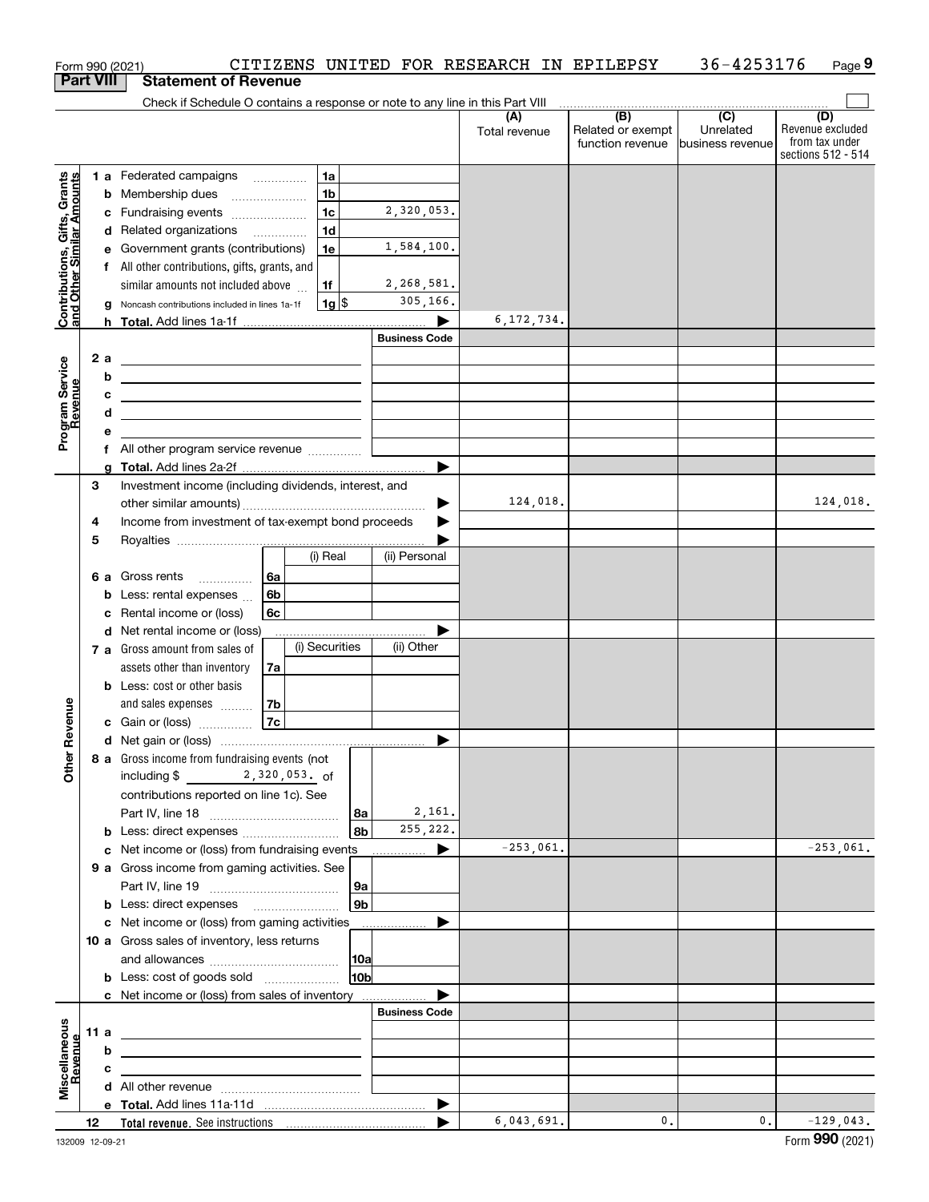Form 990 (2021) CITIZENS UNITED FOR RESEARCH IN EPILEPSY 36-4253176 Page 9

## Part VIII Statement of Revenue

Check if Schedule O contains a response or note to any line in this Part VIII

| | | | | (A) Total revenue | (B) Related or exempt function revenue | (C) Unrelated business revenue | (D) Revenue excluded from tax under sections 512 - 514 |
|---|---|---|---|---|---|---|---|
| **Contributions, Gifts, Grants and Other Similar Amounts** | 1 a Federated campaigns | 1a | | | | | |
| | b Membership dues | 1b | | | | | |
| | c Fundraising events | 1c | 2,320,053. | | | | |
| | d Related organizations | 1d | | | | | |
| | e Government grants (contributions) | 1e | 1,584,100. | | | | |
| | f All other contributions, gifts, grants, and similar amounts not included above | 1f | 2,268,581. | | | | |
| | g Noncash contributions included in lines 1a-1f | 1g $ | 305,166. | | | | |
| | h **Total.** Add lines 1a-1f | | ▶ | 6,172,734. | | | |
| **Program Service Revenue** | | | Business Code | | | | |
| | 2 a | | | | | | |
| | b | | | | | | |
| | c | | | | | | |
| | d | | | | | | |
| | e | | | | | | |
| | f All other program service revenue | | | | | | |
| | g **Total.** Add lines 2a-2f | | ▶ | | | | |
| **Other Revenue** | 3 Investment income (including dividends, interest, and other similar amounts) | | ▶ | 124,018. | | | 124,018. |
| | 4 Income from investment of tax-exempt bond proceeds | | ▶ | | | | |
| | 5 Royalties | | ▶ | | | | |
| | | (i) Real | (ii) Personal | | | | |
| | 6 a Gross rents 6a | | | | | | |
| | b Less: rental expenses 6b | | | | | | |
| | c Rental income or (loss) 6c | | | | | | |
| | d Net rental income or (loss) | | ▶ | | | | |
| | 7 a Gross amount from sales of assets other than inventory 7a | (i) Securities | (ii) Other | | | | |
| | b Less: cost or other basis and sales expenses 7b | | | | | | |
| | c Gain or (loss) 7c | | | | | | |
| | d Net gain or (loss) | | ▶ | | | | |
| | 8 a Gross income from fundraising events (not including $ 2,320,053. of contributions reported on line 1c). See Part IV, line 18 | 8a | 2,161. | | | | |
| | b Less: direct expenses | 8b | 255,222. | | | | |
| | c Net income or (loss) from fundraising events | | ▶ | -253,061. | | | -253,061. |
| | 9 a Gross income from gaming activities. See Part IV, line 19 | 9a | | | | | |
| | b Less: direct expenses | 9b | | | | | |
| | c Net income or (loss) from gaming activities | | ▶ | | | | |
| | 10 a Gross sales of inventory, less returns and allowances | 10a | | | | | |
| | b Less: cost of goods sold | 10b | | | | | |
| | c Net income or (loss) from sales of inventory | | ▶ | | | | |
| **Miscellaneous Revenue** | | | Business Code | | | | |
| | 11 a | | | | | | |
| | b | | | | | | |
| | c | | | | | | |
| | d All other revenue | | | | | | |
| | e **Total.** Add lines 11a-11d | | ▶ | | | | |
| | 12 **Total revenue.** See instructions | | ▶ | 6,043,691. | 0. | 0. | -129,043. |

132009 12-09-21 Form **990** (2021)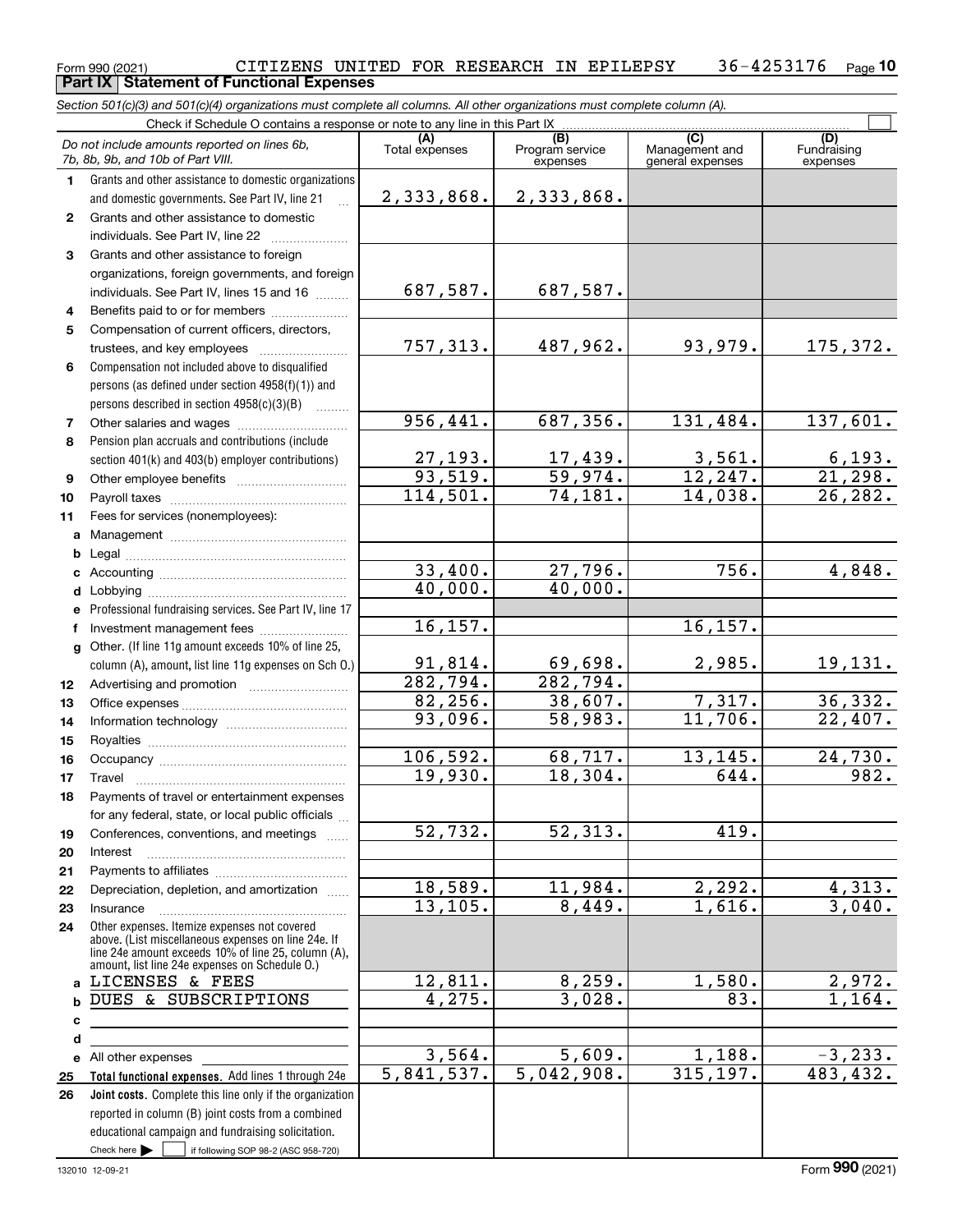Form 990 (2021) CITIZENS UNITED FOR RESEARCH IN EPILEPSY 36-4253176 Page 10

**Part IX Statement of Functional Expenses**

*Section 501(c)(3) and 501(c)(4) organizations must complete all columns. All other organizations must complete column (A).*

Check if Schedule O contains a response or note to any line in this Part IX

| | *Do not include amounts reported on lines 6b, 7b, 8b, 9b, and 10b of Part VIII.* | (A) Total expenses | (B) Program service expenses | (C) Management and general expenses | (D) Fundraising expenses |
|---|---|---|---|---|---|
| 1 | Grants and other assistance to domestic organizations and domestic governments. See Part IV, line 21 | 2,333,868. | 2,333,868. | | |
| 2 | Grants and other assistance to domestic individuals. See Part IV, line 22 | | | | |
| 3 | Grants and other assistance to foreign organizations, foreign governments, and foreign individuals. See Part IV, lines 15 and 16 | 687,587. | 687,587. | | |
| 4 | Benefits paid to or for members | | | | |
| 5 | Compensation of current officers, directors, trustees, and key employees | 757,313. | 487,962. | 93,979. | 175,372. |
| 6 | Compensation not included above to disqualified persons (as defined under section 4958(f)(1)) and persons described in section 4958(c)(3)(B) | | | | |
| 7 | Other salaries and wages | 956,441. | 687,356. | 131,484. | 137,601. |
| 8 | Pension plan accruals and contributions (include section 401(k) and 403(b) employer contributions) | 27,193. | 17,439. | 3,561. | 6,193. |
| 9 | Other employee benefits | 93,519. | 59,974. | 12,247. | 21,298. |
| 10 | Payroll taxes | 114,501. | 74,181. | 14,038. | 26,282. |
| 11 | Fees for services (nonemployees): | | | | |
| a | Management | | | | |
| b | Legal | | | | |
| c | Accounting | 33,400. | 27,796. | 756. | 4,848. |
| d | Lobbying | 40,000. | 40,000. | | |
| e | Professional fundraising services. See Part IV, line 17 | | | | |
| f | Investment management fees | 16,157. | | 16,157. | |
| g | Other. (If line 11g amount exceeds 10% of line 25, column (A), amount, list line 11g expenses on Sch O.) | 91,814. | 69,698. | 2,985. | 19,131. |
| 12 | Advertising and promotion | 282,794. | 282,794. | | |
| 13 | Office expenses | 82,256. | 38,607. | 7,317. | 36,332. |
| 14 | Information technology | 93,096. | 58,983. | 11,706. | 22,407. |
| 15 | Royalties | | | | |
| 16 | Occupancy | 106,592. | 68,717. | 13,145. | 24,730. |
| 17 | Travel | 19,930. | 18,304. | 644. | 982. |
| 18 | Payments of travel or entertainment expenses for any federal, state, or local public officials | | | | |
| 19 | Conferences, conventions, and meetings | 52,732. | 52,313. | 419. | |
| 20 | Interest | | | | |
| 21 | Payments to affiliates | | | | |
| 22 | Depreciation, depletion, and amortization | 18,589. | 11,984. | 2,292. | 4,313. |
| 23 | Insurance | 13,105. | 8,449. | 1,616. | 3,040. |
| 24 | Other expenses. Itemize expenses not covered above. (List miscellaneous expenses on line 24e. If line 24e amount exceeds 10% of line 25, column (A), amount, list line 24e expenses on Schedule O.) | | | | |
| a | LICENSES & FEES | 12,811. | 8,259. | 1,580. | 2,972. |
| b | DUES & SUBSCRIPTIONS | 4,275. | 3,028. | 83. | 1,164. |
| c | | | | | |
| d | | | | | |
| e | All other expenses | 3,564. | 5,609. | 1,188. | -3,233. |
| 25 | **Total functional expenses.** Add lines 1 through 24e | 5,841,537. | 5,042,908. | 315,197. | 483,432. |
| 26 | **Joint costs.** Complete this line only if the organization reported in column (B) joint costs from a combined educational campaign and fundraising solicitation. Check here ☐ if following SOP 98-2 (ASC 958-720) | | | | |

132010 12-09-21

Form **990** (2021)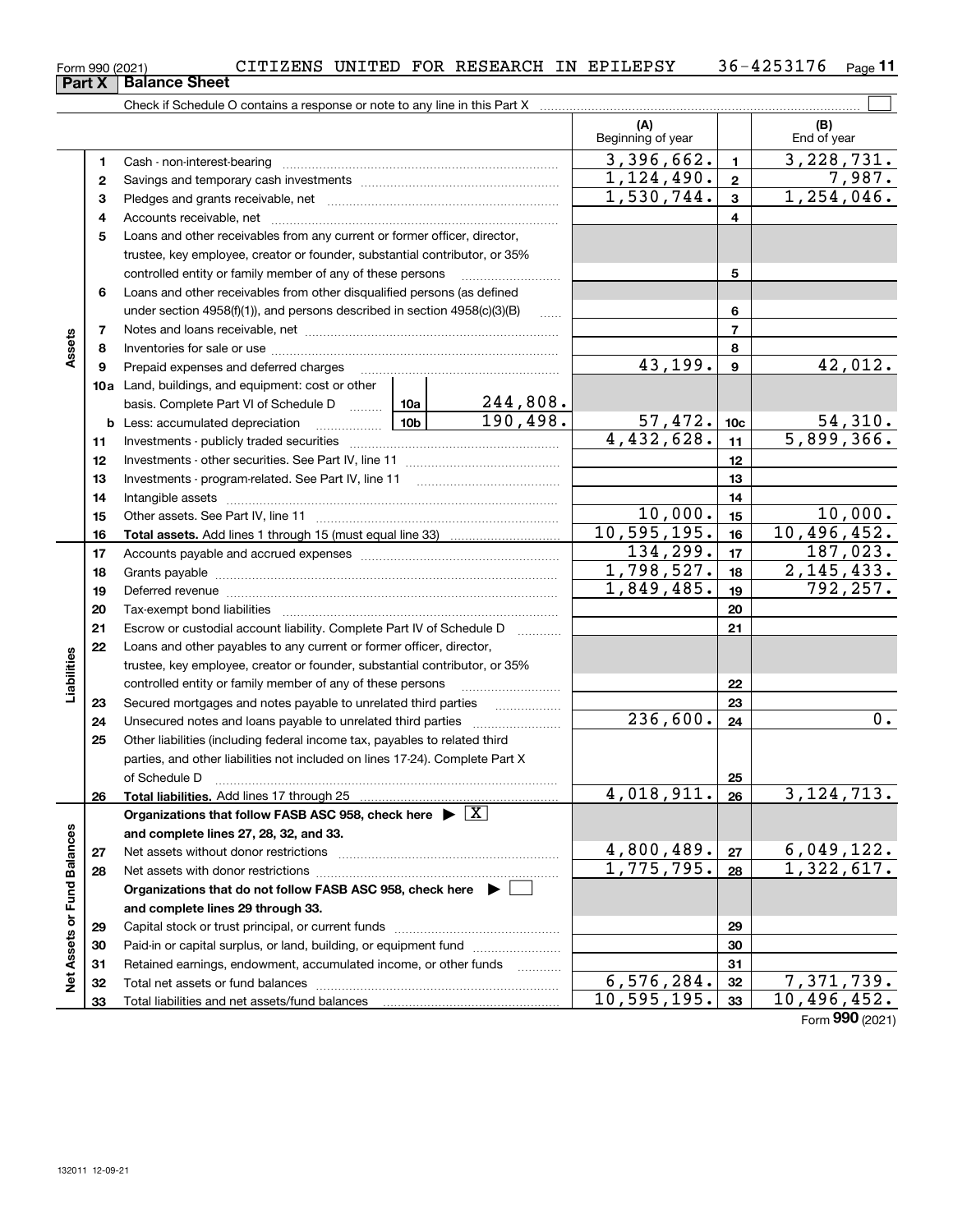Form 990 (2021) CITIZENS UNITED FOR RESEARCH IN EPILEPSY 36-4253176

## Part X Balance Sheet

Check if Schedule O contains a response or note to any line in this Part X

| | | | | (A) Beginning of year | | (B) End of year |
|---|---|---|---|---|---|---|
| **Assets** | 1 | Cash - non-interest-bearing | | 3,396,662. | 1 | 3,228,731. |
| | 2 | Savings and temporary cash investments | | 1,124,490. | 2 | 7,987. |
| | 3 | Pledges and grants receivable, net | | 1,530,744. | 3 | 1,254,046. |
| | 4 | Accounts receivable, net | | | 4 | |
| | 5 | Loans and other receivables from any current or former officer, director, trustee, key employee, creator or founder, substantial contributor, or 35% controlled entity or family member of any of these persons | | | 5 | |
| | 6 | Loans and other receivables from other disqualified persons (as defined under section 4958(f)(1)), and persons described in section 4958(c)(3)(B) | | | 6 | |
| | 7 | Notes and loans receivable, net | | | 7 | |
| | 8 | Inventories for sale or use | | | 8 | |
| | 9 | Prepaid expenses and deferred charges | | 43,199. | 9 | 42,012. |
| | 10a | Land, buildings, and equipment: cost or other basis. Complete Part VI of Schedule D | 10a 244,808. | | | |
| | b | Less: accumulated depreciation | 10b 190,498. | 57,472. | 10c | 54,310. |
| | 11 | Investments - publicly traded securities | | 4,432,628. | 11 | 5,899,366. |
| | 12 | Investments - other securities. See Part IV, line 11 | | | 12 | |
| | 13 | Investments - program-related. See Part IV, line 11 | | | 13 | |
| | 14 | Intangible assets | | | 14 | |
| | 15 | Other assets. See Part IV, line 11 | | 10,000. | 15 | 10,000. |
| | 16 | **Total assets.** Add lines 1 through 15 (must equal line 33) | | 10,595,195. | 16 | 10,496,452. |
| **Liabilities** | 17 | Accounts payable and accrued expenses | | 134,299. | 17 | 187,023. |
| | 18 | Grants payable | | 1,798,527. | 18 | 2,145,433. |
| | 19 | Deferred revenue | | 1,849,485. | 19 | 792,257. |
| | 20 | Tax-exempt bond liabilities | | | 20 | |
| | 21 | Escrow or custodial account liability. Complete Part IV of Schedule D | | | 21 | |
| | 22 | Loans and other payables to any current or former officer, director, trustee, key employee, creator or founder, substantial contributor, or 35% controlled entity or family member of any of these persons | | | 22 | |
| | 23 | Secured mortgages and notes payable to unrelated third parties | | | 23 | |
| | 24 | Unsecured notes and loans payable to unrelated third parties | | 236,600. | 24 | 0. |
| | 25 | Other liabilities (including federal income tax, payables to related third parties, and other liabilities not included on lines 17-24). Complete Part X of Schedule D | | | 25 | |
| | 26 | **Total liabilities.** Add lines 17 through 25 | | 4,018,911. | 26 | 3,124,713. |
| **Net Assets or Fund Balances** | | **Organizations that follow FASB ASC 958, check here ▶ [X] and complete lines 27, 28, 32, and 33.** | | | | |
| | 27 | Net assets without donor restrictions | | 4,800,489. | 27 | 6,049,122. |
| | 28 | Net assets with donor restrictions | | 1,775,795. | 28 | 1,322,617. |
| | | **Organizations that do not follow FASB ASC 958, check here ▶ [ ] and complete lines 29 through 33.** | | | | |
| | 29 | Capital stock or trust principal, or current funds | | | 29 | |
| | 30 | Paid-in or capital surplus, or land, building, or equipment fund | | | 30 | |
| | 31 | Retained earnings, endowment, accumulated income, or other funds | | | 31 | |
| | 32 | Total net assets or fund balances | | 6,576,284. | 32 | 7,371,739. |
| | 33 | Total liabilities and net assets/fund balances | | 10,595,195. | 33 | 10,496,452. |

Form **990** (2021)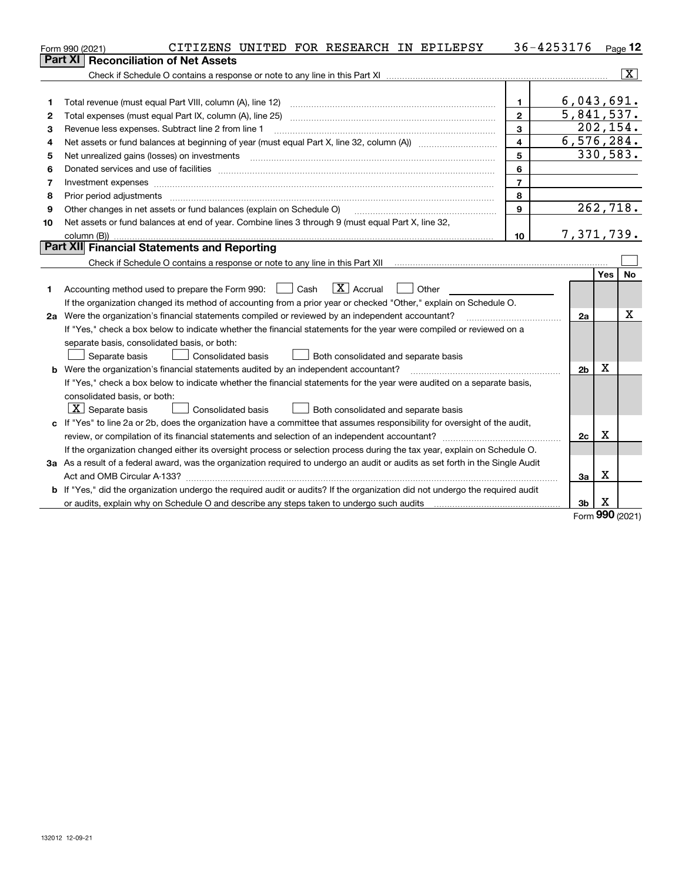Form 990 (2021) CITIZENS UNITED FOR RESEARCH IN EPILEPSY 36-4253176

## Part XI Reconciliation of Net Assets

Check if Schedule O contains a response or note to any line in this Part XI .......... [X]

| | | | |
|---|---|---|---|
| 1 | Total revenue (must equal Part VIII, column (A), line 12) | 1 | 6,043,691. |
| 2 | Total expenses (must equal Part IX, column (A), line 25) | 2 | 5,841,537. |
| 3 | Revenue less expenses. Subtract line 2 from line 1 | 3 | 202,154. |
| 4 | Net assets or fund balances at beginning of year (must equal Part X, line 32, column (A)) | 4 | 6,576,284. |
| 5 | Net unrealized gains (losses) on investments | 5 | 330,583. |
| 6 | Donated services and use of facilities | 6 | |
| 7 | Investment expenses | 7 | |
| 8 | Prior period adjustments | 8 | |
| 9 | Other changes in net assets or fund balances (explain on Schedule O) | 9 | 262,718. |
| 10 | Net assets or fund balances at end of year. Combine lines 3 through 9 (must equal Part X, line 32, column (B)) | 10 | 7,371,739. |

## Part XII Financial Statements and Reporting

Check if Schedule O contains a response or note to any line in this Part XII .......... [ ]

| | | | Yes | No |
|---|---|---|---|---|
| 1 | Accounting method used to prepare the Form 990: [ ] Cash [X] Accrual [ ] Other<br>If the organization changed its method of accounting from a prior year or checked "Other," explain on Schedule O. | | | |
| 2a | Were the organization's financial statements compiled or reviewed by an independent accountant?<br>If "Yes," check a box below to indicate whether the financial statements for the year were compiled or reviewed on a separate basis, consolidated basis, or both:<br>[ ] Separate basis [ ] Consolidated basis [ ] Both consolidated and separate basis | 2a | | X |
| b | Were the organization's financial statements audited by an independent accountant?<br>If "Yes," check a box below to indicate whether the financial statements for the year were audited on a separate basis, consolidated basis, or both:<br>[X] Separate basis [ ] Consolidated basis [ ] Both consolidated and separate basis | 2b | X | |
| c | If "Yes" to line 2a or 2b, does the organization have a committee that assumes responsibility for oversight of the audit, review, or compilation of its financial statements and selection of an independent accountant?<br>If the organization changed either its oversight process or selection process during the tax year, explain on Schedule O. | 2c | X | |
| 3a | As a result of a federal award, was the organization required to undergo an audit or audits as set forth in the Single Audit Act and OMB Circular A-133? | 3a | X | |
| b | If "Yes," did the organization undergo the required audit or audits? If the organization did not undergo the required audit or audits, explain why on Schedule O and describe any steps taken to undergo such audits | 3b | X | |

Form 990 (2021)

132012 12-09-21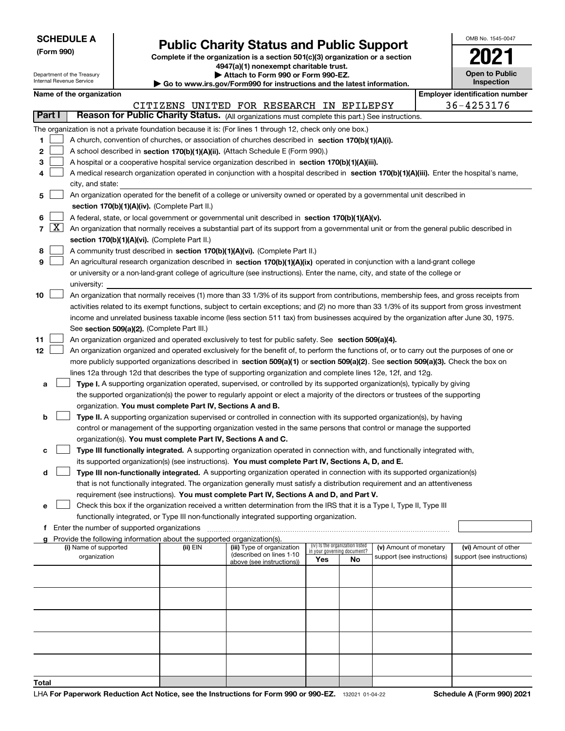**SCHEDULE A**
**(Form 990)**

Department of the Treasury
Internal Revenue Service

# Public Charity Status and Public Support

**Complete if the organization is a section 501(c)(3) organization or a section 4947(a)(1) nonexempt charitable trust.**
**▶ Attach to Form 990 or Form 990-EZ.**
**▶ Go to www.irs.gov/Form990 for instructions and the latest information.**

OMB No. 1545-0047

**2021**

**Open to Public Inspection**

**Name of the organization**
CITIZENS UNITED FOR RESEARCH IN EPILEPSY

**Employer identification number**
36-4253176

**Part I** **Reason for Public Charity Status.** (All organizations must complete this part.) See instructions.

The organization is not a private foundation because it is: (For lines 1 through 12, check only one box.)

1 ☐ A church, convention of churches, or association of churches described in **section 170(b)(1)(A)(i).**

2 ☐ A school described in **section 170(b)(1)(A)(ii).** (Attach Schedule E (Form 990).)

3 ☐ A hospital or a cooperative hospital service organization described in **section 170(b)(1)(A)(iii).**

4 ☐ A medical research organization operated in conjunction with a hospital described in **section 170(b)(1)(A)(iii).** Enter the hospital's name, city, and state:

5 ☐ An organization operated for the benefit of a college or university owned or operated by a governmental unit described in **section 170(b)(1)(A)(iv).** (Complete Part II.)

6 ☐ A federal, state, or local government or governmental unit described in **section 170(b)(1)(A)(v).**

7 ☒ An organization that normally receives a substantial part of its support from a governmental unit or from the general public described in **section 170(b)(1)(A)(vi).** (Complete Part II.)

8 ☐ A community trust described in **section 170(b)(1)(A)(vi).** (Complete Part II.)

9 ☐ An agricultural research organization described in **section 170(b)(1)(A)(ix)** operated in conjunction with a land-grant college or university or a non-land-grant college of agriculture (see instructions). Enter the name, city, and state of the college or university:

10 ☐ An organization that normally receives (1) more than 33 1/3% of its support from contributions, membership fees, and gross receipts from activities related to its exempt functions, subject to certain exceptions; and (2) no more than 33 1/3% of its support from gross investment income and unrelated business taxable income (less section 511 tax) from businesses acquired by the organization after June 30, 1975. See **section 509(a)(2).** (Complete Part III.)

11 ☐ An organization organized and operated exclusively to test for public safety. See **section 509(a)(4).**

12 ☐ An organization organized and operated exclusively for the benefit of, to perform the functions of, or to carry out the purposes of one or more publicly supported organizations described in **section 509(a)(1)** or **section 509(a)(2)**. See **section 509(a)(3).** Check the box on lines 12a through 12d that describes the type of supporting organization and complete lines 12e, 12f, and 12g.

a ☐ **Type I.** A supporting organization operated, supervised, or controlled by its supported organization(s), typically by giving the supported organization(s) the power to regularly appoint or elect a majority of the directors or trustees of the supporting organization. **You must complete Part IV, Sections A and B.**

b ☐ **Type II.** A supporting organization supervised or controlled in connection with its supported organization(s), by having control or management of the supporting organization vested in the same persons that control or manage the supported organization(s). **You must complete Part IV, Sections A and C.**

c ☐ **Type III functionally integrated.** A supporting organization operated in connection with, and functionally integrated with, its supported organization(s) (see instructions). **You must complete Part IV, Sections A, D, and E.**

d ☐ **Type III non-functionally integrated.** A supporting organization operated in connection with its supported organization(s) that is not functionally integrated. The organization generally must satisfy a distribution requirement and an attentiveness requirement (see instructions). **You must complete Part IV, Sections A and D, and Part V.**

e ☐ Check this box if the organization received a written determination from the IRS that it is a Type I, Type II, Type III functionally integrated, or Type III non-functionally integrated supporting organization.

f Enter the number of supported organizations

g Provide the following information about the supported organization(s).

| (i) Name of supported organization | (ii) EIN | (iii) Type of organization (described on lines 1-10 above (see instructions)) | (iv) Is the organization listed in your governing document? Yes | No | (v) Amount of monetary support (see instructions) | (vi) Amount of other support (see instructions) |
|---|---|---|---|---|---|---|
| | | | | | | |
| | | | | | | |
| | | | | | | |
| | | | | | | |
| | | | | | | |
| **Total** | | | | | | |

LHA **For Paperwork Reduction Act Notice, see the Instructions for Form 990 or 990-EZ.** 132021 01-04-22 **Schedule A (Form 990) 2021**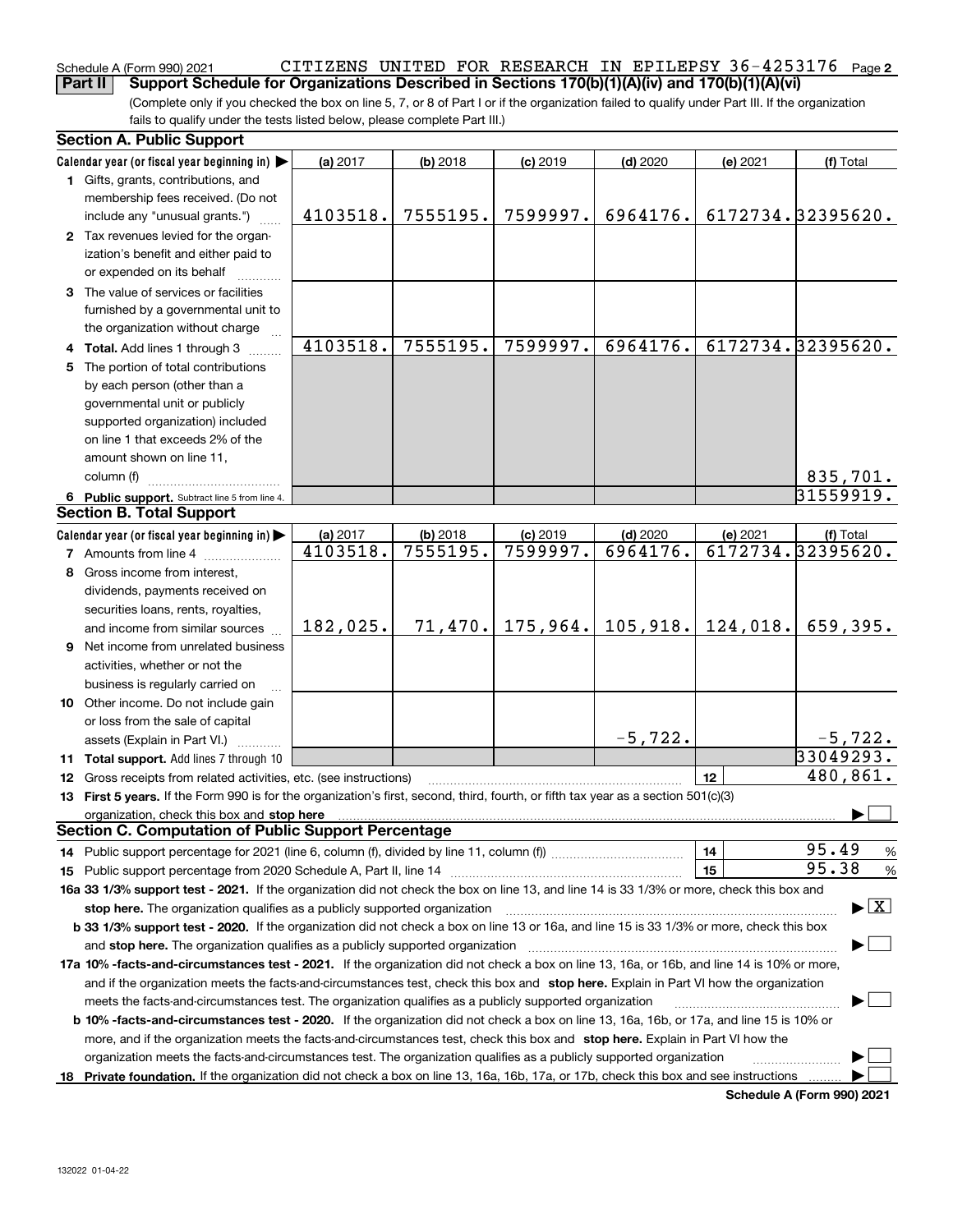Schedule A (Form 990) 2021 CITIZENS UNITED FOR RESEARCH IN EPILEPSY 36-4253176 Page 2

**Part II Support Schedule for Organizations Described in Sections 170(b)(1)(A)(iv) and 170(b)(1)(A)(vi)**

(Complete only if you checked the box on line 5, 7, or 8 of Part I or if the organization failed to qualify under Part III. If the organization fails to qualify under the tests listed below, please complete Part III.)

## Section A. Public Support

| Calendar year (or fiscal year beginning in) ▶ | (a) 2017 | (b) 2018 | (c) 2019 | (d) 2020 | (e) 2021 | (f) Total |
|---|---|---|---|---|---|---|
| 1 Gifts, grants, contributions, and membership fees received. (Do not include any "unusual grants.") | 4103518. | 7555195. | 7599997. | 6964176. | 6172734. | 32395620. |
| 2 Tax revenues levied for the organization's benefit and either paid to or expended on its behalf | | | | | | |
| 3 The value of services or facilities furnished by a governmental unit to the organization without charge | | | | | | |
| 4 Total. Add lines 1 through 3 | 4103518. | 7555195. | 7599997. | 6964176. | 6172734. | 32395620. |
| 5 The portion of total contributions by each person (other than a governmental unit or publicly supported organization) included on line 1 that exceeds 2% of the amount shown on line 11, column (f) | | | | | | 835,701. |
| 6 Public support. Subtract line 5 from line 4. | | | | | | 31559919. |

## Section B. Total Support

| Calendar year (or fiscal year beginning in) ▶ | (a) 2017 | (b) 2018 | (c) 2019 | (d) 2020 | (e) 2021 | (f) Total |
|---|---|---|---|---|---|---|
| 7 Amounts from line 4 | 4103518. | 7555195. | 7599997. | 6964176. | 6172734. | 32395620. |
| 8 Gross income from interest, dividends, payments received on securities loans, rents, royalties, and income from similar sources | 182,025. | 71,470. | 175,964. | 105,918. | 124,018. | 659,395. |
| 9 Net income from unrelated business activities, whether or not the business is regularly carried on | | | | | | |
| 10 Other income. Do not include gain or loss from the sale of capital assets (Explain in Part VI.) | | | | -5,722. | | -5,722. |
| 11 Total support. Add lines 7 through 10 | | | | | | 33049293. |

12 Gross receipts from related activities, etc. (see instructions) | 12 | 480,861.

13 **First 5 years.** If the Form 990 is for the organization's first, second, third, fourth, or fifth tax year as a section 501(c)(3) organization, check this box and **stop here** ▶ ☐

## Section C. Computation of Public Support Percentage

14 Public support percentage for 2021 (line 6, column (f), divided by line 11, column (f)) | 14 | 95.49 %

15 Public support percentage from 2020 Schedule A, Part II, line 14 | 15 | 95.38 %

**16a 33 1/3% support test - 2021.** If the organization did not check the box on line 13, and line 14 is 33 1/3% or more, check this box and **stop here.** The organization qualifies as a publicly supported organization ▶ ☒

**b 33 1/3% support test - 2020.** If the organization did not check a box on line 13 or 16a, and line 15 is 33 1/3% or more, check this box and **stop here.** The organization qualifies as a publicly supported organization ▶ ☐

**17a 10% -facts-and-circumstances test - 2021.** If the organization did not check a box on line 13, 16a, or 16b, and line 14 is 10% or more, and if the organization meets the facts-and-circumstances test, check this box and **stop here.** Explain in Part VI how the organization meets the facts-and-circumstances test. The organization qualifies as a publicly supported organization ▶ ☐

**b 10% -facts-and-circumstances test - 2020.** If the organization did not check a box on line 13, 16a, 16b, or 17a, and line 15 is 10% or more, and if the organization meets the facts-and-circumstances test, check this box and **stop here.** Explain in Part VI how the organization meets the facts-and-circumstances test. The organization qualifies as a publicly supported organization ▶ ☐

**18 Private foundation.** If the organization did not check a box on line 13, 16a, 16b, 17a, or 17b, check this box and see instructions ▶ ☐

Schedule A (Form 990) 2021

132022 01-04-22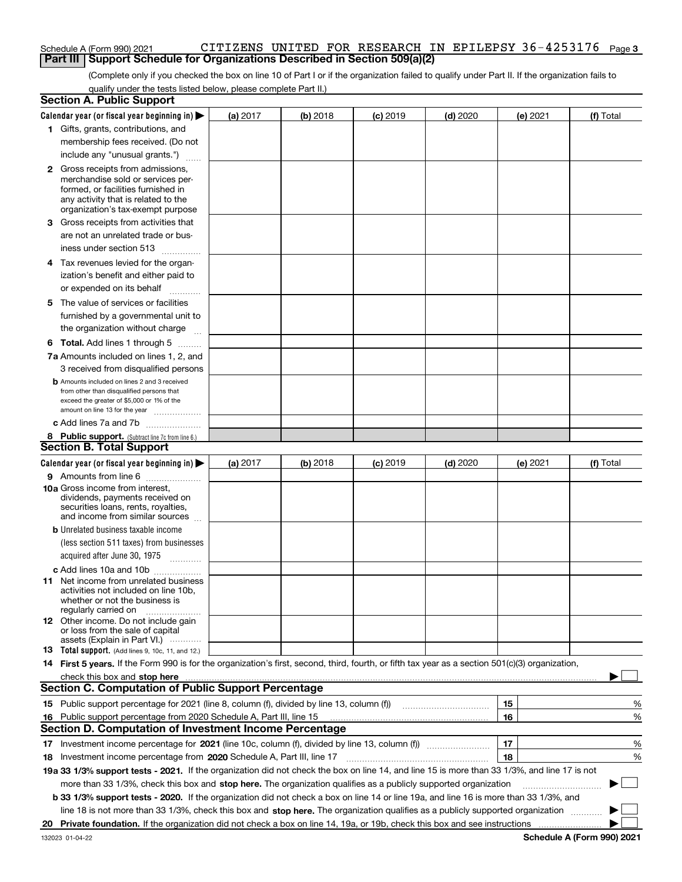Schedule A (Form 990) 2021 CITIZENS UNITED FOR RESEARCH IN EPILEPSY 36-4253176 Page 3

## Part III Support Schedule for Organizations Described in Section 509(a)(2)

(Complete only if you checked the box on line 10 of Part I or if the organization failed to qualify under Part II. If the organization fails to qualify under the tests listed below, please complete Part II.)

### Section A. Public Support

| Calendar year (or fiscal year beginning in) ▶ | (a) 2017 | (b) 2018 | (c) 2019 | (d) 2020 | (e) 2021 | (f) Total |
|---|---|---|---|---|---|---|
| **1** Gifts, grants, contributions, and membership fees received. (Do not include any "unusual grants.") | | | | | | |
| **2** Gross receipts from admissions, merchandise sold or services performed, or facilities furnished in any activity that is related to the organization's tax-exempt purpose | | | | | | |
| **3** Gross receipts from activities that are not an unrelated trade or business under section 513 | | | | | | |
| **4** Tax revenues levied for the organization's benefit and either paid to or expended on its behalf | | | | | | |
| **5** The value of services or facilities furnished by a governmental unit to the organization without charge | | | | | | |
| **6 Total.** Add lines 1 through 5 | | | | | | |
| **7a** Amounts included on lines 1, 2, and 3 received from disqualified persons | | | | | | |
| **b** Amounts included on lines 2 and 3 received from other than disqualified persons that exceed the greater of $5,000 or 1% of the amount on line 13 for the year | | | | | | |
| **c** Add lines 7a and 7b | | | | | | |
| **8 Public support.** (Subtract line 7c from line 6.) | | | | | | |

### Section B. Total Support

| Calendar year (or fiscal year beginning in) ▶ | (a) 2017 | (b) 2018 | (c) 2019 | (d) 2020 | (e) 2021 | (f) Total |
|---|---|---|---|---|---|---|
| **9** Amounts from line 6 | | | | | | |
| **10a** Gross income from interest, dividends, payments received on securities loans, rents, royalties, and income from similar sources | | | | | | |
| **b** Unrelated business taxable income (less section 511 taxes) from businesses acquired after June 30, 1975 | | | | | | |
| **c** Add lines 10a and 10b | | | | | | |
| **11** Net income from unrelated business activities not included on line 10b, whether or not the business is regularly carried on | | | | | | |
| **12** Other income. Do not include gain or loss from the sale of capital assets (Explain in Part VI.) | | | | | | |
| **13 Total support.** (Add lines 9, 10c, 11, and 12.) | | | | | | |

**14 First 5 years.** If the Form 990 is for the organization's first, second, third, fourth, or fifth tax year as a section 501(c)(3) organization, check this box and **stop here** ▶ ☐

### Section C. Computation of Public Support Percentage

| | | | |
|---|---|---|---|
| **15** | Public support percentage for 2021 (line 8, column (f), divided by line 13, column (f)) | 15 | % |
| **16** | Public support percentage from 2020 Schedule A, Part III, line 15 | 16 | % |

### Section D. Computation of Investment Income Percentage

| | | | |
|---|---|---|---|
| **17** | Investment income percentage for **2021** (line 10c, column (f), divided by line 13, column (f)) | 17 | % |
| **18** | Investment income percentage from **2020** Schedule A, Part III, line 17 | 18 | % |

**19a 33 1/3% support tests - 2021.** If the organization did not check the box on line 14, and line 15 is more than 33 1/3%, and line 17 is not more than 33 1/3%, check this box and **stop here.** The organization qualifies as a publicly supported organization ▶ ☐

**b 33 1/3% support tests - 2020.** If the organization did not check a box on line 14 or line 19a, and line 16 is more than 33 1/3%, and line 18 is not more than 33 1/3%, check this box and **stop here.** The organization qualifies as a publicly supported organization ▶ ☐

**20 Private foundation.** If the organization did not check a box on line 14, 19a, or 19b, check this box and see instructions ▶ ☐

132023 01-04-22 **Schedule A (Form 990) 2021**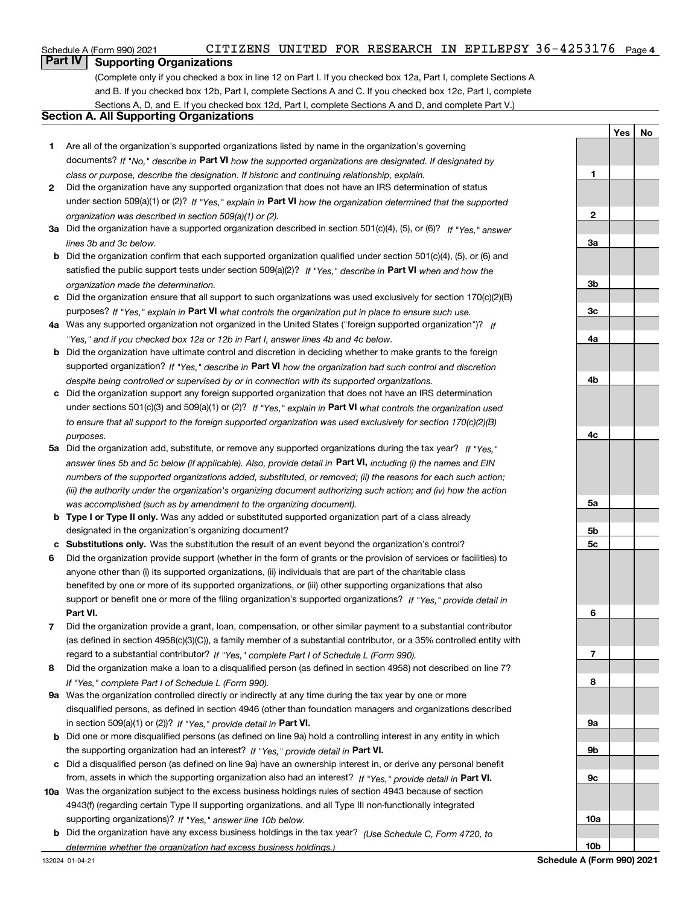Schedule A (Form 990) 2021 CITIZENS UNITED FOR RESEARCH IN EPILEPSY 36-4253176 Page 4

## Part IV Supporting Organizations

(Complete only if you checked a box in line 12 on Part I. If you checked box 12a, Part I, complete Sections A and B. If you checked box 12b, Part I, complete Sections A and C. If you checked box 12c, Part I, complete Sections A, D, and E. If you checked box 12d, Part I, complete Sections A and D, and complete Part V.)

### Section A. All Supporting Organizations

| | | | Yes | No |
|---|---|---|---|---|
| **1** | Are all of the organization's supported organizations listed by name in the organization's governing documents? *If "No," describe in* **Part VI** *how the supported organizations are designated. If designated by class or purpose, describe the designation. If historic and continuing relationship, explain.* | 1 | | |
| **2** | Did the organization have any supported organization that does not have an IRS determination of status under section 509(a)(1) or (2)? *If "Yes," explain in* **Part VI** *how the organization determined that the supported organization was described in section 509(a)(1) or (2).* | 2 | | |
| **3a** | Did the organization have a supported organization described in section 501(c)(4), (5), or (6)? *If "Yes," answer lines 3b and 3c below.* | 3a | | |
| **b** | Did the organization confirm that each supported organization qualified under section 501(c)(4), (5), or (6) and satisfied the public support tests under section 509(a)(2)? *If "Yes," describe in* **Part VI** *when and how the organization made the determination.* | 3b | | |
| **c** | Did the organization ensure that all support to such organizations was used exclusively for section 170(c)(2)(B) purposes? *If "Yes," explain in* **Part VI** *what controls the organization put in place to ensure such use.* | 3c | | |
| **4a** | Was any supported organization not organized in the United States ("foreign supported organization")? *If "Yes," and if you checked box 12a or 12b in Part I, answer lines 4b and 4c below.* | 4a | | |
| **b** | Did the organization have ultimate control and discretion in deciding whether to make grants to the foreign supported organization? *If "Yes," describe in* **Part VI** *how the organization had such control and discretion despite being controlled or supervised by or in connection with its supported organizations.* | 4b | | |
| **c** | Did the organization support any foreign supported organization that does not have an IRS determination under sections 501(c)(3) and 509(a)(1) or (2)? *If "Yes," explain in* **Part VI** *what controls the organization used to ensure that all support to the foreign supported organization was used exclusively for section 170(c)(2)(B) purposes.* | 4c | | |
| **5a** | Did the organization add, substitute, or remove any supported organizations during the tax year? *If "Yes," answer lines 5b and 5c below (if applicable). Also, provide detail in* **Part VI,** *including (i) the names and EIN numbers of the supported organizations added, substituted, or removed; (ii) the reasons for each such action; (iii) the authority under the organization's organizing document authorizing such action; and (iv) how the action was accomplished (such as by amendment to the organizing document).* | 5a | | |
| **b** | **Type I or Type II only.** Was any added or substituted supported organization part of a class already designated in the organization's organizing document? | 5b | | |
| **c** | **Substitutions only.** Was the substitution the result of an event beyond the organization's control? | 5c | | |
| **6** | Did the organization provide support (whether in the form of grants or the provision of services or facilities) to anyone other than (i) its supported organizations, (ii) individuals that are part of the charitable class benefited by one or more of its supported organizations, or (iii) other supporting organizations that also support or benefit one or more of the filing organization's supported organizations? *If "Yes," provide detail in* **Part VI.** | 6 | | |
| **7** | Did the organization provide a grant, loan, compensation, or other similar payment to a substantial contributor (as defined in section 4958(c)(3)(C)), a family member of a substantial contributor, or a 35% controlled entity with regard to a substantial contributor? *If "Yes," complete Part I of Schedule L (Form 990).* | 7 | | |
| **8** | Did the organization make a loan to a disqualified person (as defined in section 4958) not described on line 7? *If "Yes," complete Part I of Schedule L (Form 990).* | 8 | | |
| **9a** | Was the organization controlled directly or indirectly at any time during the tax year by one or more disqualified persons, as defined in section 4946 (other than foundation managers and organizations described in section 509(a)(1) or (2))? *If "Yes," provide detail in* **Part VI.** | 9a | | |
| **b** | Did one or more disqualified persons (as defined on line 9a) hold a controlling interest in any entity in which the supporting organization had an interest? *If "Yes," provide detail in* **Part VI.** | 9b | | |
| **c** | Did a disqualified person (as defined on line 9a) have an ownership interest in, or derive any personal benefit from, assets in which the supporting organization also had an interest? *If "Yes," provide detail in* **Part VI.** | 9c | | |
| **10a** | Was the organization subject to the excess business holdings rules of section 4943 because of section 4943(f) (regarding certain Type II supporting organizations, and all Type III non-functionally integrated supporting organizations)? *If "Yes," answer line 10b below.* | 10a | | |
| **b** | Did the organization have any excess business holdings in the tax year? *(Use Schedule C, Form 4720, to determine whether the organization had excess business holdings.)* | 10b | | |

132024 01-04-21 **Schedule A (Form 990) 2021**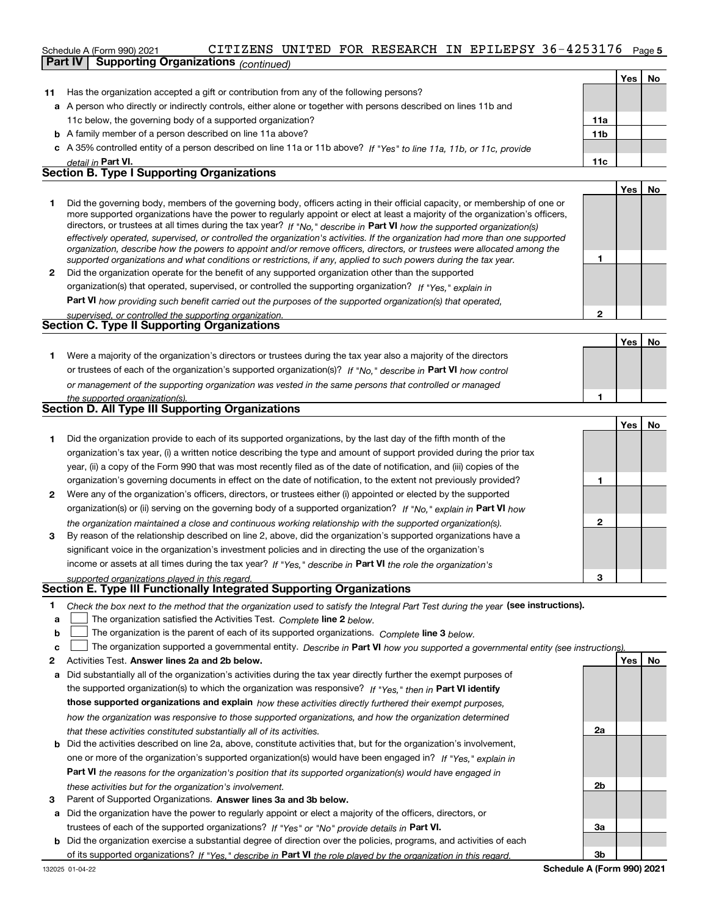Schedule A (Form 990) 2021 CITIZENS UNITED FOR RESEARCH IN EPILEPSY 36-4253176

**Part IV Supporting Organizations** *(continued)*

| | | | Yes | No |
|---|---|---|---|---|
| **11** | Has the organization accepted a gift or contribution from any of the following persons? | | | |
| **a** | A person who directly or indirectly controls, either alone or together with persons described on lines 11b and 11c below, the governing body of a supported organization? | **11a** | | |
| **b** | A family member of a person described on line 11a above? | **11b** | | |
| **c** | A 35% controlled entity of a person described on line 11a or 11b above? *If "Yes" to line 11a, 11b, or 11c, provide detail in* **Part VI.** | **11c** | | |

## Section B. Type I Supporting Organizations

| | | | Yes | No |
|---|---|---|---|---|
| **1** | Did the governing body, members of the governing body, officers acting in their official capacity, or membership of one or more supported organizations have the power to regularly appoint or elect at least a majority of the organization's officers, directors, or trustees at all times during the tax year? *If "No," describe in* **Part VI** *how the supported organization(s) effectively operated, supervised, or controlled the organization's activities. If the organization had more than one supported organization, describe how the powers to appoint and/or remove officers, directors, or trustees were allocated among the supported organizations and what conditions or restrictions, if any, applied to such powers during the tax year.* | **1** | | |
| **2** | Did the organization operate for the benefit of any supported organization other than the supported organization(s) that operated, supervised, or controlled the supporting organization? *If "Yes," explain in* **Part VI** *how providing such benefit carried out the purposes of the supported organization(s) that operated, supervised, or controlled the supporting organization.* | **2** | | |

## Section C. Type II Supporting Organizations

| | | | Yes | No |
|---|---|---|---|---|
| **1** | Were a majority of the organization's directors or trustees during the tax year also a majority of the directors or trustees of each of the organization's supported organization(s)? *If "No," describe in* **Part VI** *how control or management of the supporting organization was vested in the same persons that controlled or managed the supported organization(s).* | **1** | | |

## Section D. All Type III Supporting Organizations

| | | | Yes | No |
|---|---|---|---|---|
| **1** | Did the organization provide to each of its supported organizations, by the last day of the fifth month of the organization's tax year, (i) a written notice describing the type and amount of support provided during the prior tax year, (ii) a copy of the Form 990 that was most recently filed as of the date of notification, and (iii) copies of the organization's governing documents in effect on the date of notification, to the extent not previously provided? | **1** | | |
| **2** | Were any of the organization's officers, directors, or trustees either (i) appointed or elected by the supported organization(s) or (ii) serving on the governing body of a supported organization? *If "No," explain in* **Part VI** *how the organization maintained a close and continuous working relationship with the supported organization(s).* | **2** | | |
| **3** | By reason of the relationship described on line 2, above, did the organization's supported organizations have a significant voice in the organization's investment policies and in directing the use of the organization's income or assets at all times during the tax year? *If "Yes," describe in* **Part VI** *the role the organization's supported organizations played in this regard.* | **3** | | |

## Section E. Type III Functionally Integrated Supporting Organizations

**1** *Check the box next to the method that the organization used to satisfy the Integral Part Test during the year* **(see instructions).**

- **a** ☐ The organization satisfied the Activities Test. *Complete* **line 2** *below.*
- **b** ☐ The organization is the parent of each of its supported organizations. *Complete* **line 3** *below.*
- **c** ☐ The organization supported a governmental entity. *Describe in* **Part VI** *how you supported a governmental entity (see instructions).*

| | | | Yes | No |
|---|---|---|---|---|
| **2** | Activities Test. **Answer lines 2a and 2b below.** | | | |
| **a** | Did substantially all of the organization's activities during the tax year directly further the exempt purposes of the supported organization(s) to which the organization was responsive? *If "Yes," then in* **Part VI identify those supported organizations and explain** *how these activities directly furthered their exempt purposes, how the organization was responsive to those supported organizations, and how the organization determined that these activities constituted substantially all of its activities.* | **2a** | | |
| **b** | Did the activities described on line 2a, above, constitute activities that, but for the organization's involvement, one or more of the organization's supported organization(s) would have been engaged in? *If "Yes," explain in* **Part VI** *the reasons for the organization's position that its supported organization(s) would have engaged in these activities but for the organization's involvement.* | **2b** | | |
| **3** | Parent of Supported Organizations. **Answer lines 3a and 3b below.** | | | |
| **a** | Did the organization have the power to regularly appoint or elect a majority of the officers, directors, or trustees of each of the supported organizations? *If "Yes" or "No" provide details in* **Part VI.** | **3a** | | |
| **b** | Did the organization exercise a substantial degree of direction over the policies, programs, and activities of each of its supported organizations? *If "Yes," describe in* **Part VI** *the role played by the organization in this regard.* | **3b** | | |

132025 01-04-22 **Schedule A (Form 990) 2021**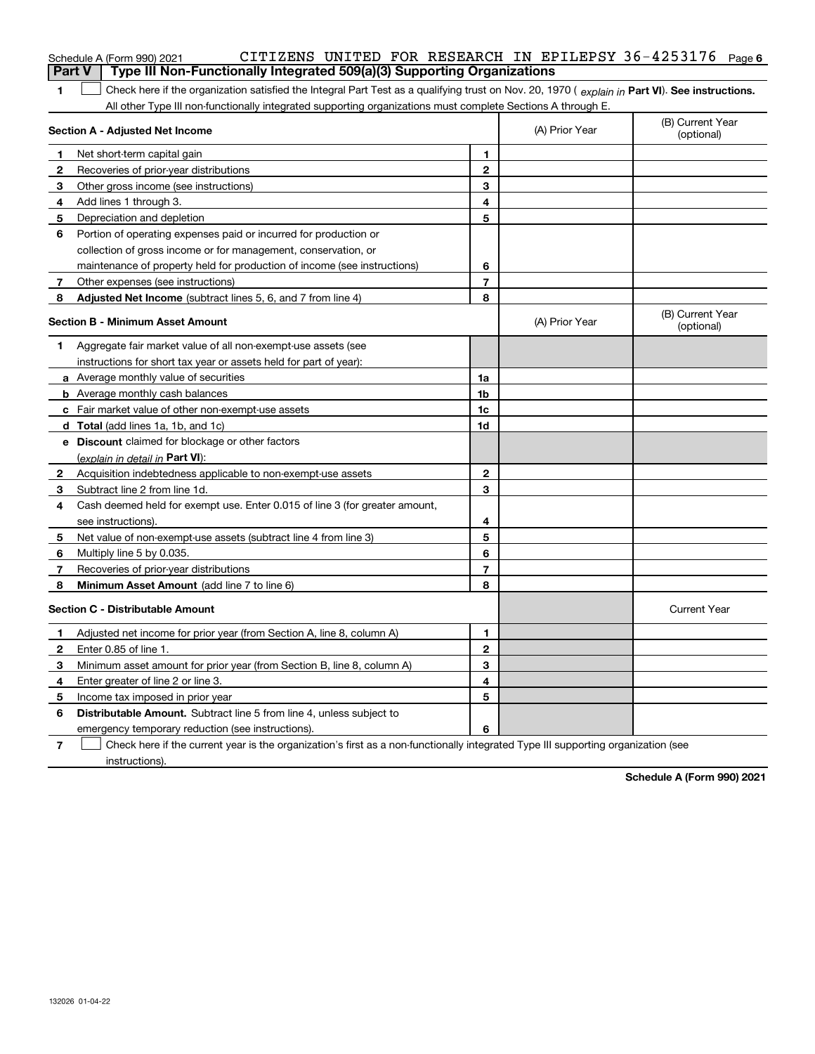Schedule A (Form 990) 2021 CITIZENS UNITED FOR RESEARCH IN EPILEPSY 36-4253176 Page 6

## Part V Type III Non-Functionally Integrated 509(a)(3) Supporting Organizations

**1** ☐ Check here if the organization satisfied the Integral Part Test as a qualifying trust on Nov. 20, 1970 ( *explain in* **Part VI**). **See instructions.** All other Type III non-functionally integrated supporting organizations must complete Sections A through E.

| **Section A - Adjusted Net Income** | | (A) Prior Year | (B) Current Year (optional) |
|---|---|---|---|
| **1** Net short-term capital gain | 1 | | |
| **2** Recoveries of prior-year distributions | 2 | | |
| **3** Other gross income (see instructions) | 3 | | |
| **4** Add lines 1 through 3. | 4 | | |
| **5** Depreciation and depletion | 5 | | |
| **6** Portion of operating expenses paid or incurred for production or collection of gross income or for management, conservation, or maintenance of property held for production of income (see instructions) | 6 | | |
| **7** Other expenses (see instructions) | 7 | | |
| **8** **Adjusted Net Income** (subtract lines 5, 6, and 7 from line 4) | 8 | | |

| **Section B - Minimum Asset Amount** | | (A) Prior Year | (B) Current Year (optional) |
|---|---|---|---|
| **1** Aggregate fair market value of all non-exempt-use assets (see instructions for short tax year or assets held for part of year): | | | |
| **a** Average monthly value of securities | 1a | | |
| **b** Average monthly cash balances | 1b | | |
| **c** Fair market value of other non-exempt-use assets | 1c | | |
| **d** **Total** (add lines 1a, 1b, and 1c) | 1d | | |
| **e** **Discount** claimed for blockage or other factors (*explain in detail in* **Part VI**): | | | |
| **2** Acquisition indebtedness applicable to non-exempt-use assets | 2 | | |
| **3** Subtract line 2 from line 1d. | 3 | | |
| **4** Cash deemed held for exempt use. Enter 0.015 of line 3 (for greater amount, see instructions). | 4 | | |
| **5** Net value of non-exempt-use assets (subtract line 4 from line 3) | 5 | | |
| **6** Multiply line 5 by 0.035. | 6 | | |
| **7** Recoveries of prior-year distributions | 7 | | |
| **8** **Minimum Asset Amount** (add line 7 to line 6) | 8 | | |

| **Section C - Distributable Amount** | | | Current Year |
|---|---|---|---|
| **1** Adjusted net income for prior year (from Section A, line 8, column A) | 1 | | |
| **2** Enter 0.85 of line 1. | 2 | | |
| **3** Minimum asset amount for prior year (from Section B, line 8, column A) | 3 | | |
| **4** Enter greater of line 2 or line 3. | 4 | | |
| **5** Income tax imposed in prior year | 5 | | |
| **6** **Distributable Amount.** Subtract line 5 from line 4, unless subject to emergency temporary reduction (see instructions). | 6 | | |

**7** ☐ Check here if the current year is the organization's first as a non-functionally integrated Type III supporting organization (see instructions).

**Schedule A (Form 990) 2021**

132026 01-04-22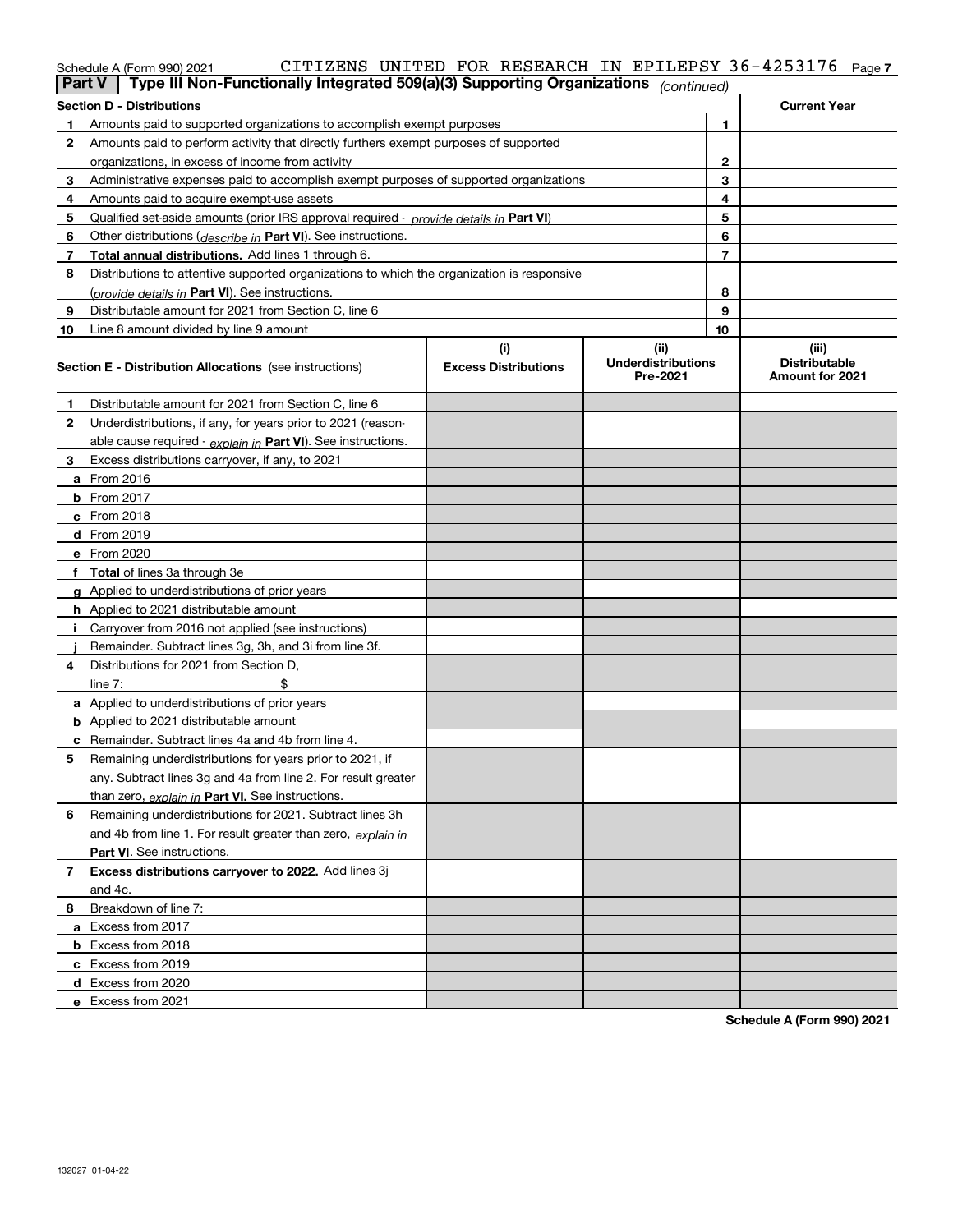Schedule A (Form 990) 2021 CITIZENS UNITED FOR RESEARCH IN EPILEPSY 36-4253176

**Part V** | **Type III Non-Functionally Integrated 509(a)(3) Supporting Organizations** *(continued)*

| **Section D - Distributions** | | | **Current Year** |
|---|---|---|---|
| 1 | Amounts paid to supported organizations to accomplish exempt purposes | 1 | |
| 2 | Amounts paid to perform activity that directly furthers exempt purposes of supported organizations, in excess of income from activity | 2 | |
| 3 | Administrative expenses paid to accomplish exempt purposes of supported organizations | 3 | |
| 4 | Amounts paid to acquire exempt-use assets | 4 | |
| 5 | Qualified set-aside amounts (prior IRS approval required - *provide details in* **Part VI**) | 5 | |
| 6 | Other distributions (*describe in* **Part VI**). See instructions. | 6 | |
| 7 | **Total annual distributions.** Add lines 1 through 6. | 7 | |
| 8 | Distributions to attentive supported organizations to which the organization is responsive (*provide details in* **Part VI**). See instructions. | 8 | |
| 9 | Distributable amount for 2021 from Section C, line 6 | 9 | |
| 10 | Line 8 amount divided by line 9 amount | 10 | |

| **Section E - Distribution Allocations** (see instructions) | (i) **Excess Distributions** | (ii) **Underdistributions Pre-2021** | (iii) **Distributable Amount for 2021** |
|---|---|---|---|
| **1** Distributable amount for 2021 from Section C, line 6 | | | |
| **2** Underdistributions, if any, for years prior to 2021 (reasonable cause required - *explain in* **Part VI**). See instructions. | | | |
| **3** Excess distributions carryover, if any, to 2021 | | | |
| **a** From 2016 | | | |
| **b** From 2017 | | | |
| **c** From 2018 | | | |
| **d** From 2019 | | | |
| **e** From 2020 | | | |
| **f** **Total** of lines 3a through 3e | | | |
| **g** Applied to underdistributions of prior years | | | |
| **h** Applied to 2021 distributable amount | | | |
| **i** Carryover from 2016 not applied (see instructions) | | | |
| **j** Remainder. Subtract lines 3g, 3h, and 3i from line 3f. | | | |
| **4** Distributions for 2021 from Section D, line 7: $ | | | |
| **a** Applied to underdistributions of prior years | | | |
| **b** Applied to 2021 distributable amount | | | |
| **c** Remainder. Subtract lines 4a and 4b from line 4. | | | |
| **5** Remaining underdistributions for years prior to 2021, if any. Subtract lines 3g and 4a from line 2. For result greater than zero, *explain in* **Part VI.** See instructions. | | | |
| **6** Remaining underdistributions for 2021. Subtract lines 3h and 4b from line 1. For result greater than zero, *explain in* **Part VI**. See instructions. | | | |
| **7** **Excess distributions carryover to 2022.** Add lines 3j and 4c. | | | |
| **8** Breakdown of line 7: | | | |
| **a** Excess from 2017 | | | |
| **b** Excess from 2018 | | | |
| **c** Excess from 2019 | | | |
| **d** Excess from 2020 | | | |
| **e** Excess from 2021 | | | |

**Schedule A (Form 990) 2021**

132027 01-04-22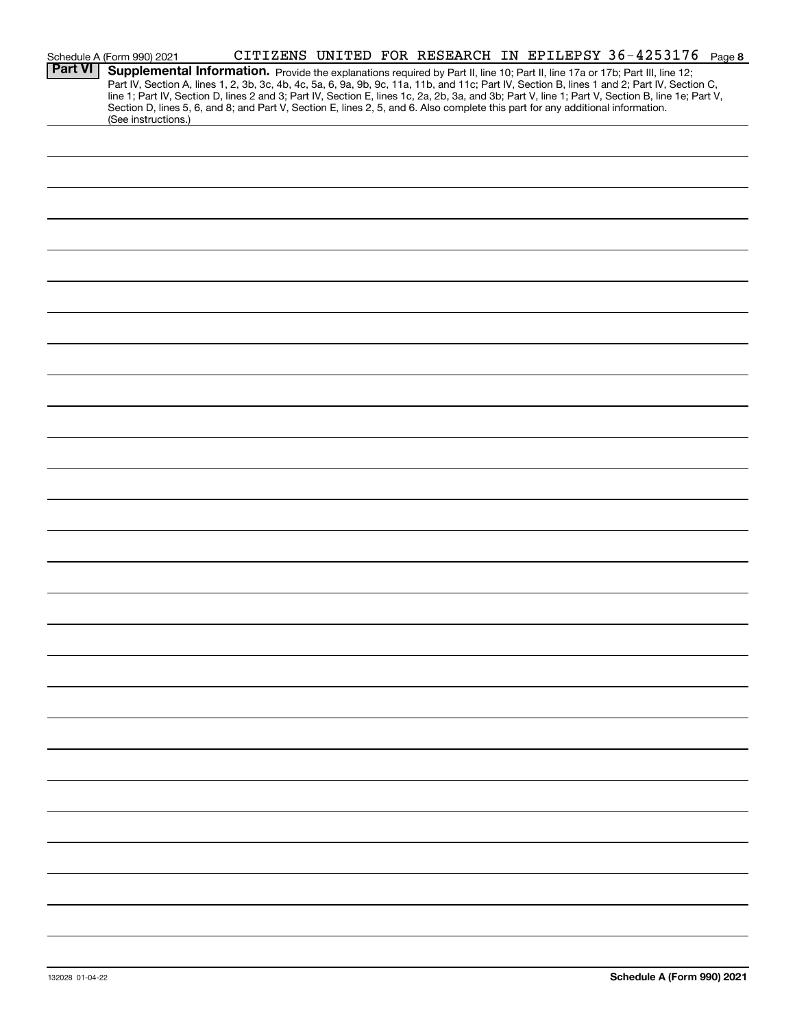Schedule A (Form 990) 2021 CITIZENS UNITED FOR RESEARCH IN EPILEPSY 36-4253176 Page **8**

**Part VI** **Supplemental Information.** Provide the explanations required by Part II, line 10; Part II, line 17a or 17b; Part III, line 12; Part IV, Section A, lines 1, 2, 3b, 3c, 4b, 4c, 5a, 6, 9a, 9b, 9c, 11a, 11b, and 11c; Part IV, Section B, lines 1 and 2; Part IV, Section C, line 1; Part IV, Section D, lines 2 and 3; Part IV, Section E, lines 1c, 2a, 2b, 3a, and 3b; Part V, line 1; Part V, Section B, line 1e; Part V, Section D, lines 5, 6, and 8; and Part V, Section E, lines 2, 5, and 6. Also complete this part for any additional information. (See instructions.)

132028 01-04-22 **Schedule A (Form 990) 2021**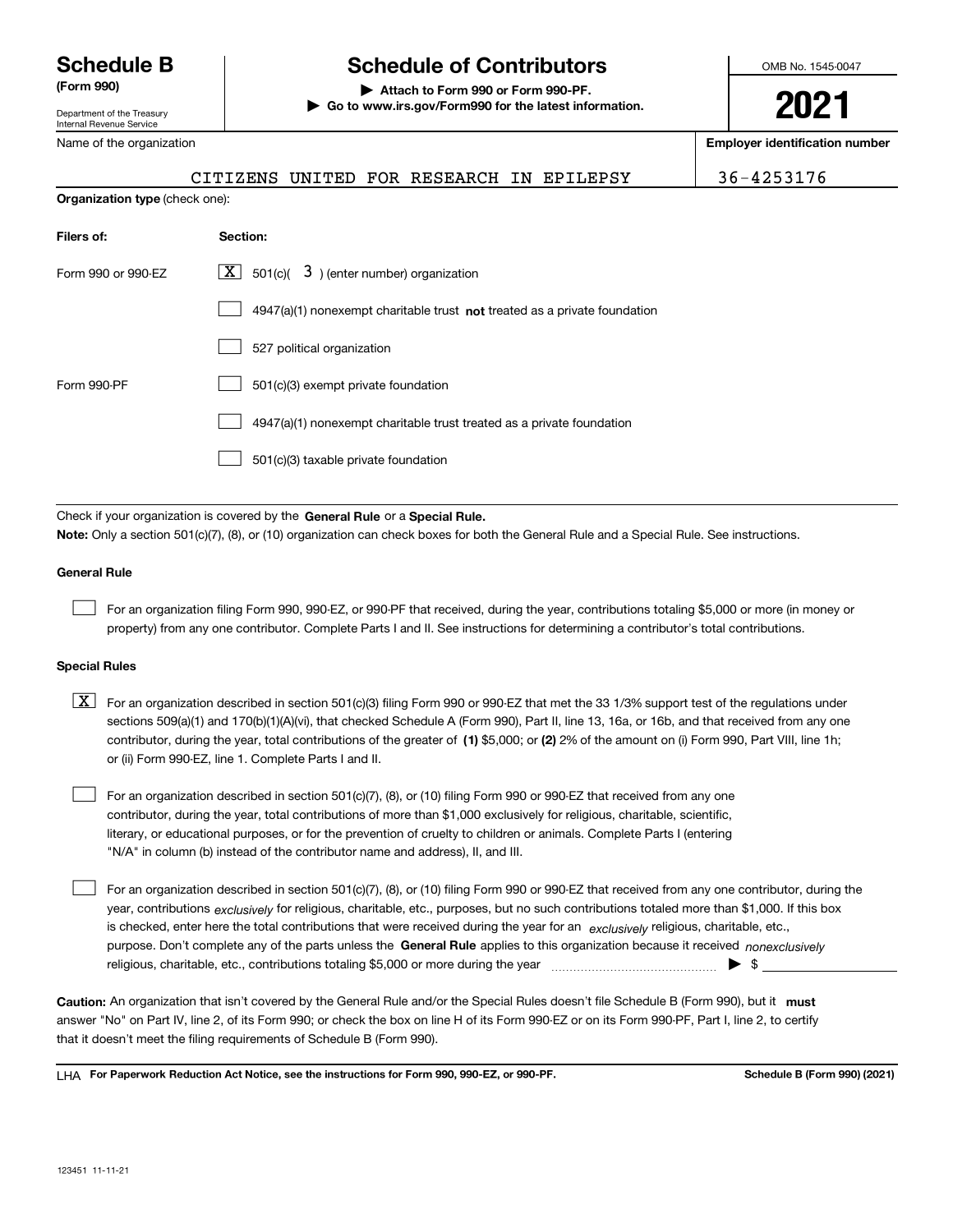# Schedule B
**(Form 990)**

Department of the Treasury
Internal Revenue Service

# Schedule of Contributors

▶ **Attach to Form 990 or Form 990-PF.**
▶ **Go to www.irs.gov/Form990 for the latest information.**

OMB No. 1545-0047

**2021**

| Name of the organization | Employer identification number |
|---|---|
| CITIZENS UNITED FOR RESEARCH IN EPILEPSY | 36-4253176 |

**Organization type** (check one):

| Filers of: | Section: |
|---|---|
| Form 990 or 990-EZ | [X] 501(c)( 3 ) (enter number) organization |
| | [ ] 4947(a)(1) nonexempt charitable trust **not** treated as a private foundation |
| | [ ] 527 political organization |
| Form 990-PF | [ ] 501(c)(3) exempt private foundation |
| | [ ] 4947(a)(1) nonexempt charitable trust treated as a private foundation |
| | [ ] 501(c)(3) taxable private foundation |

Check if your organization is covered by the **General Rule** or a **Special Rule.**

**Note:** Only a section 501(c)(7), (8), or (10) organization can check boxes for both the General Rule and a Special Rule. See instructions.

**General Rule**

[ ] For an organization filing Form 990, 990-EZ, or 990-PF that received, during the year, contributions totaling $5,000 or more (in money or property) from any one contributor. Complete Parts I and II. See instructions for determining a contributor's total contributions.

**Special Rules**

[X] For an organization described in section 501(c)(3) filing Form 990 or 990-EZ that met the 33 1/3% support test of the regulations under sections 509(a)(1) and 170(b)(1)(A)(vi), that checked Schedule A (Form 990), Part II, line 13, 16a, or 16b, and that received from any one contributor, during the year, total contributions of the greater of **(1)** $5,000; or **(2)** 2% of the amount on (i) Form 990, Part VIII, line 1h; or (ii) Form 990-EZ, line 1. Complete Parts I and II.

[ ] For an organization described in section 501(c)(7), (8), or (10) filing Form 990 or 990-EZ that received from any one contributor, during the year, total contributions of more than $1,000 exclusively for religious, charitable, scientific, literary, or educational purposes, or for the prevention of cruelty to children or animals. Complete Parts I (entering "N/A" in column (b) instead of the contributor name and address), II, and III.

[ ] For an organization described in section 501(c)(7), (8), or (10) filing Form 990 or 990-EZ that received from any one contributor, during the year, contributions *exclusively* for religious, charitable, etc., purposes, but no such contributions totaled more than $1,000. If this box is checked, enter here the total contributions that were received during the year for an *exclusively* religious, charitable, etc., purpose. Don't complete any of the parts unless the **General Rule** applies to this organization because it received *nonexclusively* religious, charitable, etc., contributions totaling $5,000 or more during the year ▶ $

**Caution:** An organization that isn't covered by the General Rule and/or the Special Rules doesn't file Schedule B (Form 990), but it **must** answer "No" on Part IV, line 2, of its Form 990; or check the box on line H of its Form 990-EZ or on its Form 990-PF, Part I, line 2, to certify that it doesn't meet the filing requirements of Schedule B (Form 990).

LHA **For Paperwork Reduction Act Notice, see the instructions for Form 990, 990-EZ, or 990-PF.** **Schedule B (Form 990) (2021)**

123451 11-11-21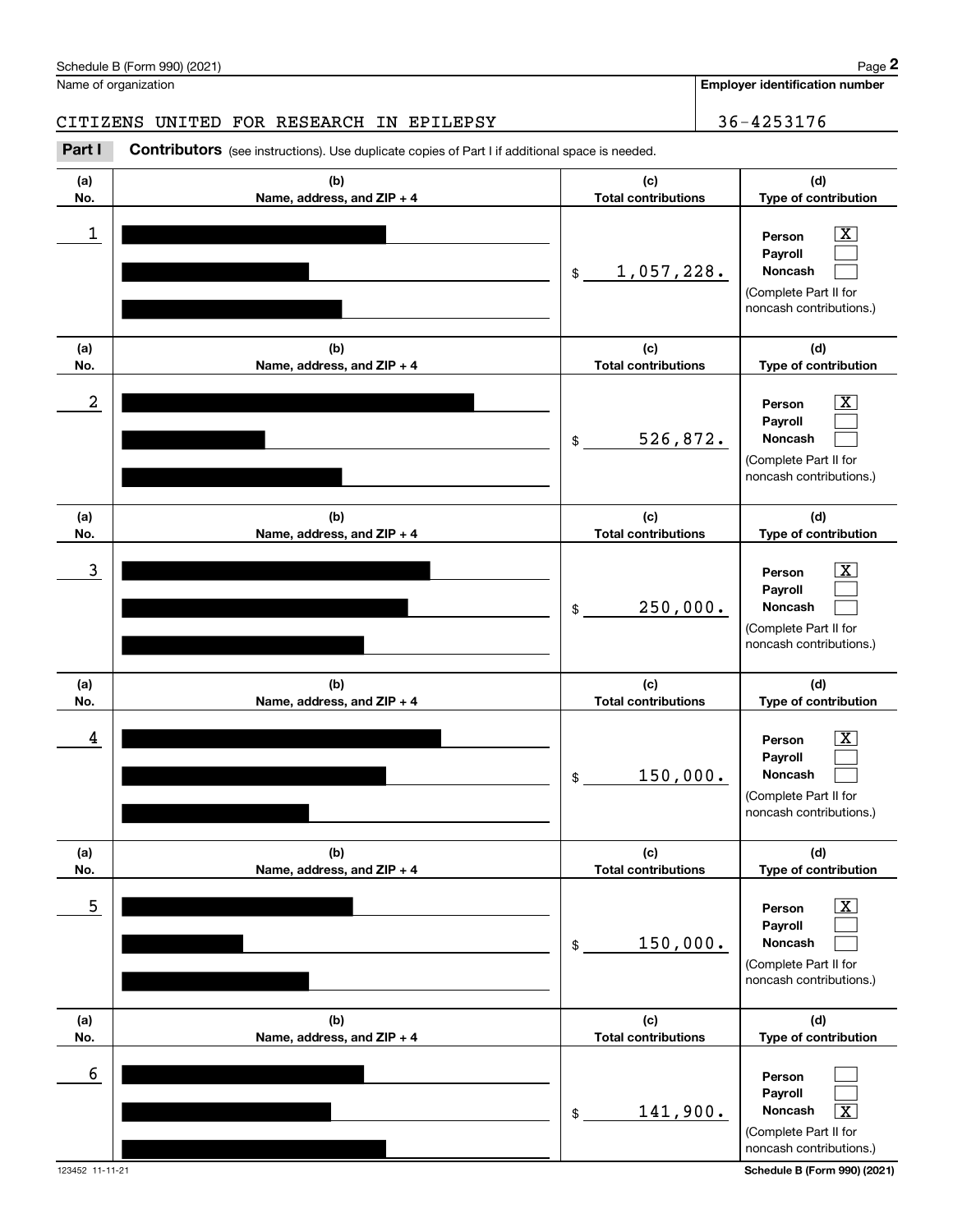Schedule B (Form 990) (2021)

Name of organization: CITIZENS UNITED FOR RESEARCH IN EPILEPSY

Employer identification number: 36-4253176

**Part I** **Contributors** (see instructions). Use duplicate copies of Part I if additional space is needed.

| (a) No. | (b) Name, address, and ZIP + 4 | (c) Total contributions | (d) Type of contribution |
|---|---|---|---|
| 1 | | $ 1,057,228. | Person [X] Payroll [ ] Noncash [ ] (Complete Part II for noncash contributions.) |
| 2 | | $ 526,872. | Person [X] Payroll [ ] Noncash [ ] (Complete Part II for noncash contributions.) |
| 3 | | $ 250,000. | Person [X] Payroll [ ] Noncash [ ] (Complete Part II for noncash contributions.) |
| 4 | | $ 150,000. | Person [X] Payroll [ ] Noncash [ ] (Complete Part II for noncash contributions.) |
| 5 | | $ 150,000. | Person [X] Payroll [ ] Noncash [ ] (Complete Part II for noncash contributions.) |
| 6 | | $ 141,900. | Person [ ] Payroll [ ] Noncash [X] (Complete Part II for noncash contributions.) |

123452 11-11-21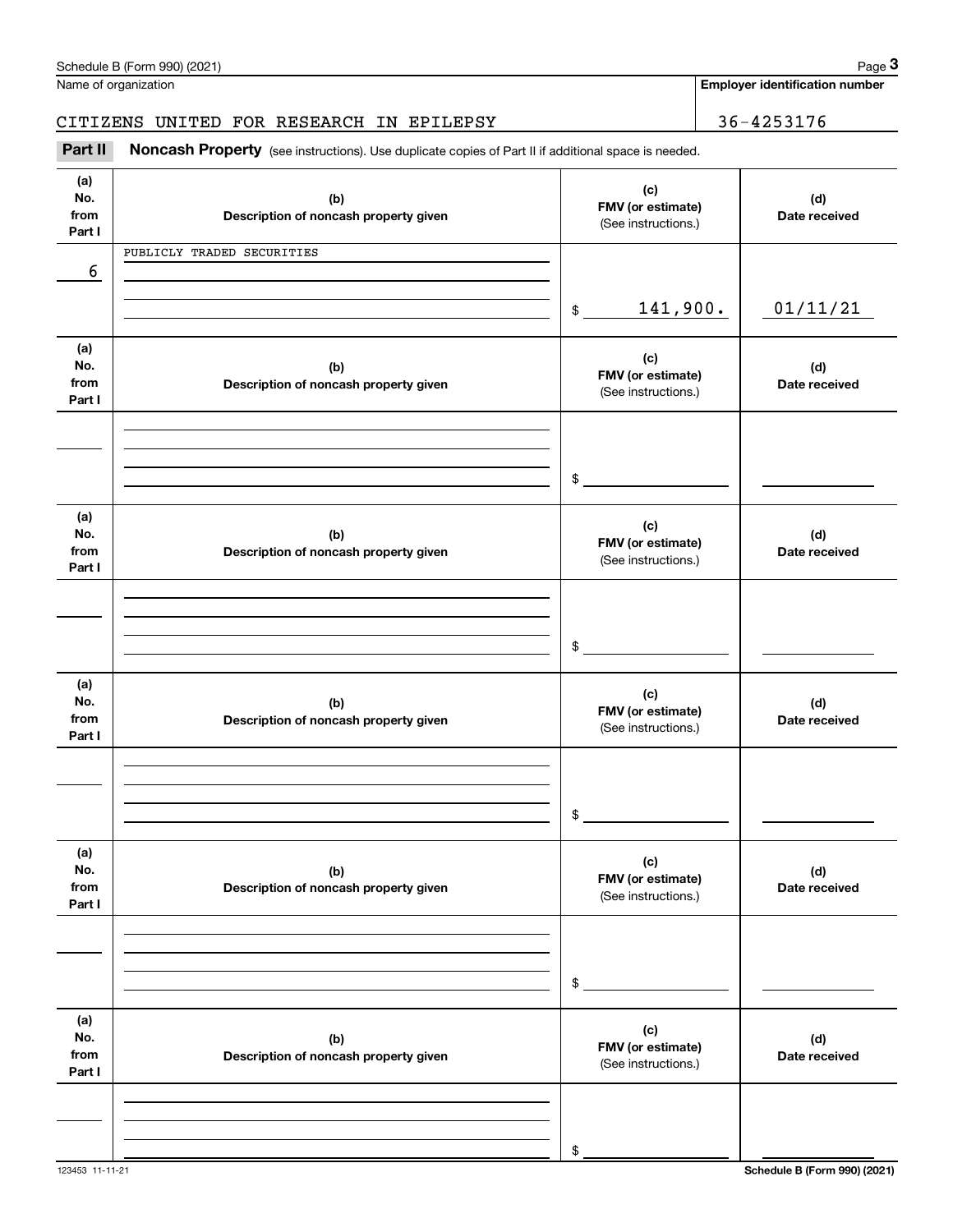Name of organization

**Employer identification number**

CITIZENS UNITED FOR RESEARCH IN EPILEPSY

36-4253176

**Part II** **Noncash Property** (see instructions). Use duplicate copies of Part II if additional space is needed.

| (a) No. from Part I | (b) Description of noncash property given | (c) FMV (or estimate) (See instructions.) | (d) Date received |
|---|---|---|---|
| 6 | PUBLICLY TRADED SECURITIES | $ 141,900. | 01/11/21 |

| (a) No. from Part I | (b) Description of noncash property given | (c) FMV (or estimate) (See instructions.) | (d) Date received |
|---|---|---|---|
| | | $ | |

| (a) No. from Part I | (b) Description of noncash property given | (c) FMV (or estimate) (See instructions.) | (d) Date received |
|---|---|---|---|
| | | $ | |

| (a) No. from Part I | (b) Description of noncash property given | (c) FMV (or estimate) (See instructions.) | (d) Date received |
|---|---|---|---|
| | | $ | |

| (a) No. from Part I | (b) Description of noncash property given | (c) FMV (or estimate) (See instructions.) | (d) Date received |
|---|---|---|---|
| | | $ | |

| (a) No. from Part I | (b) Description of noncash property given | (c) FMV (or estimate) (See instructions.) | (d) Date received |
|---|---|---|---|
| | | $ | |

123453 11-11-21 **Schedule B (Form 990) (2021)**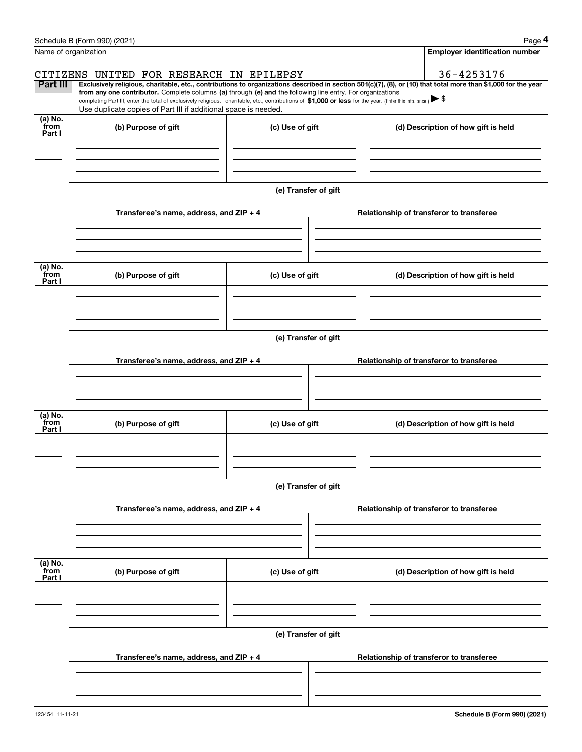Name of organization

**Employer identification number**

CITIZENS UNITED FOR RESEARCH IN EPILEPSY

36-4253176

**Part III** **Exclusively religious, charitable, etc., contributions to organizations described in section 501(c)(7), (8), or (10) that total more than $1,000 for the year from any one contributor.** Complete columns **(a)** through **(e) and** the following line entry. For organizations completing Part III, enter the total of exclusively religious, charitable, etc., contributions of **$1,000 or less** for the year. (Enter this info. once.) ▶ $

Use duplicate copies of Part III if additional space is needed.

| (a) No. from Part I | (b) Purpose of gift | (c) Use of gift | (d) Description of how gift is held |
|---|---|---|---|
| | | | |

**(e) Transfer of gift**

| Transferee's name, address, and ZIP + 4 | Relationship of transferor to transferee |
|---|---|
| | |

| (a) No. from Part I | (b) Purpose of gift | (c) Use of gift | (d) Description of how gift is held |
|---|---|---|---|
| | | | |

**(e) Transfer of gift**

| Transferee's name, address, and ZIP + 4 | Relationship of transferor to transferee |
|---|---|
| | |

| (a) No. from Part I | (b) Purpose of gift | (c) Use of gift | (d) Description of how gift is held |
|---|---|---|---|
| | | | |

**(e) Transfer of gift**

| Transferee's name, address, and ZIP + 4 | Relationship of transferor to transferee |
|---|---|
| | |

| (a) No. from Part I | (b) Purpose of gift | (c) Use of gift | (d) Description of how gift is held |
|---|---|---|---|
| | | | |

**(e) Transfer of gift**

| Transferee's name, address, and ZIP + 4 | Relationship of transferor to transferee |
|---|---|
| | |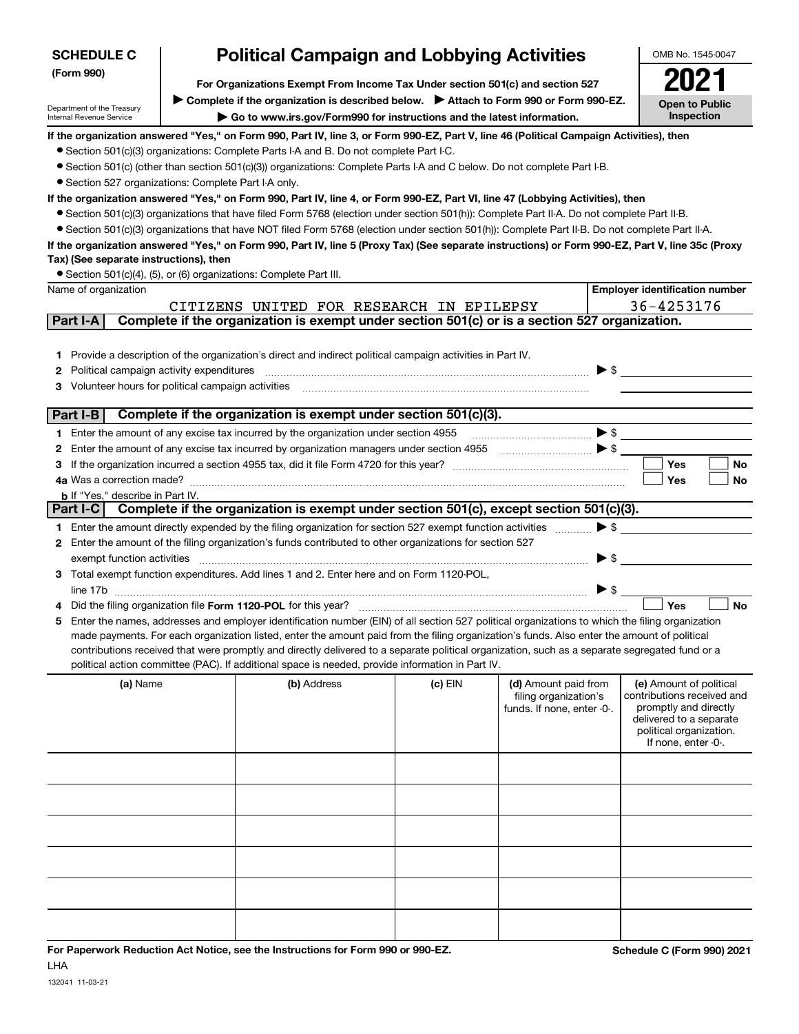**SCHEDULE C (Form 990)**

Department of the Treasury
Internal Revenue Service

# Political Campaign and Lobbying Activities

**For Organizations Exempt From Income Tax Under section 501(c) and section 527**

▶ **Complete if the organization is described below.** ▶ **Attach to Form 990 or Form 990-EZ.**

▶ **Go to www.irs.gov/Form990 for instructions and the latest information.**

OMB No. 1545-0047

**2021**

**Open to Public Inspection**

**If the organization answered "Yes," on Form 990, Part IV, line 3, or Form 990-EZ, Part V, line 46 (Political Campaign Activities), then**

- Section 501(c)(3) organizations: Complete Parts I-A and B. Do not complete Part I-C.
- Section 501(c) (other than section 501(c)(3)) organizations: Complete Parts I-A and C below. Do not complete Part I-B.
- Section 527 organizations: Complete Part I-A only.

**If the organization answered "Yes," on Form 990, Part IV, line 4, or Form 990-EZ, Part VI, line 47 (Lobbying Activities), then**

- Section 501(c)(3) organizations that have filed Form 5768 (election under section 501(h)): Complete Part II-A. Do not complete Part II-B.
- Section 501(c)(3) organizations that have NOT filed Form 5768 (election under section 501(h)): Complete Part II-B. Do not complete Part II-A.

**If the organization answered "Yes," on Form 990, Part IV, line 5 (Proxy Tax) (See separate instructions) or Form 990-EZ, Part V, line 35c (Proxy Tax) (See separate instructions), then**

- Section 501(c)(4), (5), or (6) organizations: Complete Part III.

| Name of organization | Employer identification number |
|---|---|
| CITIZENS UNITED FOR RESEARCH IN EPILEPSY | 36-4253176 |

## Part I-A Complete if the organization is exempt under section 501(c) or is a section 527 organization.

1. Provide a description of the organization's direct and indirect political campaign activities in Part IV.
2. Political campaign activity expenditures ▶ $
3. Volunteer hours for political campaign activities

## Part I-B Complete if the organization is exempt under section 501(c)(3).

1. Enter the amount of any excise tax incurred by the organization under section 4955 ▶ $
2. Enter the amount of any excise tax incurred by organization managers under section 4955 ▶ $
3. If the organization incurred a section 4955 tax, did it file Form 4720 for this year? ☐ Yes ☐ No

4a. Was a correction made? ☐ Yes ☐ No

b. If "Yes," describe in Part IV.

## Part I-C Complete if the organization is exempt under section 501(c), except section 501(c)(3).

1. Enter the amount directly expended by the filing organization for section 527 exempt function activities ▶ $
2. Enter the amount of the filing organization's funds contributed to other organizations for section 527 exempt function activities ▶ $
3. Total exempt function expenditures. Add lines 1 and 2. Enter here and on Form 1120-POL, line 17b ▶ $
4. Did the filing organization file **Form 1120-POL** for this year? ☐ Yes ☐ No
5. Enter the names, addresses and employer identification number (EIN) of all section 527 political organizations to which the filing organization made payments. For each organization listed, enter the amount paid from the filing organization's funds. Also enter the amount of political contributions received that were promptly and directly delivered to a separate political organization, such as a separate segregated fund or a political action committee (PAC). If additional space is needed, provide information in Part IV.

| (a) Name | (b) Address | (c) EIN | (d) Amount paid from filing organization's funds. If none, enter -0-. | (e) Amount of political contributions received and promptly and directly delivered to a separate political organization. If none, enter -0-. |
|---|---|---|---|---|
| | | | | |
| | | | | |
| | | | | |
| | | | | |
| | | | | |
| | | | | |

**For Paperwork Reduction Act Notice, see the Instructions for Form 990 or 990-EZ.**

**Schedule C (Form 990) 2021**

LHA

132041 11-03-21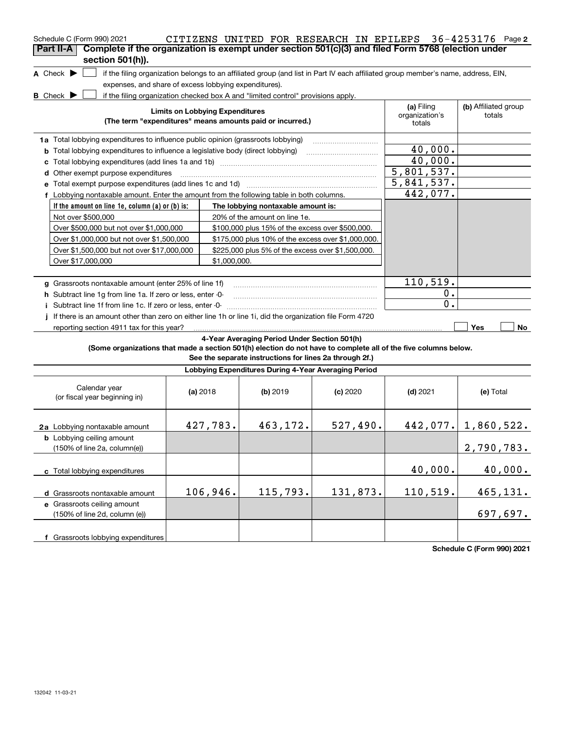Schedule C (Form 990) 2021 CITIZENS UNITED FOR RESEARCH IN EPILEPS 36-4253176 Page **2**

## Part II-A Complete if the organization is exempt under section 501(c)(3) and filed Form 5768 (election under section 501(h)).

**A** Check ▶ ☐ if the filing organization belongs to an affiliated group (and list in Part IV each affiliated group member's name, address, EIN, expenses, and share of excess lobbying expenditures).

**B** Check ▶ ☐ if the filing organization checked box A and "limited control" provisions apply.

| Limits on Lobbying Expenditures (The term "expenditures" means amounts paid or incurred.) | (a) Filing organization's totals | (b) Affiliated group totals |
|---|---|---|
| **1a** Total lobbying expenditures to influence public opinion (grassroots lobbying) | | |
| **b** Total lobbying expenditures to influence a legislative body (direct lobbying) | 40,000. | |
| **c** Total lobbying expenditures (add lines 1a and 1b) | 40,000. | |
| **d** Other exempt purpose expenditures | 5,801,537. | |
| **e** Total exempt purpose expenditures (add lines 1c and 1d) | 5,841,537. | |
| **f** Lobbying nontaxable amount. Enter the amount from the following table in both columns. | 442,077. | |

| If the amount on line 1e, column (a) or (b) is: | The lobbying nontaxable amount is: |
|---|---|
| Not over $500,000 | 20% of the amount on line 1e. |
| Over $500,000 but not over $1,000,000 | $100,000 plus 15% of the excess over $500,000. |
| Over $1,000,000 but not over $1,500,000 | $175,000 plus 10% of the excess over $1,000,000. |
| Over $1,500,000 but not over $17,000,000 | $225,000 plus 5% of the excess over $1,500,000. |
| Over $17,000,000 | $1,000,000. |

| | (a) Filing organization's totals | (b) Affiliated group totals |
|---|---|---|
| **g** Grassroots nontaxable amount (enter 25% of line 1f) | 110,519. | |
| **h** Subtract line 1g from line 1a. If zero or less, enter -0- | 0. | |
| **i** Subtract line 1f from line 1c. If zero or less, enter -0- | 0. | |
| **j** If there is an amount other than zero on either line 1h or line 1i, did the organization file Form 4720 reporting section 4911 tax for this year? | ☐ Yes | ☐ No |

**4-Year Averaging Period Under Section 501(h)**

**(Some organizations that made a section 501(h) election do not have to complete all of the five columns below. See the separate instructions for lines 2a through 2f.)**

**Lobbying Expenditures During 4-Year Averaging Period**

| Calendar year (or fiscal year beginning in) | (a) 2018 | (b) 2019 | (c) 2020 | (d) 2021 | (e) Total |
|---|---|---|---|---|---|
| **2a** Lobbying nontaxable amount | 427,783. | 463,172. | 527,490. | 442,077. | 1,860,522. |
| **b** Lobbying ceiling amount (150% of line 2a, column(e)) | | | | | 2,790,783. |
| **c** Total lobbying expenditures | | | | 40,000. | 40,000. |
| **d** Grassroots nontaxable amount | 106,946. | 115,793. | 131,873. | 110,519. | 465,131. |
| **e** Grassroots ceiling amount (150% of line 2d, column (e)) | | | | | 697,697. |
| **f** Grassroots lobbying expenditures | | | | | |

**Schedule C (Form 990) 2021**

132042 11-03-21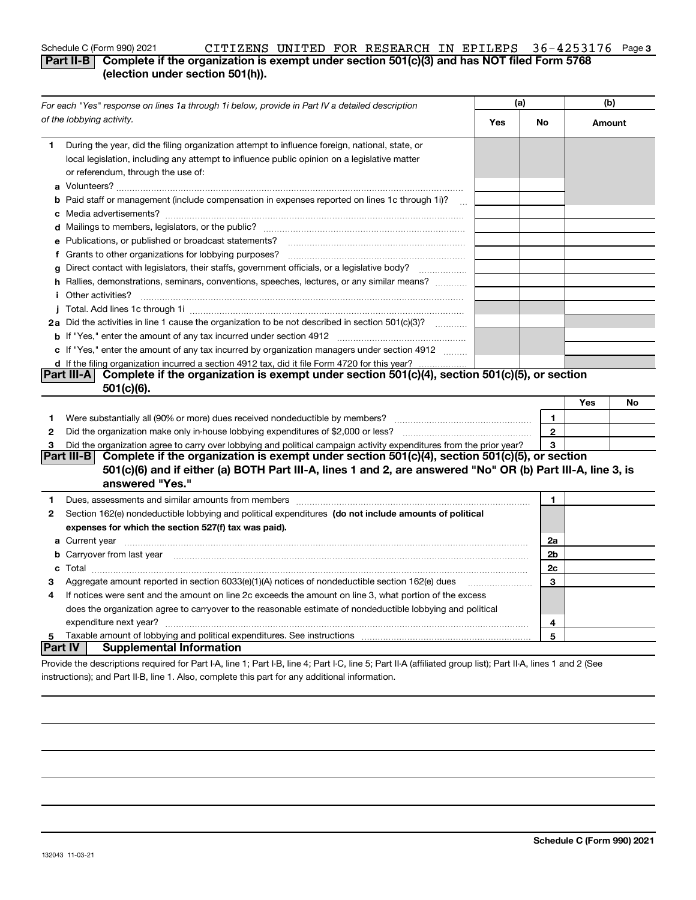Schedule C (Form 990) 2021 CITIZENS UNITED FOR RESEARCH IN EPILEPS 36-4253176 Page 3

## Part II-B Complete if the organization is exempt under section 501(c)(3) and has NOT filed Form 5768 (election under section 501(h)).

| *For each "Yes" response on lines 1a through 1i below, provide in Part IV a detailed description of the lobbying activity.* | (a) Yes | (a) No | (b) Amount |
|---|---|---|---|
| **1** During the year, did the filing organization attempt to influence foreign, national, state, or local legislation, including any attempt to influence public opinion on a legislative matter or referendum, through the use of: | | | |
| **a** Volunteers? | | | |
| **b** Paid staff or management (include compensation in expenses reported on lines 1c through 1i)? | | | |
| **c** Media advertisements? | | | |
| **d** Mailings to members, legislators, or the public? | | | |
| **e** Publications, or published or broadcast statements? | | | |
| **f** Grants to other organizations for lobbying purposes? | | | |
| **g** Direct contact with legislators, their staffs, government officials, or a legislative body? | | | |
| **h** Rallies, demonstrations, seminars, conventions, speeches, lectures, or any similar means? | | | |
| **i** Other activities? | | | |
| **j** Total. Add lines 1c through 1i | | | |
| **2a** Did the activities in line 1 cause the organization to be not described in section 501(c)(3)? | | | |
| **b** If "Yes," enter the amount of any tax incurred under section 4912 | | | |
| **c** If "Yes," enter the amount of any tax incurred by organization managers under section 4912 | | | |
| **d** If the filing organization incurred a section 4912 tax, did it file Form 4720 for this year? | | | |

## Part III-A Complete if the organization is exempt under section 501(c)(4), section 501(c)(5), or section 501(c)(6).

| | | | Yes | No |
|---|---|---|---|---|
| **1** | Were substantially all (90% or more) dues received nondeductible by members? | 1 | | |
| **2** | Did the organization make only in-house lobbying expenditures of $2,000 or less? | 2 | | |
| **3** | Did the organization agree to carry over lobbying and political campaign activity expenditures from the prior year? | 3 | | |

## Part III-B Complete if the organization is exempt under section 501(c)(4), section 501(c)(5), or section 501(c)(6) and if either (a) BOTH Part III-A, lines 1 and 2, are answered "No" OR (b) Part III-A, line 3, is answered "Yes."

| | | | |
|---|---|---|---|
| **1** | Dues, assessments and similar amounts from members | 1 | |
| **2** | Section 162(e) nondeductible lobbying and political expenditures **(do not include amounts of political expenses for which the section 527(f) tax was paid).** | | |
| **a** | Current year | 2a | |
| **b** | Carryover from last year | 2b | |
| **c** | Total | 2c | |
| **3** | Aggregate amount reported in section 6033(e)(1)(A) notices of nondeductible section 162(e) dues | 3 | |
| **4** | If notices were sent and the amount on line 2c exceeds the amount on line 3, what portion of the excess does the organization agree to carryover to the reasonable estimate of nondeductible lobbying and political expenditure next year? | 4 | |
| **5** | Taxable amount of lobbying and political expenditures. See instructions | 5 | |

## Part IV Supplemental Information

Provide the descriptions required for Part I-A, line 1; Part I-B, line 4; Part I-C, line 5; Part II-A (affiliated group list); Part II-A, lines 1 and 2 (See instructions); and Part II-B, line 1. Also, complete this part for any additional information.

Schedule C (Form 990) 2021

132043 11-03-21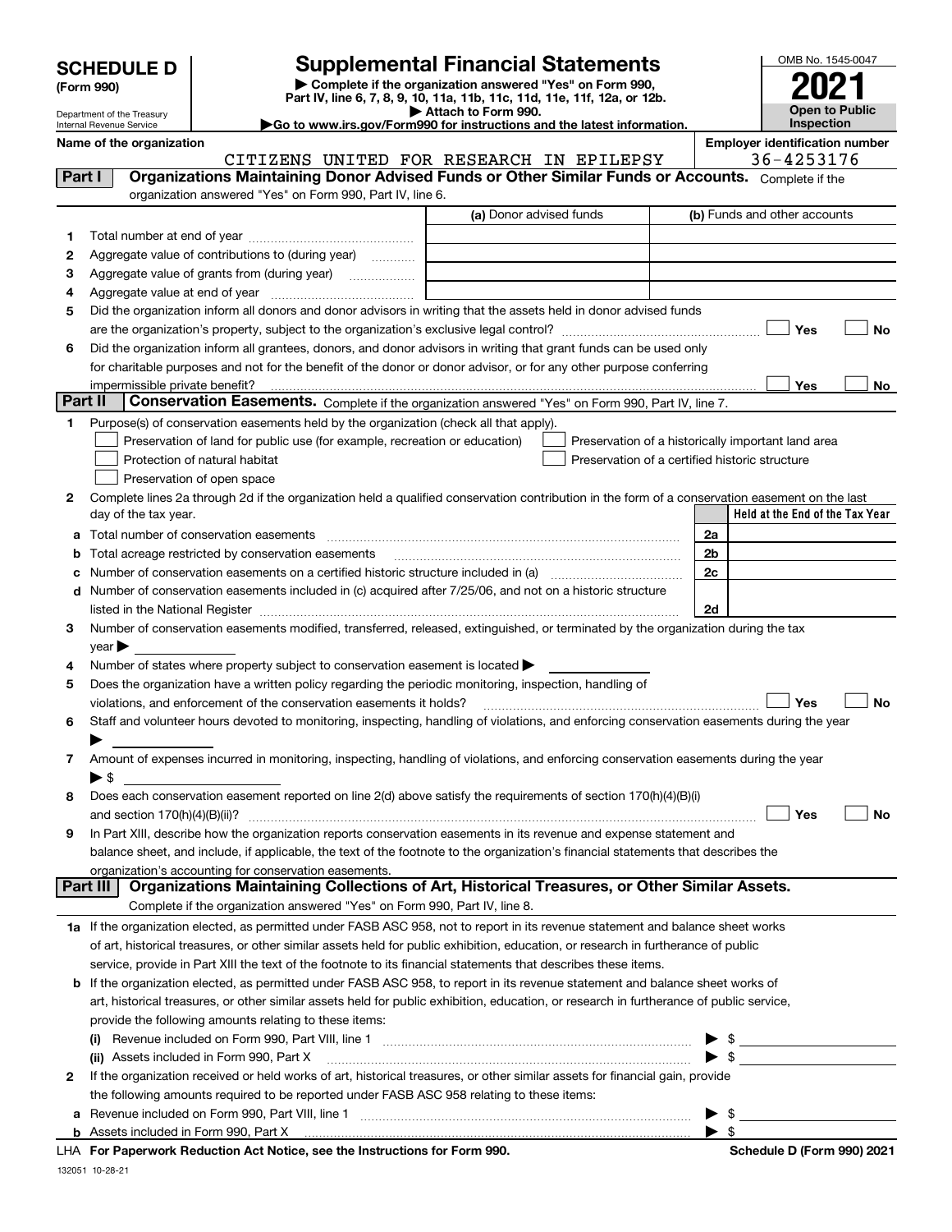**SCHEDULE D**
**(Form 990)**

Department of the Treasury
Internal Revenue Service

# Supplemental Financial Statements

▶ Complete if the organization answered "Yes" on Form 990, Part IV, line 6, 7, 8, 9, 10, 11a, 11b, 11c, 11d, 11e, 11f, 12a, or 12b.
▶ Attach to Form 990.
▶Go to www.irs.gov/Form990 for instructions and the latest information.

OMB No. 1545-0047
**2021**
**Open to Public Inspection**

**Name of the organization**
CITIZENS UNITED FOR RESEARCH IN EPILEPSY

**Employer identification number**
36-4253176

## Part I Organizations Maintaining Donor Advised Funds or Other Similar Funds or Accounts.

Complete if the organization answered "Yes" on Form 990, Part IV, line 6.

| | | (a) Donor advised funds | (b) Funds and other accounts |
|---|---|---|---|
| 1 | Total number at end of year | | |
| 2 | Aggregate value of contributions to (during year) | | |
| 3 | Aggregate value of grants from (during year) | | |
| 4 | Aggregate value at end of year | | |

5 Did the organization inform all donors and donor advisors in writing that the assets held in donor advised funds are the organization's property, subject to the organization's exclusive legal control? ☐ Yes ☐ No

6 Did the organization inform all grantees, donors, and donor advisors in writing that grant funds can be used only for charitable purposes and not for the benefit of the donor or donor advisor, or for any other purpose conferring impermissible private benefit? ☐ Yes ☐ No

## Part II Conservation Easements.

Complete if the organization answered "Yes" on Form 990, Part IV, line 7.

1 Purpose(s) of conservation easements held by the organization (check all that apply).

- ☐ Preservation of land for public use (for example, recreation or education)
- ☐ Protection of natural habitat
- ☐ Preservation of open space
- ☐ Preservation of a historically important land area
- ☐ Preservation of a certified historic structure

2 Complete lines 2a through 2d if the organization held a qualified conservation contribution in the form of a conservation easement on the last day of the tax year.

| | | | Held at the End of the Tax Year |
|---|---|---|---|
| a | Total number of conservation easements | 2a | |
| b | Total acreage restricted by conservation easements | 2b | |
| c | Number of conservation easements on a certified historic structure included in (a) | 2c | |
| d | Number of conservation easements included in (c) acquired after 7/25/06, and not on a historic structure listed in the National Register | 2d | |

3 Number of conservation easements modified, transferred, released, extinguished, or terminated by the organization during the tax year ▶

4 Number of states where property subject to conservation easement is located ▶

5 Does the organization have a written policy regarding the periodic monitoring, inspection, handling of violations, and enforcement of the conservation easements it holds? ☐ Yes ☐ No

6 Staff and volunteer hours devoted to monitoring, inspecting, handling of violations, and enforcing conservation easements during the year ▶

7 Amount of expenses incurred in monitoring, inspecting, handling of violations, and enforcing conservation easements during the year ▶ $

8 Does each conservation easement reported on line 2(d) above satisfy the requirements of section 170(h)(4)(B)(i) and section 170(h)(4)(B)(ii)? ☐ Yes ☐ No

9 In Part XIII, describe how the organization reports conservation easements in its revenue and expense statement and balance sheet, and include, if applicable, the text of the footnote to the organization's financial statements that describes the organization's accounting for conservation easements.

## Part III Organizations Maintaining Collections of Art, Historical Treasures, or Other Similar Assets.

Complete if the organization answered "Yes" on Form 990, Part IV, line 8.

1a If the organization elected, as permitted under FASB ASC 958, not to report in its revenue statement and balance sheet works of art, historical treasures, or other similar assets held for public exhibition, education, or research in furtherance of public service, provide in Part XIII the text of the footnote to its financial statements that describes these items.

b If the organization elected, as permitted under FASB ASC 958, to report in its revenue statement and balance sheet works of art, historical treasures, or other similar assets held for public exhibition, education, or research in furtherance of public service, provide the following amounts relating to these items:

(i) Revenue included on Form 990, Part VIII, line 1 ▶ $

(ii) Assets included in Form 990, Part X ▶ $

2 If the organization received or held works of art, historical treasures, or other similar assets for financial gain, provide the following amounts required to be reported under FASB ASC 958 relating to these items:

a Revenue included on Form 990, Part VIII, line 1 ▶ $

b Assets included in Form 990, Part X ▶ $

LHA For Paperwork Reduction Act Notice, see the Instructions for Form 990. **Schedule D (Form 990) 2021**

132051 10-28-21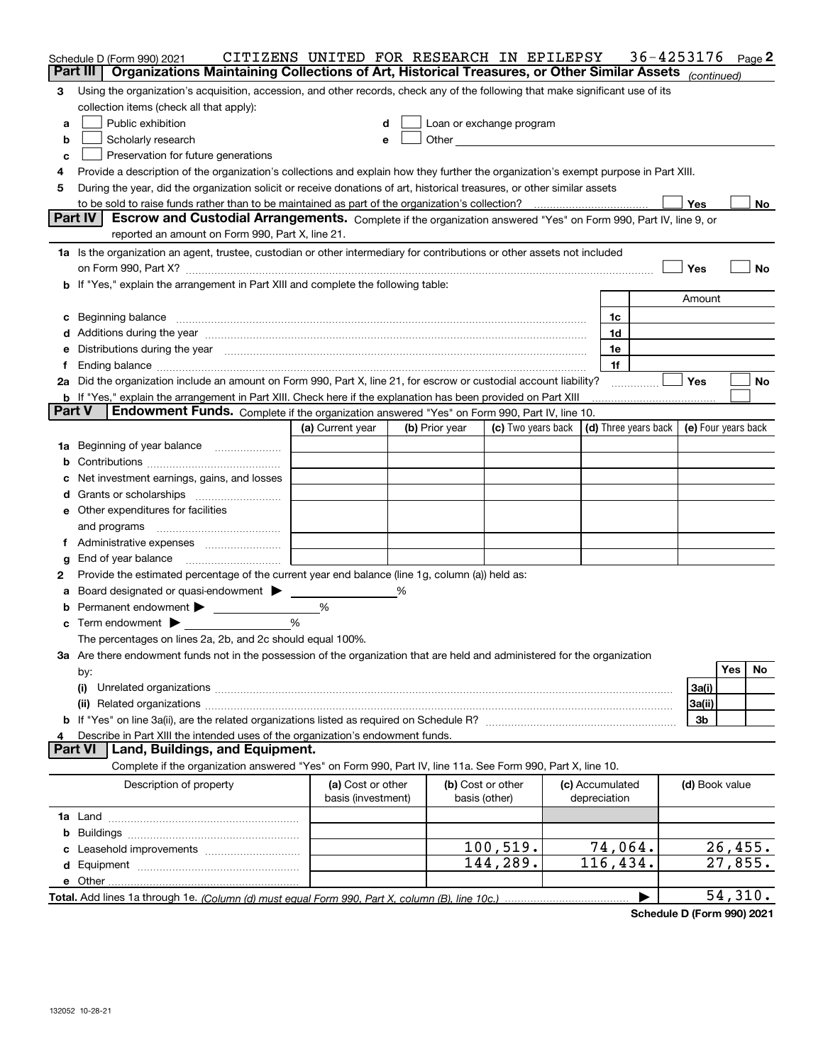Schedule D (Form 990) 2021 CITIZENS UNITED FOR RESEARCH IN EPILEPSY 36-4253176 Page **2**

## Part III Organizations Maintaining Collections of Art, Historical Treasures, or Other Similar Assets *(continued)*

**3** Using the organization's acquisition, accession, and other records, check any of the following that make significant use of its collection items (check all that apply):

- **a** ☐ Public exhibition
- **b** ☐ Scholarly research
- **c** ☐ Preservation for future generations
- **d** ☐ Loan or exchange program
- **e** ☐ Other

**4** Provide a description of the organization's collections and explain how they further the organization's exempt purpose in Part XIII.

**5** During the year, did the organization solicit or receive donations of art, historical treasures, or other similar assets to be sold to raise funds rather than to be maintained as part of the organization's collection? ☐ Yes ☐ No

## Part IV Escrow and Custodial Arrangements.

Complete if the organization answered "Yes" on Form 990, Part IV, line 9, or reported an amount on Form 990, Part X, line 21.

**1a** Is the organization an agent, trustee, custodian or other intermediary for contributions or other assets not included on Form 990, Part X? ☐ Yes ☐ No

**b** If "Yes," explain the arrangement in Part XIII and complete the following table:

| | | Amount |
|---|---|---|
| **c** Beginning balance | 1c | |
| **d** Additions during the year | 1d | |
| **e** Distributions during the year | 1e | |
| **f** Ending balance | 1f | |

**2a** Did the organization include an amount on Form 990, Part X, line 21, for escrow or custodial account liability? ☐ Yes ☐ No

**b** If "Yes," explain the arrangement in Part XIII. Check here if the explanation has been provided on Part XIII ☐

## Part V Endowment Funds.

Complete if the organization answered "Yes" on Form 990, Part IV, line 10.

| | (a) Current year | (b) Prior year | (c) Two years back | (d) Three years back | (e) Four years back |
|---|---|---|---|---|---|
| **1a** Beginning of year balance | | | | | |
| **b** Contributions | | | | | |
| **c** Net investment earnings, gains, and losses | | | | | |
| **d** Grants or scholarships | | | | | |
| **e** Other expenditures for facilities and programs | | | | | |
| **f** Administrative expenses | | | | | |
| **g** End of year balance | | | | | |

**2** Provide the estimated percentage of the current year end balance (line 1g, column (a)) held as:

- **a** Board designated or quasi-endowment ▶ ______ %
- **b** Permanent endowment ▶ ______ %
- **c** Term endowment ▶ ______ %

The percentages on lines 2a, 2b, and 2c should equal 100%.

**3a** Are there endowment funds not in the possession of the organization that are held and administered for the organization by:

| | | Yes | No |
|---|---|---|---|
| **(i)** Unrelated organizations | 3a(i) | | |
| **(ii)** Related organizations | 3a(ii) | | |
| **b** If "Yes" on line 3a(ii), are the related organizations listed as required on Schedule R? | 3b | | |

**4** Describe in Part XIII the intended uses of the organization's endowment funds.

## Part VI Land, Buildings, and Equipment.

Complete if the organization answered "Yes" on Form 990, Part IV, line 11a. See Form 990, Part X, line 10.

| Description of property | (a) Cost or other basis (investment) | (b) Cost or other basis (other) | (c) Accumulated depreciation | (d) Book value |
|---|---|---|---|---|
| **1a** Land | | | | |
| **b** Buildings | | | | |
| **c** Leasehold improvements | | 100,519. | 74,064. | 26,455. |
| **d** Equipment | | 144,289. | 116,434. | 27,855. |
| **e** Other | | | | |
| **Total.** Add lines 1a through 1e. *(Column (d) must equal Form 990, Part X, column (B), line 10c.)* | | | | 54,310. |

**Schedule D (Form 990) 2021**

132052 10-28-21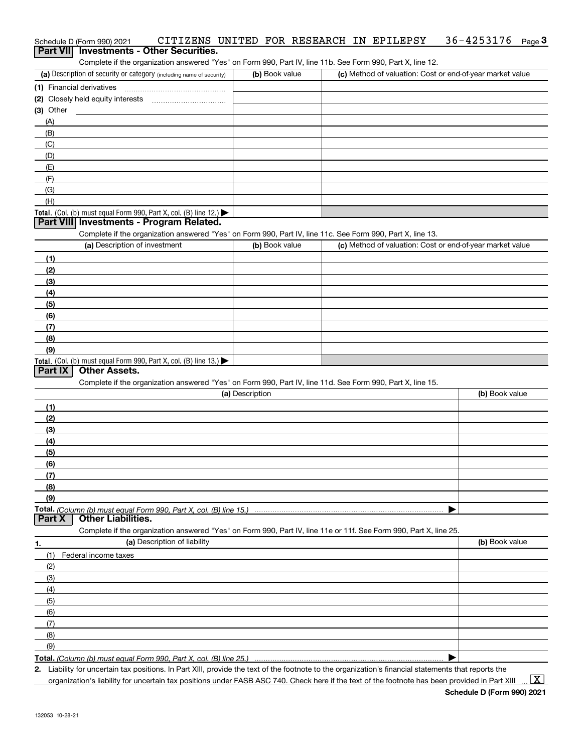Schedule D (Form 990) 2021 CITIZENS UNITED FOR RESEARCH IN EPILEPSY 36-4253176 Page 3

## Part VII Investments - Other Securities.

Complete if the organization answered "Yes" on Form 990, Part IV, line 11b. See Form 990, Part X, line 12.

| (a) Description of security or category (including name of security) | (b) Book value | (c) Method of valuation: Cost or end-of-year market value |
|---|---|---|
| (1) Financial derivatives | | |
| (2) Closely held equity interests | | |
| (3) Other | | |
| (A) | | |
| (B) | | |
| (C) | | |
| (D) | | |
| (E) | | |
| (F) | | |
| (G) | | |
| (H) | | |
| **Total.** (Col. (b) must equal Form 990, Part X, col. (B) line 12.) ▶ | | |

## Part VIII Investments - Program Related.

Complete if the organization answered "Yes" on Form 990, Part IV, line 11c. See Form 990, Part X, line 13.

| (a) Description of investment | (b) Book value | (c) Method of valuation: Cost or end-of-year market value |
|---|---|---|
| (1) | | |
| (2) | | |
| (3) | | |
| (4) | | |
| (5) | | |
| (6) | | |
| (7) | | |
| (8) | | |
| (9) | | |
| **Total.** (Col. (b) must equal Form 990, Part X, col. (B) line 13.) ▶ | | |

## Part IX Other Assets.

Complete if the organization answered "Yes" on Form 990, Part IV, line 11d. See Form 990, Part X, line 15.

| (a) Description | (b) Book value |
|---|---|
| (1) | |
| (2) | |
| (3) | |
| (4) | |
| (5) | |
| (6) | |
| (7) | |
| (8) | |
| (9) | |
| **Total.** *(Column (b) must equal Form 990, Part X, col. (B) line 15.)* ▶ | |

## Part X Other Liabilities.

Complete if the organization answered "Yes" on Form 990, Part IV, line 11e or 11f. See Form 990, Part X, line 25.

| 1. (a) Description of liability | (b) Book value |
|---|---|
| (1) Federal income taxes | |
| (2) | |
| (3) | |
| (4) | |
| (5) | |
| (6) | |
| (7) | |
| (8) | |
| (9) | |
| **Total.** *(Column (b) must equal Form 990, Part X, col. (B) line 25.)* ▶ | |

2. Liability for uncertain tax positions. In Part XIII, provide the text of the footnote to the organization's financial statements that reports the organization's liability for uncertain tax positions under FASB ASC 740. Check here if the text of the footnote has been provided in Part XIII ... [X]

**Schedule D (Form 990) 2021**

132053 10-28-21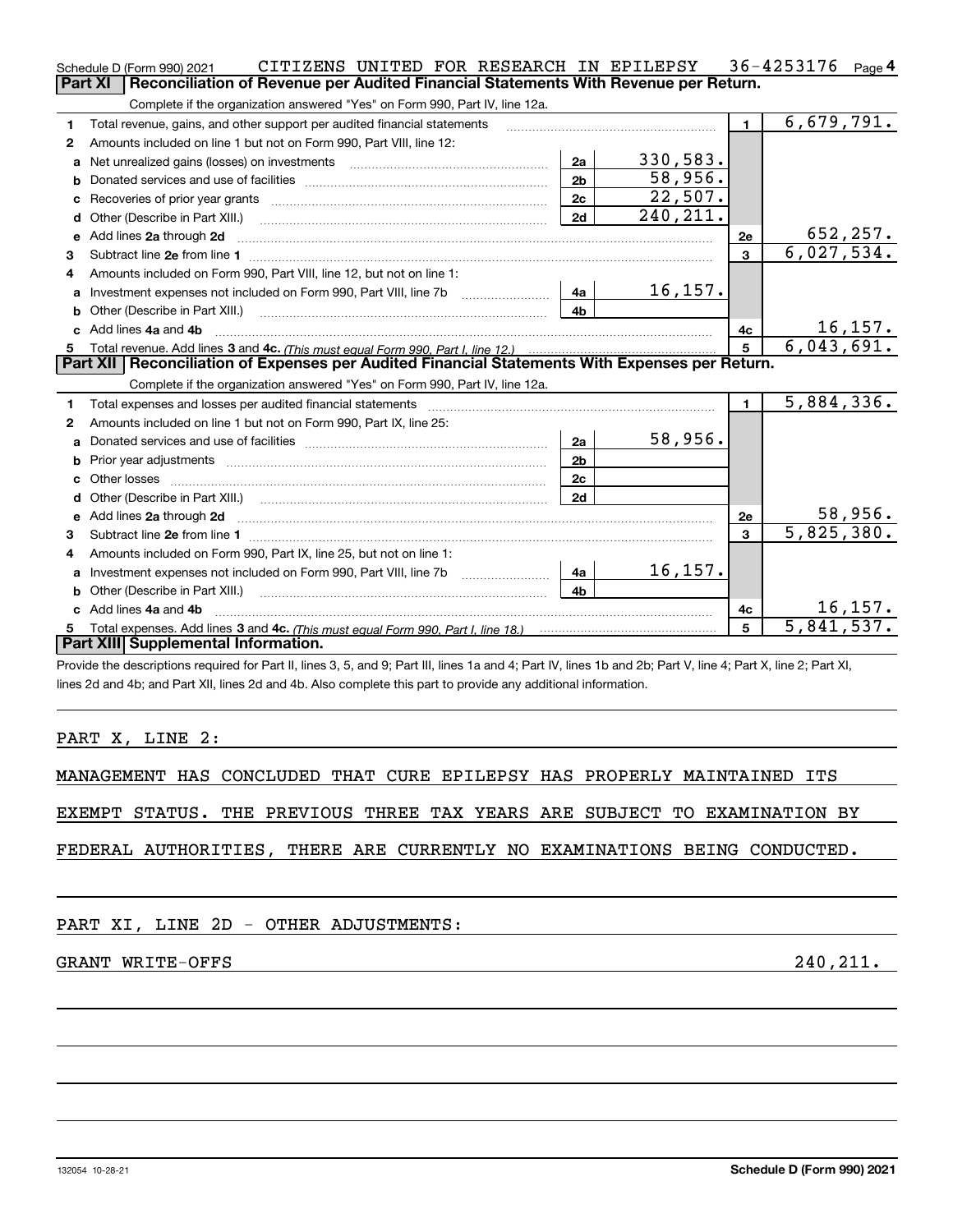Schedule D (Form 990) 2021 CITIZENS UNITED FOR RESEARCH IN EPILEPSY 36-4253176 Page 4

## Part XI Reconciliation of Revenue per Audited Financial Statements With Revenue per Return.

Complete if the organization answered "Yes" on Form 990, Part IV, line 12a.

| | | | | | |
|---|---|---|---|---|---|
| 1 | Total revenue, gains, and other support per audited financial statements | | | 1 | 6,679,791. |
| 2 | Amounts included on line 1 but not on Form 990, Part VIII, line 12: | | | | |
| a | Net unrealized gains (losses) on investments | 2a | 330,583. | | |
| b | Donated services and use of facilities | 2b | 58,956. | | |
| c | Recoveries of prior year grants | 2c | 22,507. | | |
| d | Other (Describe in Part XIII.) | 2d | 240,211. | | |
| e | Add lines 2a through 2d | | | 2e | 652,257. |
| 3 | Subtract line 2e from line 1 | | | 3 | 6,027,534. |
| 4 | Amounts included on Form 990, Part VIII, line 12, but not on line 1: | | | | |
| a | Investment expenses not included on Form 990, Part VIII, line 7b | 4a | 16,157. | | |
| b | Other (Describe in Part XIII.) | 4b | | | |
| c | Add lines 4a and 4b | | | 4c | 16,157. |
| 5 | Total revenue. Add lines 3 and 4c. *(This must equal Form 990, Part I, line 12.)* | | | 5 | 6,043,691. |

## Part XII Reconciliation of Expenses per Audited Financial Statements With Expenses per Return.

Complete if the organization answered "Yes" on Form 990, Part IV, line 12a.

| | | | | | |
|---|---|---|---|---|---|
| 1 | Total expenses and losses per audited financial statements | | | 1 | 5,884,336. |
| 2 | Amounts included on line 1 but not on Form 990, Part IX, line 25: | | | | |
| a | Donated services and use of facilities | 2a | 58,956. | | |
| b | Prior year adjustments | 2b | | | |
| c | Other losses | 2c | | | |
| d | Other (Describe in Part XIII.) | 2d | | | |
| e | Add lines 2a through 2d | | | 2e | 58,956. |
| 3 | Subtract line 2e from line 1 | | | 3 | 5,825,380. |
| 4 | Amounts included on Form 990, Part IX, line 25, but not on line 1: | | | | |
| a | Investment expenses not included on Form 990, Part VIII, line 7b | 4a | 16,157. | | |
| b | Other (Describe in Part XIII.) | 4b | | | |
| c | Add lines 4a and 4b | | | 4c | 16,157. |
| 5 | Total expenses. Add lines 3 and 4c. *(This must equal Form 990, Part I, line 18.)* | | | 5 | 5,841,537. |

## Part XIII Supplemental Information.

Provide the descriptions required for Part II, lines 3, 5, and 9; Part III, lines 1a and 4; Part IV, lines 1b and 2b; Part V, line 4; Part X, line 2; Part XI, lines 2d and 4b; and Part XII, lines 2d and 4b. Also complete this part to provide any additional information.

PART X, LINE 2:

MANAGEMENT HAS CONCLUDED THAT CURE EPILEPSY HAS PROPERLY MAINTAINED ITS EXEMPT STATUS. THE PREVIOUS THREE TAX YEARS ARE SUBJECT TO EXAMINATION BY FEDERAL AUTHORITIES, THERE ARE CURRENTLY NO EXAMINATIONS BEING CONDUCTED.

PART XI, LINE 2D - OTHER ADJUSTMENTS:

GRANT WRITE-OFFS 240,211.

132054 10-28-21 Schedule D (Form 990) 2021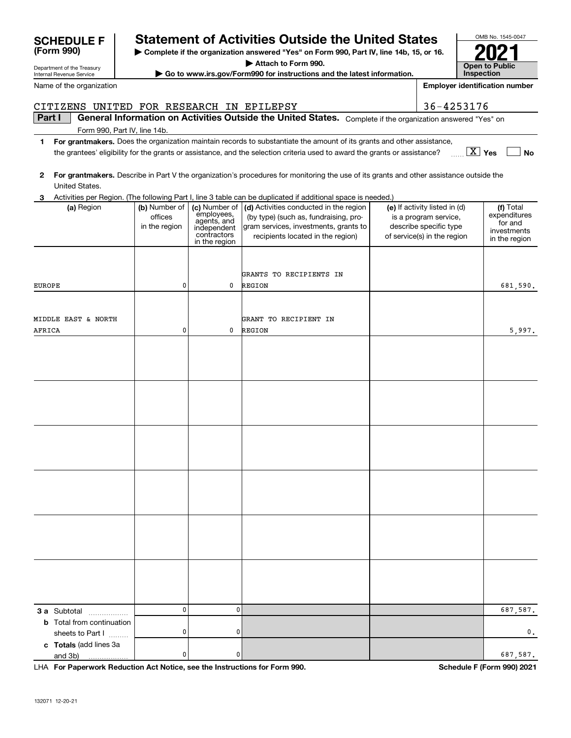# SCHEDULE F (Form 990)

Department of the Treasury
Internal Revenue Service

## Statement of Activities Outside the United States

▶ Complete if the organization answered "Yes" on Form 990, Part IV, line 14b, 15, or 16.
▶ Attach to Form 990.
▶ Go to www.irs.gov/Form990 for instructions and the latest information.

OMB No. 1545-0047

**2021**

**Open to Public Inspection**

Name of the organization: CITIZENS UNITED FOR RESEARCH IN EPILEPSY

Employer identification number: 36-4253176

**Part I** **General Information on Activities Outside the United States.** Complete if the organization answered "Yes" on Form 990, Part IV, line 14b.

**1** **For grantmakers.** Does the organization maintain records to substantiate the amount of its grants and other assistance, the grantees' eligibility for the grants or assistance, and the selection criteria used to award the grants or assistance? [X] Yes [ ] No

**2** **For grantmakers.** Describe in Part V the organization's procedures for monitoring the use of its grants and other assistance outside the United States.

**3** Activities per Region. (The following Part I, line 3 table can be duplicated if additional space is needed.)

| (a) Region | (b) Number of offices in the region | (c) Number of employees, agents, and independent contractors in the region | (d) Activities conducted in the region (by type) (such as, fundraising, program services, investments, grants to recipients located in the region) | (e) If activity listed in (d) is a program service, describe specific type of service(s) in the region | (f) Total expenditures for and investments in the region |
|---|---|---|---|---|---|
| EUROPE | 0 | 0 | GRANTS TO RECIPIENTS IN REGION | | 681,590. |
| MIDDLE EAST & NORTH AFRICA | 0 | 0 | GRANT TO RECIPIENT IN REGION | | 5,997. |
| | | | | | |
| | | | | | |
| | | | | | |
| | | | | | |
| | | | | | |
| | | | | | |
| **3 a** Subtotal | 0 | 0 | | | 687,587. |
| **b** Total from continuation sheets to Part I | 0 | 0 | | | 0. |
| **c Totals** (add lines 3a and 3b) | 0 | 0 | | | 687,587. |

LHA **For Paperwork Reduction Act Notice, see the Instructions for Form 990.** **Schedule F (Form 990) 2021**

132071 12-20-21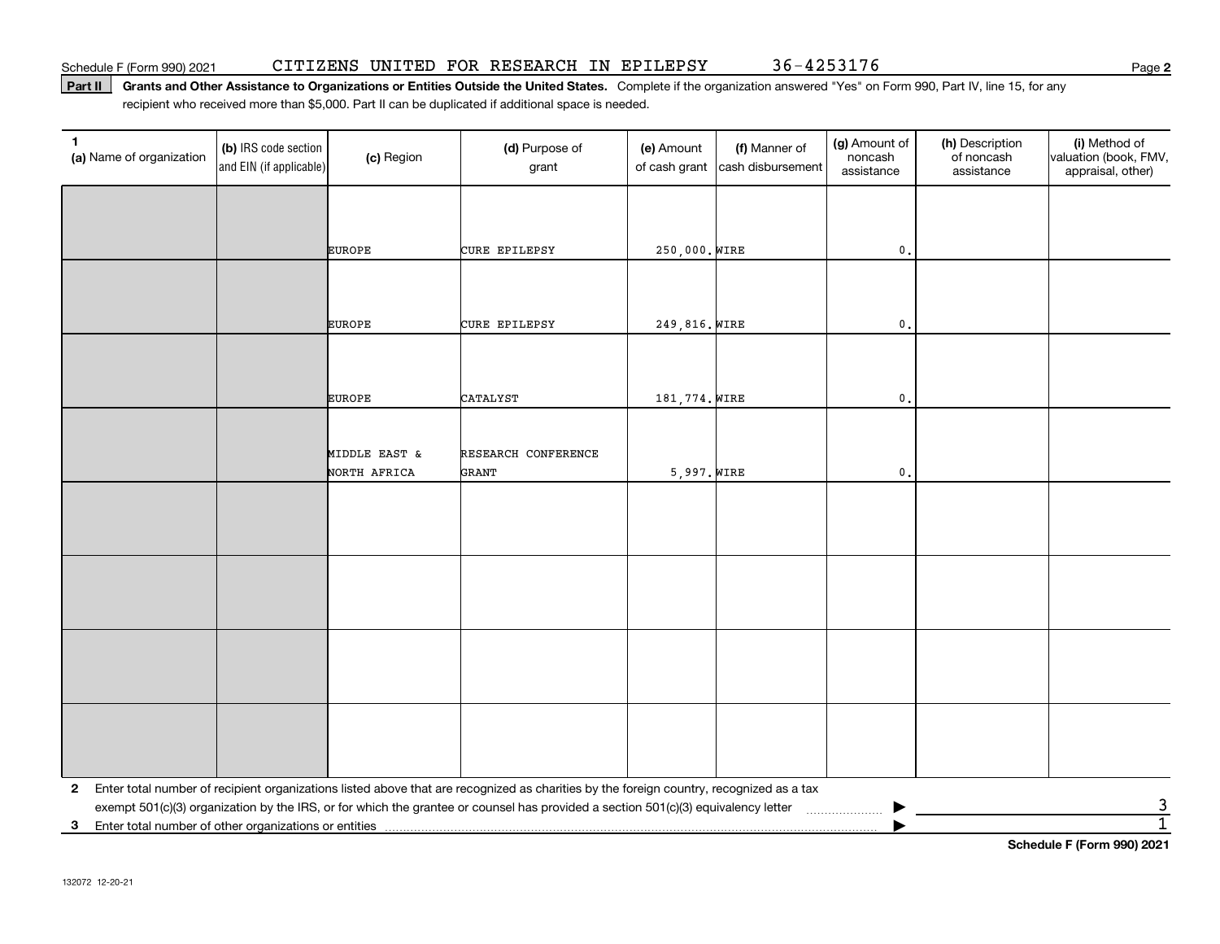Schedule F (Form 990) 2021 CITIZENS UNITED FOR RESEARCH IN EPILEPSY 36-4253176

**Part II** **Grants and Other Assistance to Organizations or Entities Outside the United States.** Complete if the organization answered "Yes" on Form 990, Part IV, line 15, for any recipient who received more than $5,000. Part II can be duplicated if additional space is needed.

| 1 (a) Name of organization | (b) IRS code section and EIN (if applicable) | (c) Region | (d) Purpose of grant | (e) Amount of cash grant | (f) Manner of cash disbursement | (g) Amount of noncash assistance | (h) Description of noncash assistance | (i) Method of valuation (book, FMV, appraisal, other) |
|---|---|---|---|---|---|---|---|---|
| | | EUROPE | CURE EPILEPSY | 250,000. | WIRE | 0. | | |
| | | EUROPE | CURE EPILEPSY | 249,816. | WIRE | 0. | | |
| | | EUROPE | CATALYST | 181,774. | WIRE | 0. | | |
| | | MIDDLE EAST & NORTH AFRICA | RESEARCH CONFERENCE GRANT | 5,997. | WIRE | 0. | | |
| | | | | | | | | |
| | | | | | | | | |
| | | | | | | | | |
| | | | | | | | | |

**2** Enter total number of recipient organizations listed above that are recognized as charities by the foreign country, recognized as a tax exempt 501(c)(3) organization by the IRS, or for which the grantee or counsel has provided a section 501(c)(3) equivalency letter ▶ 3

**3** Enter total number of other organizations or entities ▶ 1

**Schedule F (Form 990) 2021**

132072 12-20-21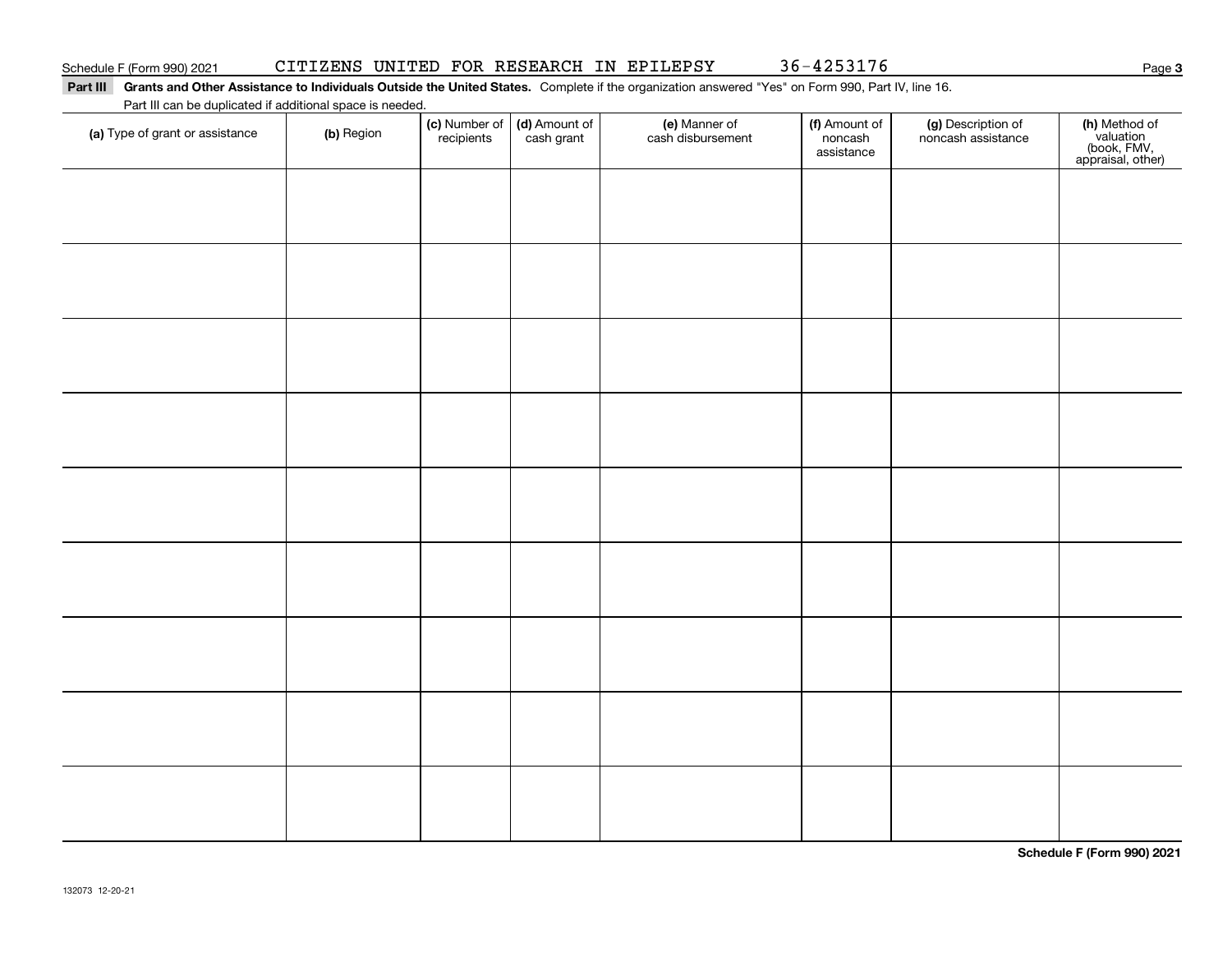Schedule F (Form 990) 2021 CITIZENS UNITED FOR RESEARCH IN EPILEPSY 36-4253176 Page **3**

**Part III** **Grants and Other Assistance to Individuals Outside the United States.** Complete if the organization answered "Yes" on Form 990, Part IV, line 16.

Part III can be duplicated if additional space is needed.

| **(a)** Type of grant or assistance | **(b)** Region | **(c)** Number of recipients | **(d)** Amount of cash grant | **(e)** Manner of cash disbursement | **(f)** Amount of noncash assistance | **(g)** Description of noncash assistance | **(h)** Method of valuation (book, FMV, appraisal, other) |
|---|---|---|---|---|---|---|---|
| | | | | | | | |
| | | | | | | | |
| | | | | | | | |
| | | | | | | | |
| | | | | | | | |
| | | | | | | | |
| | | | | | | | |
| | | | | | | | |
| | | | | | | | |

**Schedule F (Form 990) 2021**

132073 12-20-21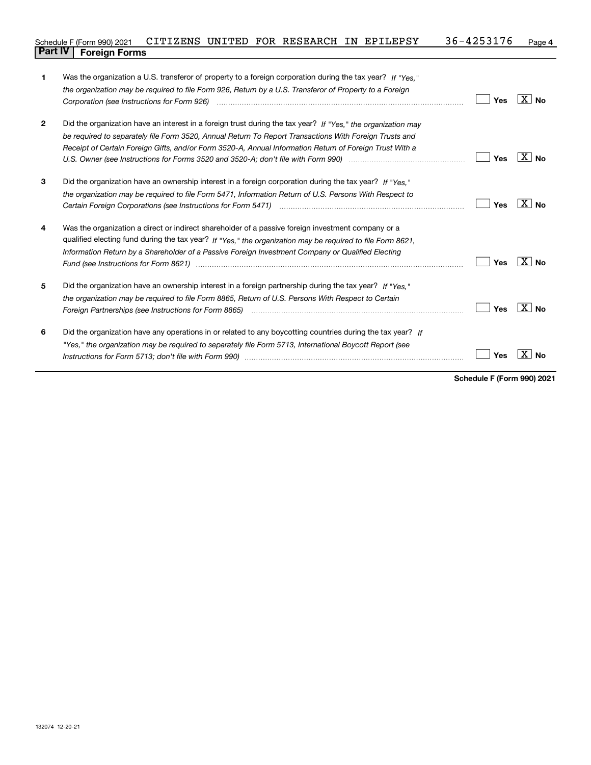Schedule F (Form 990) 2021 CITIZENS UNITED FOR RESEARCH IN EPILEPSY 36-4253176

## Part IV Foreign Forms

| | | | |
|---|---|---|---|
| 1 | Was the organization a U.S. transferor of property to a foreign corporation during the tax year? *If "Yes," the organization may be required to file Form 926, Return by a U.S. Transferor of Property to a Foreign Corporation (see Instructions for Form 926)* | Yes | X No |
| 2 | Did the organization have an interest in a foreign trust during the tax year? *If "Yes," the organization may be required to separately file Form 3520, Annual Return To Report Transactions With Foreign Trusts and Receipt of Certain Foreign Gifts, and/or Form 3520-A, Annual Information Return of Foreign Trust With a U.S. Owner (see Instructions for Forms 3520 and 3520-A; don't file with Form 990)* | Yes | X No |
| 3 | Did the organization have an ownership interest in a foreign corporation during the tax year? *If "Yes," the organization may be required to file Form 5471, Information Return of U.S. Persons With Respect to Certain Foreign Corporations (see Instructions for Form 5471)* | Yes | X No |
| 4 | Was the organization a direct or indirect shareholder of a passive foreign investment company or a qualified electing fund during the tax year? *If "Yes," the organization may be required to file Form 8621, Information Return by a Shareholder of a Passive Foreign Investment Company or Qualified Electing Fund (see Instructions for Form 8621)* | Yes | X No |
| 5 | Did the organization have an ownership interest in a foreign partnership during the tax year? *If "Yes," the organization may be required to file Form 8865, Return of U.S. Persons With Respect to Certain Foreign Partnerships (see Instructions for Form 8865)* | Yes | X No |
| 6 | Did the organization have any operations in or related to any boycotting countries during the tax year? *If "Yes," the organization may be required to separately file Form 5713, International Boycott Report (see Instructions for Form 5713; don't file with Form 990)* | Yes | X No |

**Schedule F (Form 990) 2021**

132074 12-20-21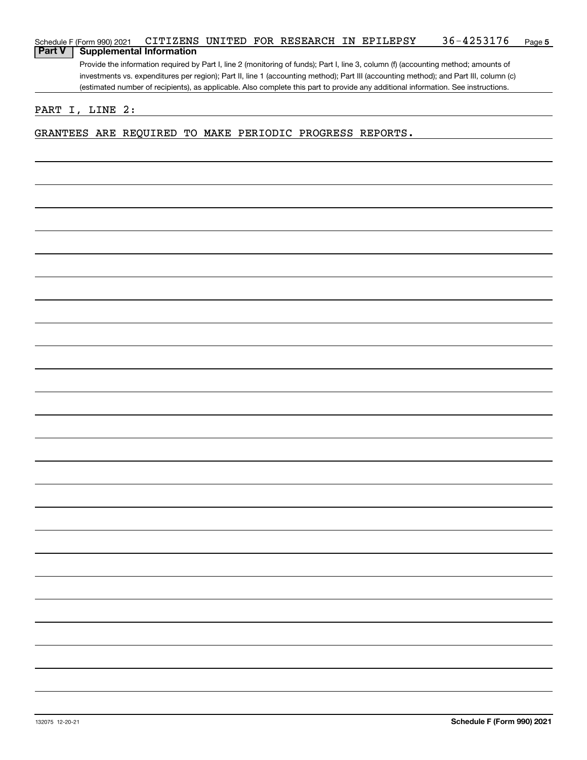Schedule F (Form 990) 2021 CITIZENS UNITED FOR RESEARCH IN EPILEPSY 36-4253176

## Part V Supplemental Information

Provide the information required by Part I, line 2 (monitoring of funds); Part I, line 3, column (f) (accounting method; amounts of investments vs. expenditures per region); Part II, line 1 (accounting method); Part III (accounting method); and Part III, column (c) (estimated number of recipients), as applicable. Also complete this part to provide any additional information. See instructions.

PART I, LINE 2:

GRANTEES ARE REQUIRED TO MAKE PERIODIC PROGRESS REPORTS.

132075 12-20-21 **Schedule F (Form 990) 2021**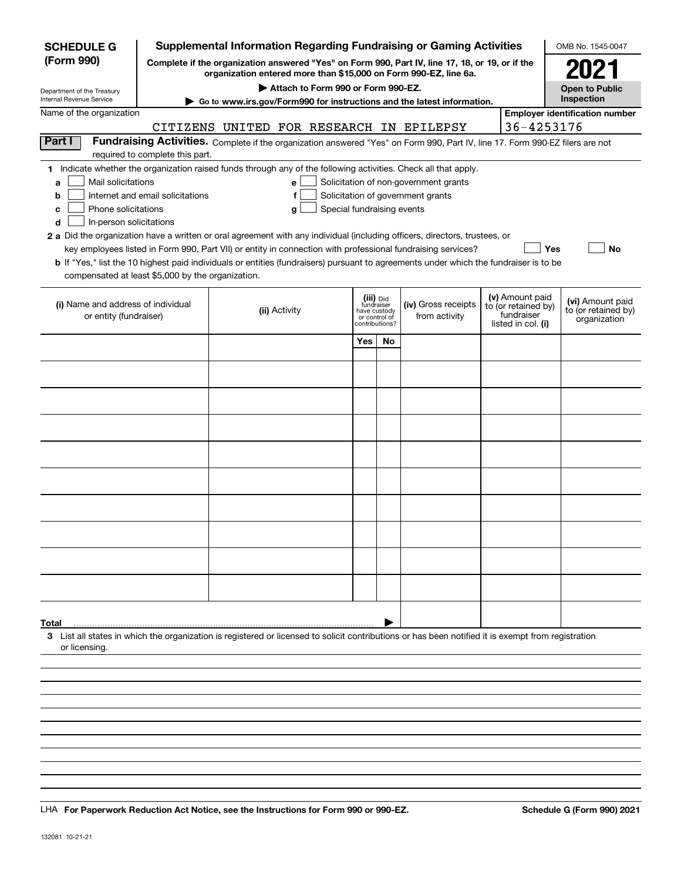**SCHEDULE G (Form 990)**

Department of the Treasury
Internal Revenue Service

# Supplemental Information Regarding Fundraising or Gaming Activities

**Complete if the organization answered "Yes" on Form 990, Part IV, line 17, 18, or 19, or if the organization entered more than $15,000 on Form 990-EZ, line 6a.**

**▶ Attach to Form 990 or Form 990-EZ.**

**▶ Go to www.irs.gov/Form990 for instructions and the latest information.**

OMB No. 1545-0047

**2021**

**Open to Public Inspection**

Name of the organization: CITIZENS UNITED FOR RESEARCH IN EPILEPSY

**Employer identification number:** 36-4253176

**Part I** **Fundraising Activities.** Complete if the organization answered "Yes" on Form 990, Part IV, line 17. Form 990-EZ filers are not required to complete this part.

**1** Indicate whether the organization raised funds through any of the following activities. Check all that apply.

- **a** ☐ Mail solicitations
- **b** ☐ Internet and email solicitations
- **c** ☐ Phone solicitations
- **d** ☐ In-person solicitations
- **e** ☐ Solicitation of non-government grants
- **f** ☐ Solicitation of government grants
- **g** ☐ Special fundraising events

**2 a** Did the organization have a written or oral agreement with any individual (including officers, directors, trustees, or key employees listed in Form 990, Part VII) or entity in connection with professional fundraising services? ☐ **Yes** ☐ **No**

**b** If "Yes," list the 10 highest paid individuals or entities (fundraisers) pursuant to agreements under which the fundraiser is to be compensated at least $5,000 by the organization.

| (i) Name and address of individual or entity (fundraiser) | (ii) Activity | (iii) Did fundraiser have custody or control of contributions? | | (iv) Gross receipts from activity | (v) Amount paid to (or retained by) fundraiser listed in col. (i) | (vi) Amount paid to (or retained by) organization |
|---|---|---|---|---|---|---|
| | | **Yes** | **No** | | | |
| | | | | | | |
| | | | | | | |
| | | | | | | |
| | | | | | | |
| | | | | | | |
| | | | | | | |
| | | | | | | |
| | | | | | | |
| | | | | | | |
| | | | | | | |
| **Total** ▶ | | | | | | |

**3** List all states in which the organization is registered or licensed to solicit contributions or has been notified it is exempt from registration or licensing.

LHA **For Paperwork Reduction Act Notice, see the Instructions for Form 990 or 990-EZ.** **Schedule G (Form 990) 2021**

132081 10-21-21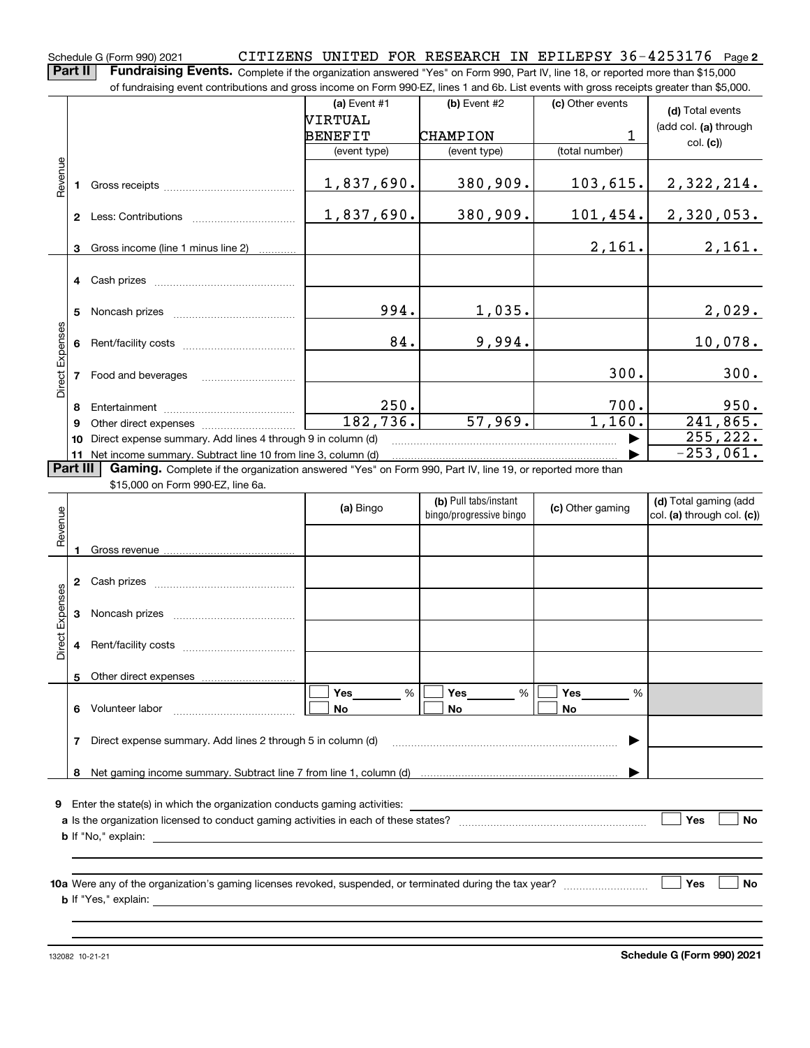Schedule G (Form 990) 2021 CITIZENS UNITED FOR RESEARCH IN EPILEPSY 36-4253176 Page **2**

**Part II** **Fundraising Events.** Complete if the organization answered "Yes" on Form 990, Part IV, line 18, or reported more than $15,000 of fundraising event contributions and gross income on Form 990-EZ, lines 1 and 6b. List events with gross receipts greater than $5,000.

| | | (a) Event #1 VIRTUAL BENEFIT (event type) | (b) Event #2 CHAMPION (event type) | (c) Other events 1 (total number) | (d) Total events (add col. (a) through col. (c)) |
|---|---|---|---|---|---|
| Revenue | 1 Gross receipts | 1,837,690. | 380,909. | 103,615. | 2,322,214. |
| | 2 Less: Contributions | 1,837,690. | 380,909. | 101,454. | 2,320,053. |
| | 3 Gross income (line 1 minus line 2) | | | 2,161. | 2,161. |
| Direct Expenses | 4 Cash prizes | | | | |
| | 5 Noncash prizes | 994. | 1,035. | | 2,029. |
| | 6 Rent/facility costs | 84. | 9,994. | | 10,078. |
| | 7 Food and beverages | | | 300. | 300. |
| | 8 Entertainment | 250. | | 700. | 950. |
| | 9 Other direct expenses | 182,736. | 57,969. | 1,160. | 241,865. |
| | 10 Direct expense summary. Add lines 4 through 9 in column (d) | | | ▶ | 255,222. |
| | 11 Net income summary. Subtract line 10 from line 3, column (d) | | | ▶ | -253,061. |

**Part III** **Gaming.** Complete if the organization answered "Yes" on Form 990, Part IV, line 19, or reported more than $15,000 on Form 990-EZ, line 6a.

| | | (a) Bingo | (b) Pull tabs/instant bingo/progressive bingo | (c) Other gaming | (d) Total gaming (add col. (a) through col. (c)) |
|---|---|---|---|---|---|
| Revenue | 1 Gross revenue | | | | |
| Direct Expenses | 2 Cash prizes | | | | |
| | 3 Noncash prizes | | | | |
| | 4 Rent/facility costs | | | | |
| | 5 Other direct expenses | | | | |
| | 6 Volunteer labor | ☐ Yes ____ % ☐ No | ☐ Yes ____ % ☐ No | ☐ Yes ____ % ☐ No | |
| | 7 Direct expense summary. Add lines 2 through 5 in column (d) | | | ▶ | |
| | 8 Net gaming income summary. Subtract line 7 from line 1, column (d) | | | ▶ | |

**9** Enter the state(s) in which the organization conducts gaming activities: ____________

**a** Is the organization licensed to conduct gaming activities in each of these states? ☐ Yes ☐ No

**b** If "No," explain: ____________

**10a** Were any of the organization's gaming licenses revoked, suspended, or terminated during the tax year? ☐ Yes ☐ No

**b** If "Yes," explain: ____________

132082 10-21-21 **Schedule G (Form 990) 2021**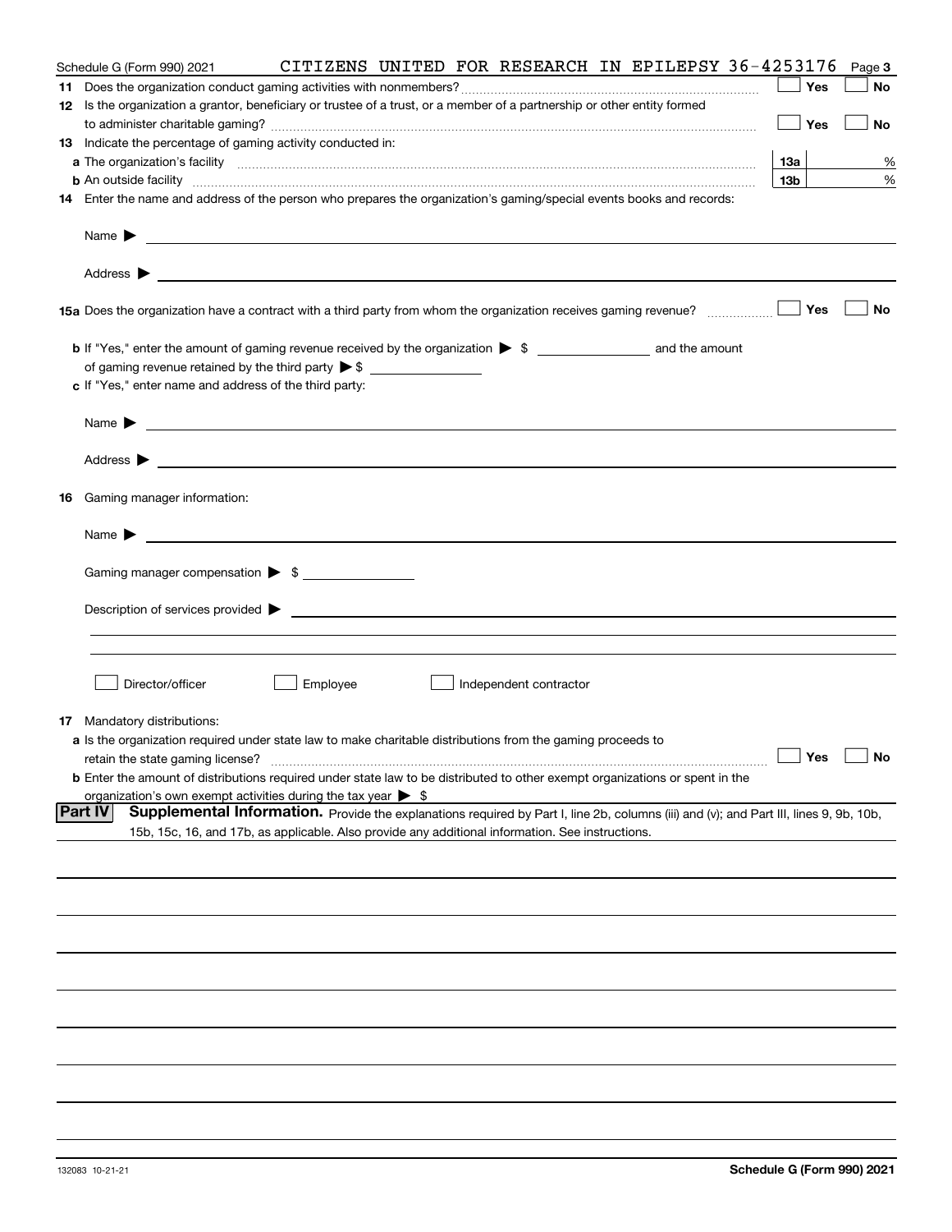Schedule G (Form 990) 2021 CITIZENS UNITED FOR RESEARCH IN EPILEPSY 36-4253176 Page **3**

**11** Does the organization conduct gaming activities with nonmembers? ☐ Yes ☐ No

**12** Is the organization a grantor, beneficiary or trustee of a trust, or a member of a partnership or other entity formed to administer charitable gaming? ☐ Yes ☐ No

**13** Indicate the percentage of gaming activity conducted in:

**a** The organization's facility **13a** %

**b** An outside facility **13b** %

**14** Enter the name and address of the person who prepares the organization's gaming/special events books and records:

Name ▶

Address ▶

**15a** Does the organization have a contract with a third party from whom the organization receives gaming revenue? ☐ Yes ☐ No

**b** If "Yes," enter the amount of gaming revenue received by the organization ▶ $ ________ and the amount of gaming revenue retained by the third party ▶ $ ________

**c** If "Yes," enter name and address of the third party:

Name ▶

Address ▶

**16** Gaming manager information:

Name ▶

Gaming manager compensation ▶ $

Description of services provided ▶

☐ Director/officer ☐ Employee ☐ Independent contractor

**17** Mandatory distributions:

**a** Is the organization required under state law to make charitable distributions from the gaming proceeds to retain the state gaming license? ☐ Yes ☐ No

**b** Enter the amount of distributions required under state law to be distributed to other exempt organizations or spent in the organization's own exempt activities during the tax year ▶ $

**Part IV** **Supplemental Information.** Provide the explanations required by Part I, line 2b, columns (iii) and (v); and Part III, lines 9, 9b, 10b, 15b, 15c, 16, and 17b, as applicable. Also provide any additional information. See instructions.

132083 10-21-21 **Schedule G (Form 990) 2021**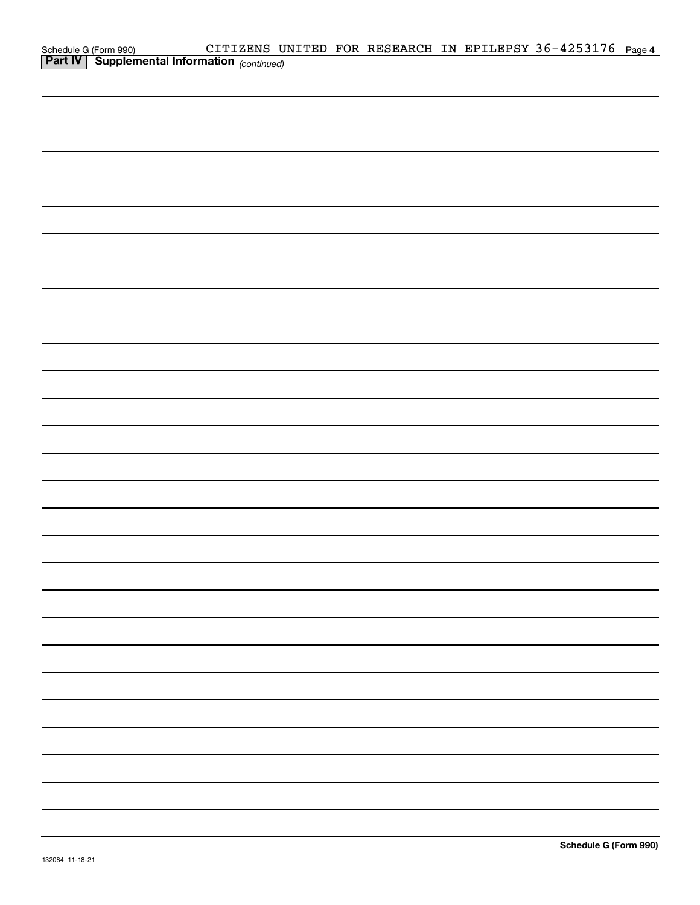Schedule G (Form 990) CITIZENS UNITED FOR RESEARCH IN EPILEPSY 36-4253176 Page 4

**Part IV** **Supplemental Information** *(continued)*

**Schedule G (Form 990)**

132084 11-18-21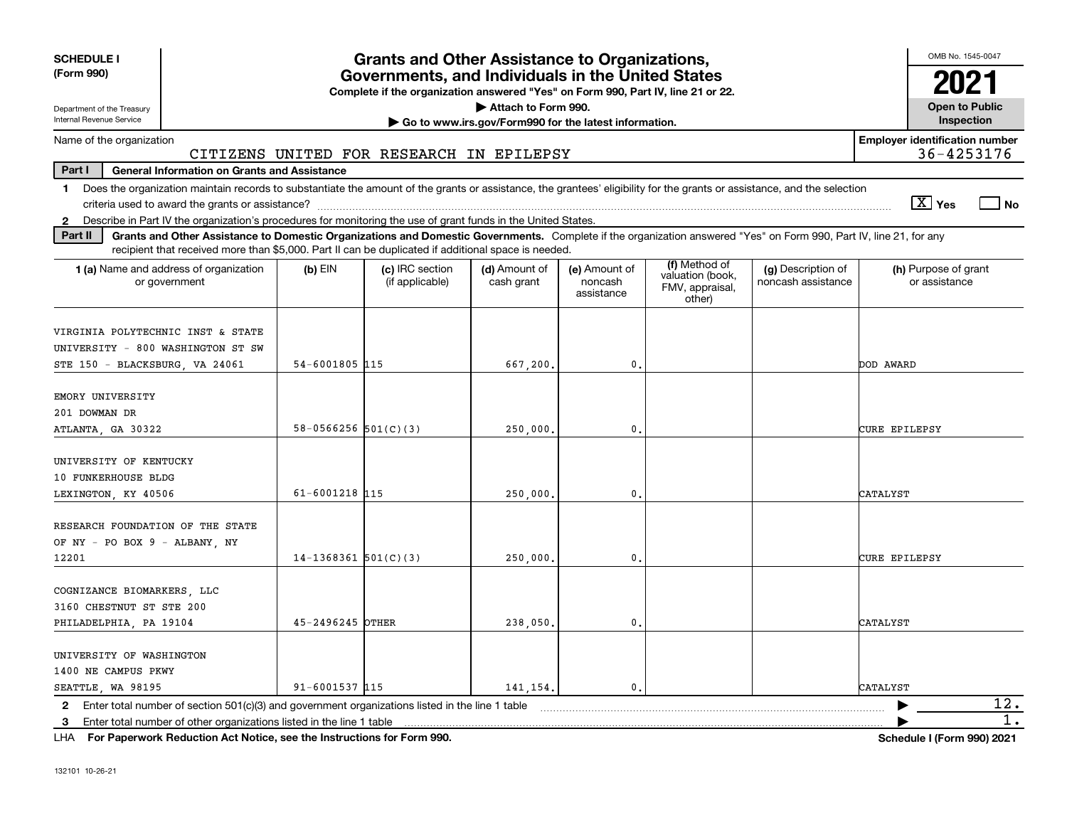**SCHEDULE I**
**(Form 990)**

Department of the Treasury
Internal Revenue Service

# Grants and Other Assistance to Organizations, Governments, and Individuals in the United States

**Complete if the organization answered "Yes" on Form 990, Part IV, line 21 or 22.**
**▶ Attach to Form 990.**
**▶ Go to www.irs.gov/Form990 for the latest information.**

OMB No. 1545-0047
**2021**
**Open to Public Inspection**

Name of the organization: CITIZENS UNITED FOR RESEARCH IN EPILEPSY

**Employer identification number:** 36-4253176

**Part I — General Information on Grants and Assistance**

1 Does the organization maintain records to substantiate the amount of the grants or assistance, the grantees' eligibility for the grants or assistance, and the selection criteria used to award the grants or assistance? [X] Yes [ ] No

2 Describe in Part IV the organization's procedures for monitoring the use of grant funds in the United States.

**Part II — Grants and Other Assistance to Domestic Organizations and Domestic Governments.** Complete if the organization answered "Yes" on Form 990, Part IV, line 21, for any recipient that received more than $5,000. Part II can be duplicated if additional space is needed.

| 1 (a) Name and address of organization or government | (b) EIN | (c) IRC section (if applicable) | (d) Amount of cash grant | (e) Amount of noncash assistance | (f) Method of valuation (book, FMV, appraisal, other) | (g) Description of noncash assistance | (h) Purpose of grant or assistance |
|---|---|---|---|---|---|---|---|
| VIRGINIA POLYTECHNIC INST & STATE UNIVERSITY - 800 WASHINGTON ST SW STE 150 - BLACKSBURG, VA 24061 | 54-6001805 | 115 | 667,200. | 0. | | | DOD AWARD |
| EMORY UNIVERSITY 201 DOWMAN DR ATLANTA, GA 30322 | 58-0566256 | 501(C)(3) | 250,000. | 0. | | | CURE EPILEPSY |
| UNIVERSITY OF KENTUCKY 10 FUNKERHOUSE BLDG LEXINGTON, KY 40506 | 61-6001218 | 115 | 250,000. | 0. | | | CATALYST |
| RESEARCH FOUNDATION OF THE STATE OF NY - PO BOX 9 - ALBANY, NY 12201 | 14-1368361 | 501(C)(3) | 250,000. | 0. | | | CURE EPILEPSY |
| COGNIZANCE BIOMARKERS, LLC 3160 CHESTNUT ST STE 200 PHILADELPHIA, PA 19104 | 45-2496245 | OTHER | 238,050. | 0. | | | CATALYST |
| UNIVERSITY OF WASHINGTON 1400 NE CAMPUS PKWY SEATTLE, WA 98195 | 91-6001537 | 115 | 141,154. | 0. | | | CATALYST |

2 Enter total number of section 501(c)(3) and government organizations listed in the line 1 table ▶ 12.

3 Enter total number of other organizations listed in the line 1 table ▶ 1.

LHA **For Paperwork Reduction Act Notice, see the Instructions for Form 990.** **Schedule I (Form 990) 2021**

132101 10-26-21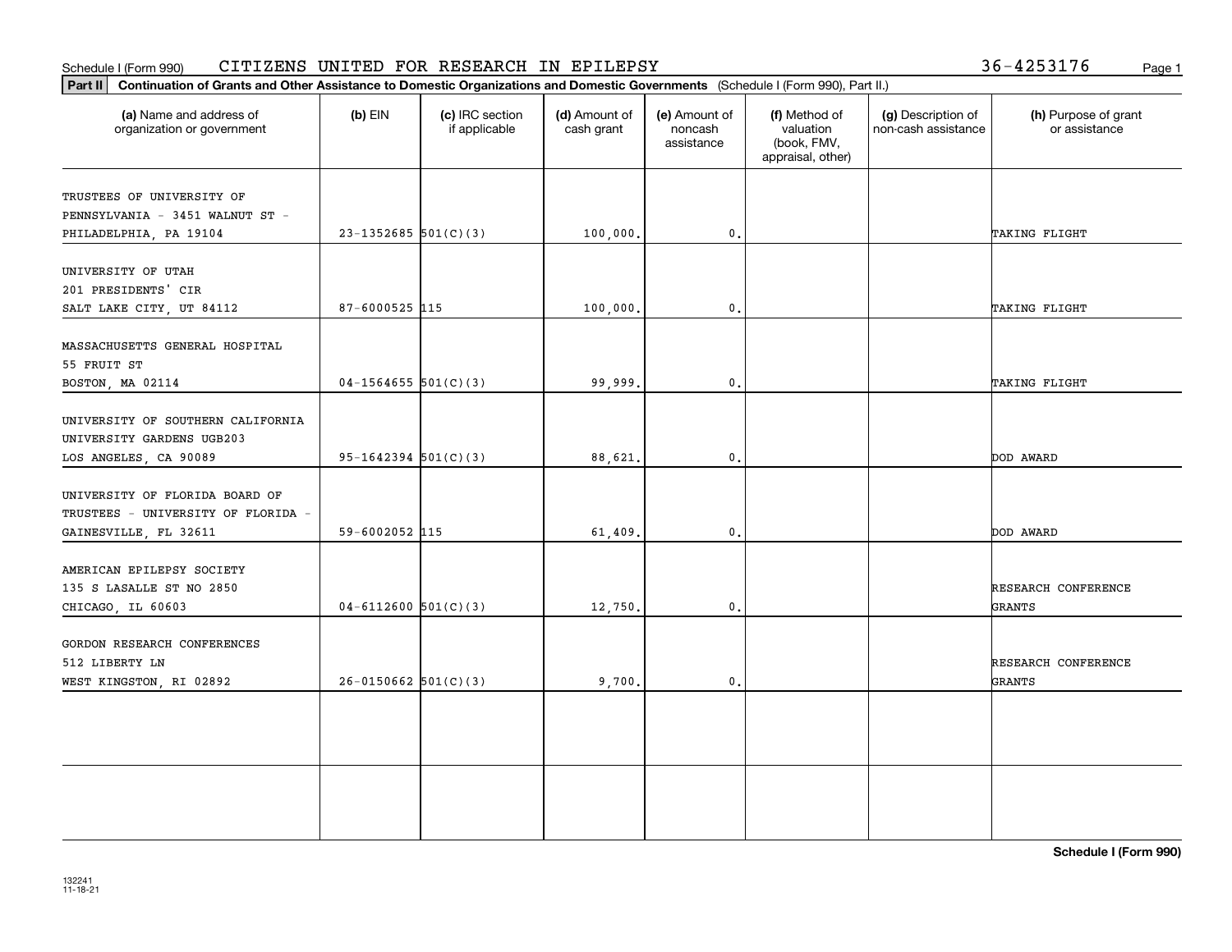Schedule I (Form 990) CITIZENS UNITED FOR RESEARCH IN EPILEPSY 36-4253176

**Part II** **Continuation of Grants and Other Assistance to Domestic Organizations and Domestic Governments** (Schedule I (Form 990), Part II.)

| (a) Name and address of organization or government | (b) EIN | (c) IRC section if applicable | (d) Amount of cash grant | (e) Amount of noncash assistance | (f) Method of valuation (book, FMV, appraisal, other) | (g) Description of non-cash assistance | (h) Purpose of grant or assistance |
|---|---|---|---|---|---|---|---|
| TRUSTEES OF UNIVERSITY OF PENNSYLVANIA - 3451 WALNUT ST - PHILADELPHIA, PA 19104 | 23-1352685 | 501(C)(3) | 100,000. | 0. | | | TAKING FLIGHT |
| UNIVERSITY OF UTAH 201 PRESIDENTS' CIR SALT LAKE CITY, UT 84112 | 87-6000525 | 115 | 100,000. | 0. | | | TAKING FLIGHT |
| MASSACHUSETTS GENERAL HOSPITAL 55 FRUIT ST BOSTON, MA 02114 | 04-1564655 | 501(C)(3) | 99,999. | 0. | | | TAKING FLIGHT |
| UNIVERSITY OF SOUTHERN CALIFORNIA UNIVERSITY GARDENS UGB203 LOS ANGELES, CA 90089 | 95-1642394 | 501(C)(3) | 88,621. | 0. | | | DOD AWARD |
| UNIVERSITY OF FLORIDA BOARD OF TRUSTEES - UNIVERSITY OF FLORIDA - GAINESVILLE, FL 32611 | 59-6002052 | 115 | 61,409. | 0. | | | DOD AWARD |
| AMERICAN EPILEPSY SOCIETY 135 S LASALLE ST NO 2850 CHICAGO, IL 60603 | 04-6112600 | 501(C)(3) | 12,750. | 0. | | | RESEARCH CONFERENCE GRANTS |
| GORDON RESEARCH CONFERENCES 512 LIBERTY LN WEST KINGSTON, RI 02892 | 26-0150662 | 501(C)(3) | 9,700. | 0. | | | RESEARCH CONFERENCE GRANTS |
| | | | | | | | |
| | | | | | | | |

132241 11-18-21

**Schedule I (Form 990)**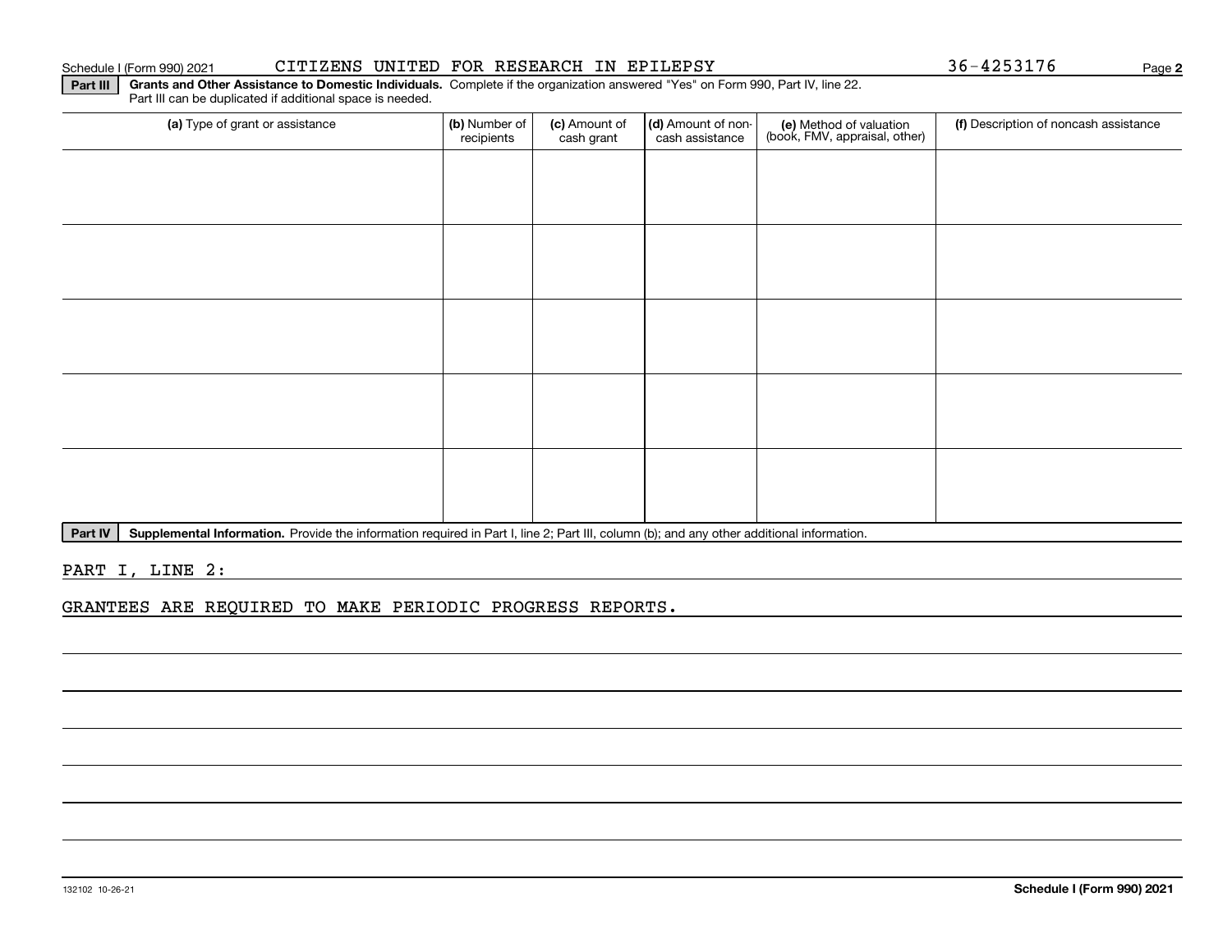Schedule I (Form 990) 2021 CITIZENS UNITED FOR RESEARCH IN EPILEPSY 36-4253176

**Part III** **Grants and Other Assistance to Domestic Individuals.** Complete if the organization answered "Yes" on Form 990, Part IV, line 22. Part III can be duplicated if additional space is needed.

| (a) Type of grant or assistance | (b) Number of recipients | (c) Amount of cash grant | (d) Amount of non-cash assistance | (e) Method of valuation (book, FMV, appraisal, other) | (f) Description of noncash assistance |
|---|---|---|---|---|---|
| | | | | | |
| | | | | | |
| | | | | | |
| | | | | | |
| | | | | | |

**Part IV** **Supplemental Information.** Provide the information required in Part I, line 2; Part III, column (b); and any other additional information.

PART I, LINE 2:

GRANTEES ARE REQUIRED TO MAKE PERIODIC PROGRESS REPORTS.

132102 10-26-21

**Schedule I (Form 990) 2021**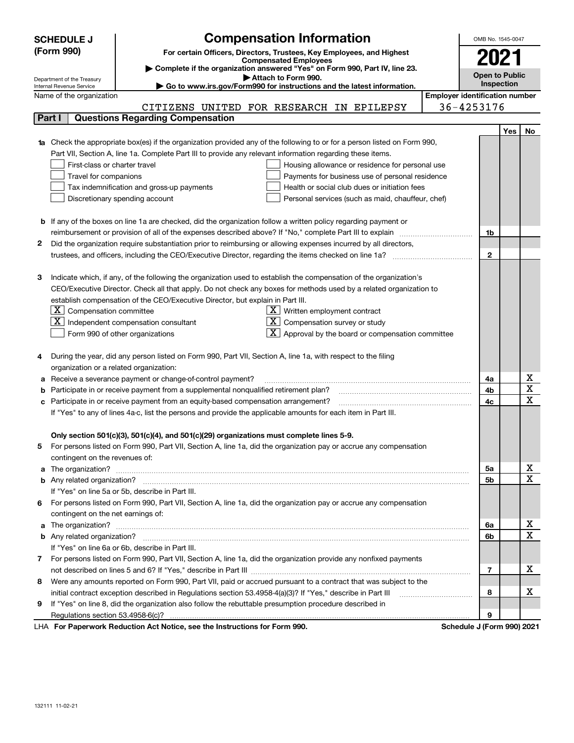**SCHEDULE J (Form 990)**

Department of the Treasury
Internal Revenue Service

# Compensation Information

**For certain Officers, Directors, Trustees, Key Employees, and Highest Compensated Employees**

▶ Complete if the organization answered "Yes" on Form 990, Part IV, line 23.
▶ Attach to Form 990.
▶ Go to www.irs.gov/Form990 for instructions and the latest information.

OMB No. 1545-0047

**2021**

**Open to Public Inspection**

Name of the organization: CITIZENS UNITED FOR RESEARCH IN EPILEPSY

Employer identification number: 36-4253176

## Part I Questions Regarding Compensation

| | | | Yes | No |
|---|---|---|---|---|
| **1a** | Check the appropriate box(es) if the organization provided any of the following to or for a person listed on Form 990, Part VII, Section A, line 1a. Complete Part III to provide any relevant information regarding these items.<br>☐ First-class or charter travel ☐ Housing allowance or residence for personal use<br>☐ Travel for companions ☐ Payments for business use of personal residence<br>☐ Tax indemnification and gross-up payments ☐ Health or social club dues or initiation fees<br>☐ Discretionary spending account ☐ Personal services (such as maid, chauffeur, chef) | | | |
| **b** | If any of the boxes on line 1a are checked, did the organization follow a written policy regarding payment or reimbursement or provision of all of the expenses described above? If "No," complete Part III to explain | 1b | | |
| **2** | Did the organization require substantiation prior to reimbursing or allowing expenses incurred by all directors, trustees, and officers, including the CEO/Executive Director, regarding the items checked on line 1a? | 2 | | |
| **3** | Indicate which, if any, of the following the organization used to establish the compensation of the organization's CEO/Executive Director. Check all that apply. Do not check any boxes for methods used by a related organization to establish compensation of the CEO/Executive Director, but explain in Part III.<br>☒ Compensation committee ☒ Written employment contract<br>☒ Independent compensation consultant ☒ Compensation survey or study<br>☐ Form 990 of other organizations ☒ Approval by the board or compensation committee | | | |
| **4** | During the year, did any person listed on Form 990, Part VII, Section A, line 1a, with respect to the filing organization or a related organization: | | | |
| **a** | Receive a severance payment or change-of-control payment? | 4a | | X |
| **b** | Participate in or receive payment from a supplemental nonqualified retirement plan? | 4b | | X |
| **c** | Participate in or receive payment from an equity-based compensation arrangement? | 4c | | X |
| | If "Yes" to any of lines 4a-c, list the persons and provide the applicable amounts for each item in Part III. | | | |
| | **Only section 501(c)(3), 501(c)(4), and 501(c)(29) organizations must complete lines 5-9.** | | | |
| **5** | For persons listed on Form 990, Part VII, Section A, line 1a, did the organization pay or accrue any compensation contingent on the revenues of: | | | |
| **a** | The organization? | 5a | | X |
| **b** | Any related organization? | 5b | | X |
| | If "Yes" on line 5a or 5b, describe in Part III. | | | |
| **6** | For persons listed on Form 990, Part VII, Section A, line 1a, did the organization pay or accrue any compensation contingent on the net earnings of: | | | |
| **a** | The organization? | 6a | | X |
| **b** | Any related organization? | 6b | | X |
| | If "Yes" on line 6a or 6b, describe in Part III. | | | |
| **7** | For persons listed on Form 990, Part VII, Section A, line 1a, did the organization provide any nonfixed payments not described on lines 5 and 6? If "Yes," describe in Part III | 7 | | X |
| **8** | Were any amounts reported on Form 990, Part VII, paid or accrued pursuant to a contract that was subject to the initial contract exception described in Regulations section 53.4958-4(a)(3)? If "Yes," describe in Part III | 8 | | X |
| **9** | If "Yes" on line 8, did the organization also follow the rebuttable presumption procedure described in Regulations section 53.4958-6(c)? | 9 | | |

LHA **For Paperwork Reduction Act Notice, see the Instructions for Form 990.** **Schedule J (Form 990) 2021**

132111 11-02-21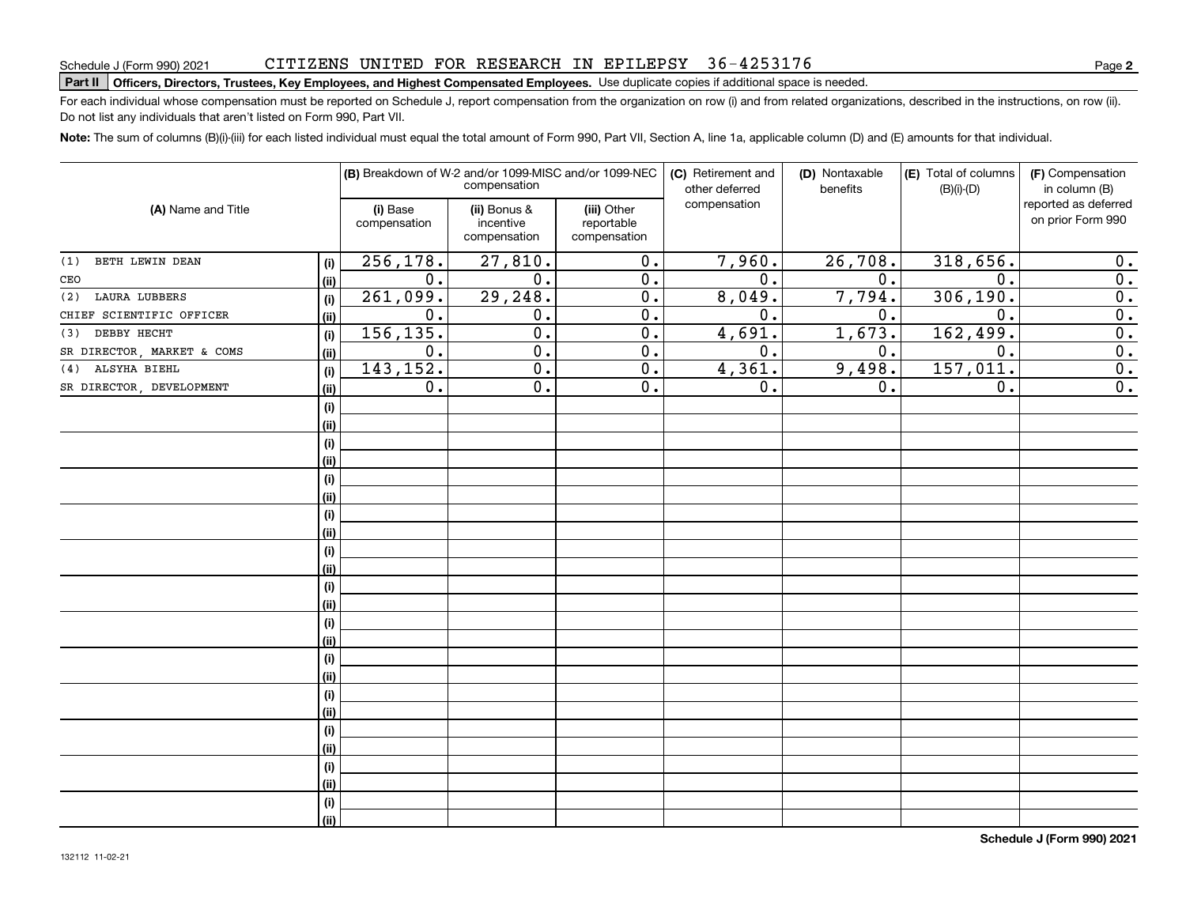Schedule J (Form 990) 2021 CITIZENS UNITED FOR RESEARCH IN EPILEPSY 36-4253176

**Part II** **Officers, Directors, Trustees, Key Employees, and Highest Compensated Employees.** Use duplicate copies if additional space is needed.

For each individual whose compensation must be reported on Schedule J, report compensation from the organization on row (i) and from related organizations, described in the instructions, on row (ii). Do not list any individuals that aren't listed on Form 990, Part VII.

**Note:** The sum of columns (B)(i)-(iii) for each listed individual must equal the total amount of Form 990, Part VII, Section A, line 1a, applicable column (D) and (E) amounts for that individual.

| (A) Name and Title | | (B) Breakdown of W-2 and/or 1099-MISC and/or 1099-NEC compensation | | | (C) Retirement and other deferred compensation | (D) Nontaxable benefits | (E) Total of columns (B)(i)-(D) | (F) Compensation in column (B) reported as deferred on prior Form 990 |
|---|---|---|---|---|---|---|---|---|
| | | (i) Base compensation | (ii) Bonus & incentive compensation | (iii) Other reportable compensation | | | | |
| (1) BETH LEWIN DEAN | (i) | 256,178. | 27,810. | 0. | 7,960. | 26,708. | 318,656. | 0. |
| CEO | (ii) | 0. | 0. | 0. | 0. | 0. | 0. | 0. |
| (2) LAURA LUBBERS | (i) | 261,099. | 29,248. | 0. | 8,049. | 7,794. | 306,190. | 0. |
| CHIEF SCIENTIFIC OFFICER | (ii) | 0. | 0. | 0. | 0. | 0. | 0. | 0. |
| (3) DEBBY HECHT | (i) | 156,135. | 0. | 0. | 4,691. | 1,673. | 162,499. | 0. |
| SR DIRECTOR, MARKET & COMS | (ii) | 0. | 0. | 0. | 0. | 0. | 0. | 0. |
| (4) ALSYHA BIEHL | (i) | 143,152. | 0. | 0. | 4,361. | 9,498. | 157,011. | 0. |
| SR DIRECTOR, DEVELOPMENT | (ii) | 0. | 0. | 0. | 0. | 0. | 0. | 0. |

**Schedule J (Form 990) 2021**

132112 11-02-21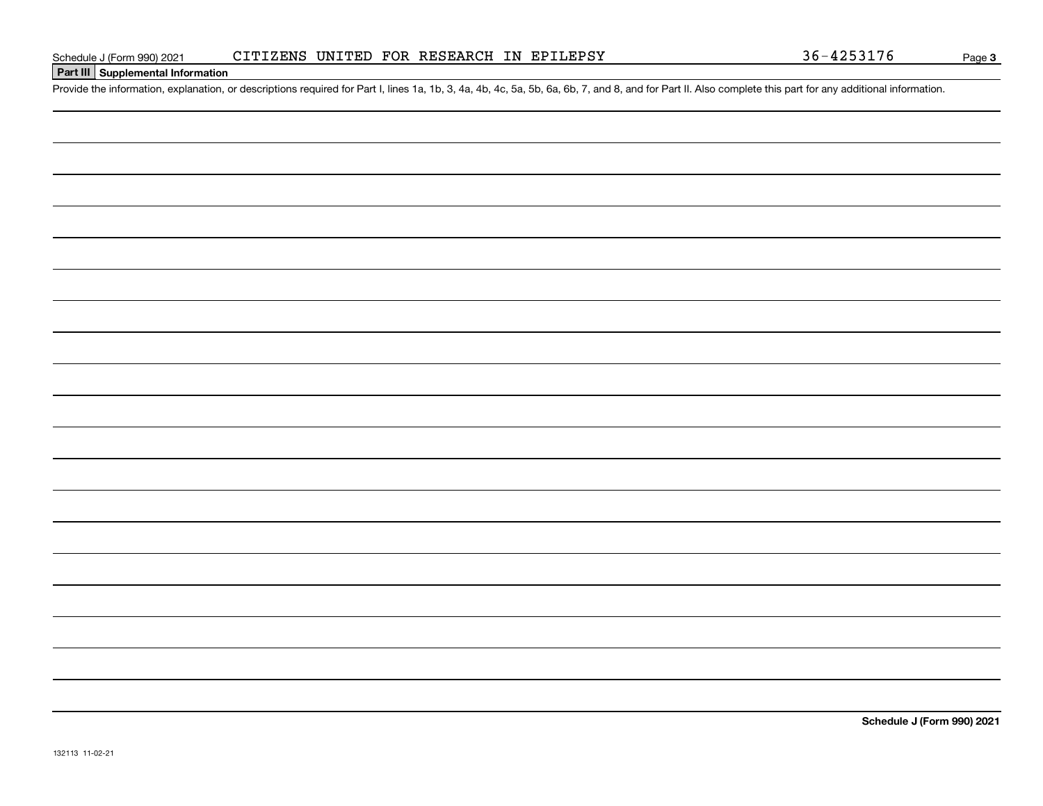Schedule J (Form 990) 2021 CITIZENS UNITED FOR RESEARCH IN EPILEPSY 36-4253176

## Part III Supplemental Information

Provide the information, explanation, or descriptions required for Part I, lines 1a, 1b, 3, 4a, 4b, 4c, 5a, 5b, 6a, 6b, 7, and 8, and for Part II. Also complete this part for any additional information.

**Schedule J (Form 990) 2021**

132113 11-02-21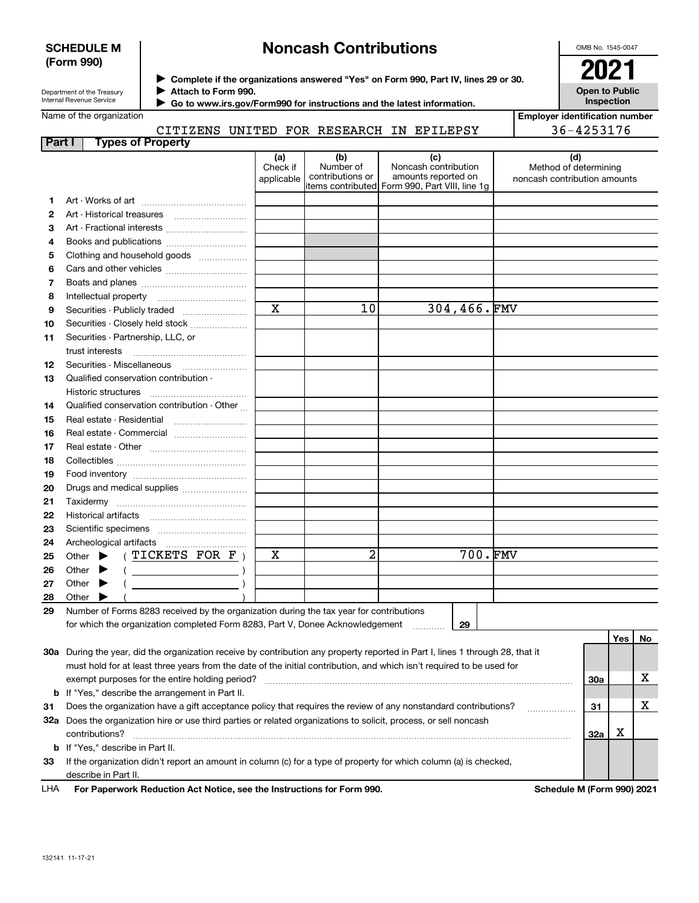**SCHEDULE M (Form 990)**

Department of the Treasury
Internal Revenue Service

# Noncash Contributions

▶ Complete if the organizations answered "Yes" on Form 990, Part IV, lines 29 or 30.
▶ Attach to Form 990.
▶ Go to www.irs.gov/Form990 for instructions and the latest information.

OMB No. 1545-0047

**2021**

**Open to Public Inspection**

Name of the organization: CITIZENS UNITED FOR RESEARCH IN EPILEPSY

Employer identification number: 36-4253176

**Part I Types of Property**

| | | (a) Check if applicable | (b) Number of contributions or items contributed | (c) Noncash contribution amounts reported on Form 990, Part VIII, line 1g | (d) Method of determining noncash contribution amounts |
|---|---|---|---|---|---|
| 1 | Art - Works of art | | | | |
| 2 | Art - Historical treasures | | | | |
| 3 | Art - Fractional interests | | | | |
| 4 | Books and publications | | | | |
| 5 | Clothing and household goods | | | | |
| 6 | Cars and other vehicles | | | | |
| 7 | Boats and planes | | | | |
| 8 | Intellectual property | | | | |
| 9 | Securities - Publicly traded | X | 10 | 304,466. | FMV |
| 10 | Securities - Closely held stock | | | | |
| 11 | Securities - Partnership, LLC, or trust interests | | | | |
| 12 | Securities - Miscellaneous | | | | |
| 13 | Qualified conservation contribution - Historic structures | | | | |
| 14 | Qualified conservation contribution - Other | | | | |
| 15 | Real estate - Residential | | | | |
| 16 | Real estate - Commercial | | | | |
| 17 | Real estate - Other | | | | |
| 18 | Collectibles | | | | |
| 19 | Food inventory | | | | |
| 20 | Drugs and medical supplies | | | | |
| 21 | Taxidermy | | | | |
| 22 | Historical artifacts | | | | |
| 23 | Scientific specimens | | | | |
| 24 | Archeological artifacts | | | | |
| 25 | Other ▶ ( TICKETS FOR F ) | X | 2 | 700. | FMV |
| 26 | Other ▶ ( ) | | | | |
| 27 | Other ▶ ( ) | | | | |
| 28 | Other ▶ ( ) | | | | |

29 Number of Forms 8283 received by the organization during the tax year for contributions for which the organization completed Form 8283, Part V, Donee Acknowledgement ..... 29

| | | | Yes | No |
|---|---|---|---|---|
| 30a | During the year, did the organization receive by contribution any property reported in Part I, lines 1 through 28, that it must hold for at least three years from the date of the initial contribution, and which isn't required to be used for exempt purposes for the entire holding period? | 30a | | X |
| b | If "Yes," describe the arrangement in Part II. | | | |
| 31 | Does the organization have a gift acceptance policy that requires the review of any nonstandard contributions? | 31 | | X |
| 32a | Does the organization hire or use third parties or related organizations to solicit, process, or sell noncash contributions? | 32a | X | |
| b | If "Yes," describe in Part II. | | | |
| 33 | If the organization didn't report an amount in column (c) for a type of property for which column (a) is checked, describe in Part II. | | | |

LHA For Paperwork Reduction Act Notice, see the Instructions for Form 990. Schedule M (Form 990) 2021

132141 11-17-21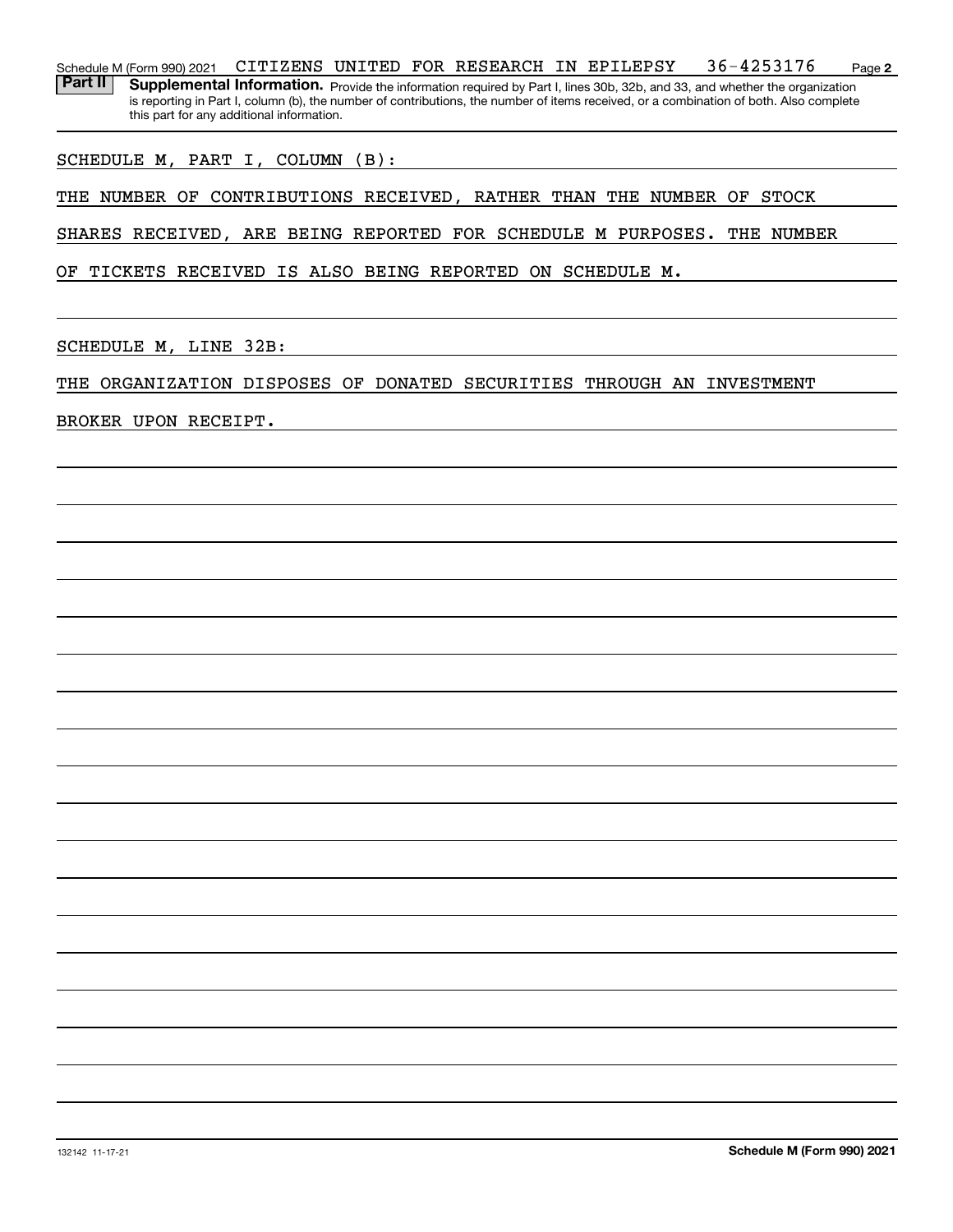Schedule M (Form 990) 2021 CITIZENS UNITED FOR RESEARCH IN EPILEPSY 36-4253176 Page **2**

**Part II** **Supplemental Information.** Provide the information required by Part I, lines 30b, 32b, and 33, and whether the organization is reporting in Part I, column (b), the number of contributions, the number of items received, or a combination of both. Also complete this part for any additional information.

SCHEDULE M, PART I, COLUMN (B):

THE NUMBER OF CONTRIBUTIONS RECEIVED, RATHER THAN THE NUMBER OF STOCK SHARES RECEIVED, ARE BEING REPORTED FOR SCHEDULE M PURPOSES. THE NUMBER OF TICKETS RECEIVED IS ALSO BEING REPORTED ON SCHEDULE M.

SCHEDULE M, LINE 32B:

THE ORGANIZATION DISPOSES OF DONATED SECURITIES THROUGH AN INVESTMENT BROKER UPON RECEIPT.

132142 11-17-21 **Schedule M (Form 990) 2021**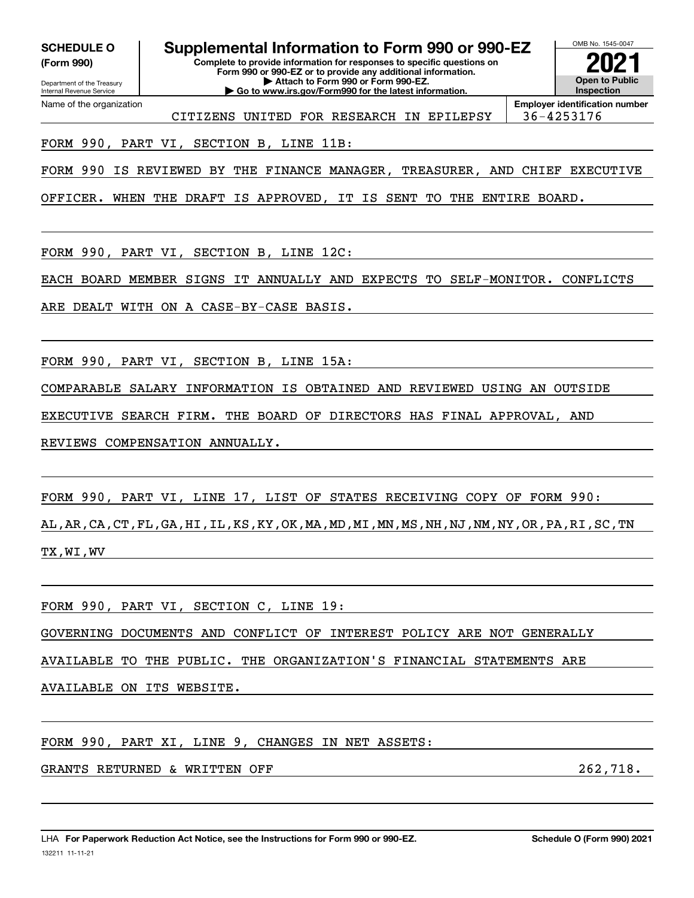**SCHEDULE O (Form 990)**

Department of the Treasury
Internal Revenue Service

# Supplemental Information to Form 990 or 990-EZ

**Complete to provide information for responses to specific questions on Form 990 or 990-EZ or to provide any additional information.**
**▶ Attach to Form 990 or Form 990-EZ.**
**▶ Go to www.irs.gov/Form990 for the latest information.**

OMB No. 1545-0047

**2021**

**Open to Public Inspection**

Name of the organization: CITIZENS UNITED FOR RESEARCH IN EPILEPSY

**Employer identification number:** 36-4253176

FORM 990, PART VI, SECTION B, LINE 11B:

FORM 990 IS REVIEWED BY THE FINANCE MANAGER, TREASURER, AND CHIEF EXECUTIVE OFFICER. WHEN THE DRAFT IS APPROVED, IT IS SENT TO THE ENTIRE BOARD.

FORM 990, PART VI, SECTION B, LINE 12C:

EACH BOARD MEMBER SIGNS IT ANNUALLY AND EXPECTS TO SELF-MONITOR. CONFLICTS ARE DEALT WITH ON A CASE-BY-CASE BASIS.

FORM 990, PART VI, SECTION B, LINE 15A:

COMPARABLE SALARY INFORMATION IS OBTAINED AND REVIEWED USING AN OUTSIDE EXECUTIVE SEARCH FIRM. THE BOARD OF DIRECTORS HAS FINAL APPROVAL, AND REVIEWS COMPENSATION ANNUALLY.

FORM 990, PART VI, LINE 17, LIST OF STATES RECEIVING COPY OF FORM 990:

AL,AR,CA,CT,FL,GA,HI,IL,KS,KY,OK,MA,MD,MI,MN,MS,NH,NJ,NM,NY,OR,PA,RI,SC,TN TX,WI,WV

FORM 990, PART VI, SECTION C, LINE 19:

GOVERNING DOCUMENTS AND CONFLICT OF INTEREST POLICY ARE NOT GENERALLY AVAILABLE TO THE PUBLIC. THE ORGANIZATION'S FINANCIAL STATEMENTS ARE AVAILABLE ON ITS WEBSITE.

FORM 990, PART XI, LINE 9, CHANGES IN NET ASSETS:

GRANTS RETURNED & WRITTEN OFF 262,718.

LHA **For Paperwork Reduction Act Notice, see the Instructions for Form 990 or 990-EZ.** **Schedule O (Form 990) 2021**

132211 11-11-21